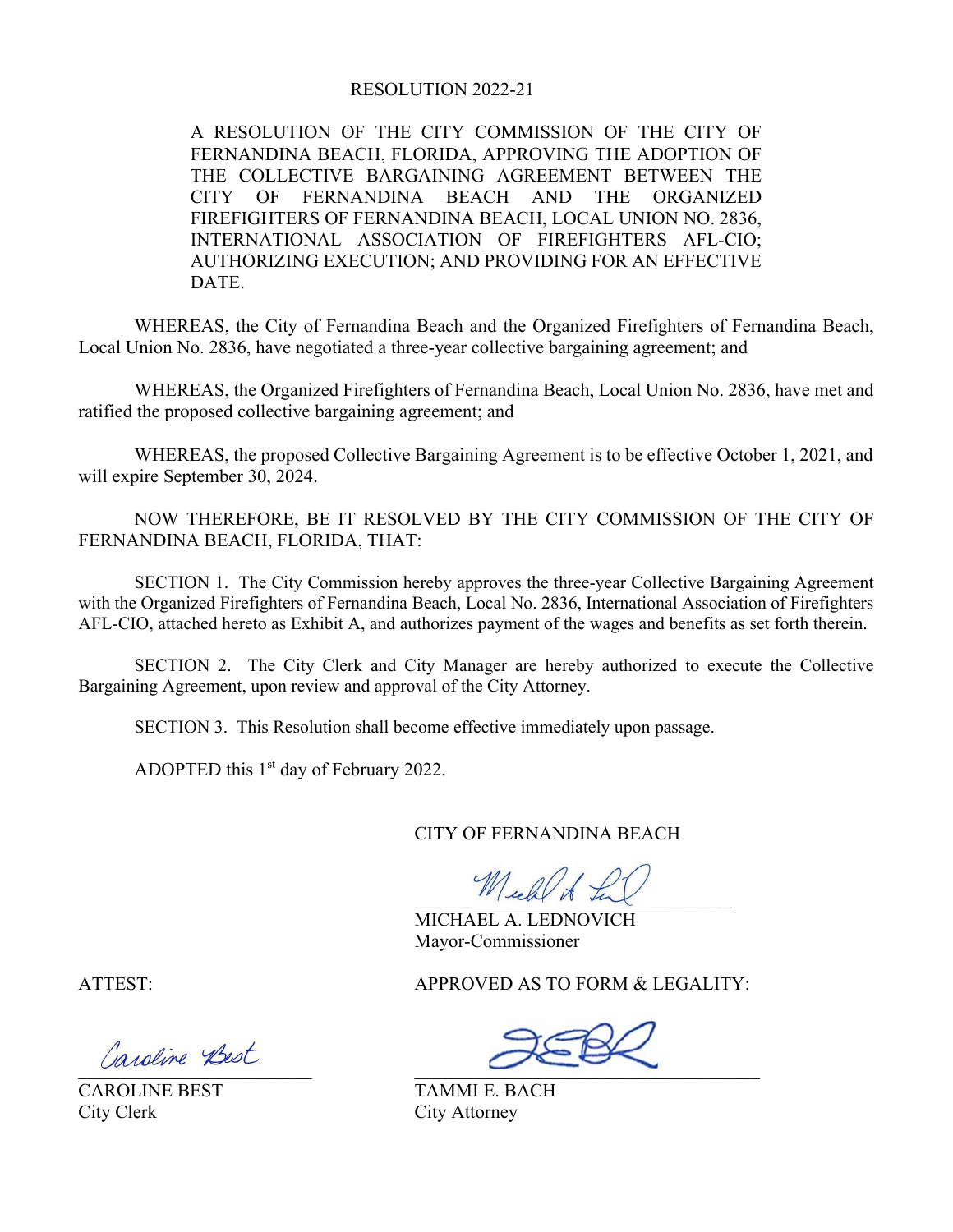# RESOLUTION 2022-21

A RESOLUTION OF THE CITY COMMISSION OF THE CITY OF FERNANDINA BEACH, FLORIDA, APPROVING THE ADOPTION OF THE COLLECTIVE BARGAINING AGREEMENT BETWEEN THE CITY OF FERNANDINA BEACH AND THE ORGANIZED FIREFIGHTERS OF FERNANDINA BEACH, LOCAL UNION NO. 2836, INTERNATIONAL ASSOCIATION OF FIREFIGHTERS AFL-CIO; AUTHORIZING EXECUTION; AND PROVIDING FOR AN EFFECTIVE DATE.

WHEREAS, the City of Fernandina Beach and the Organized Firefighters of Fernandina Beach, Local Union No. 2836, have negotiated a three-year collective bargaining agreement; and

WHEREAS, the Organized Firefighters of Fernandina Beach, Local Union No. 2836, have met and ratified the proposed collective bargaining agreement; and

WHEREAS, the proposed Collective Bargaining Agreement is to be effective October 1, 2021, and will expire September 30, 2024.

NOW THEREFORE, BE IT RESOLVED BY THE CITY COMMISSION OF THE CITY OF FERNANDINA BEACH, FLORIDA, THAT:

SECTION 1. The City Commission hereby approves the three-year Collective Bargaining Agreement with the Organized Firefighters of Fernandina Beach, Local No. 2836, International Association of Firefighters AFL-CIO, attached hereto as Exhibit A, and authorizes payment of the wages and benefits as set forth therein.

SECTION 2. The City Clerk and City Manager are hereby authorized to execute the Collective Bargaining Agreement, upon review and approval of the City Attorney.

SECTION 3. This Resolution shall become effective immediately upon passage.

ADOPTED this 1st day of February 2022.

CITY OF FERNANDINA BEACH

MICHAEL A. LEDNOVICH
Mayor-Commissioner

ATTEST:

CAROLINE BEST
City Clerk

APPROVED AS TO FORM & LEGALITY:

TAMMI E. BACH
City Attorney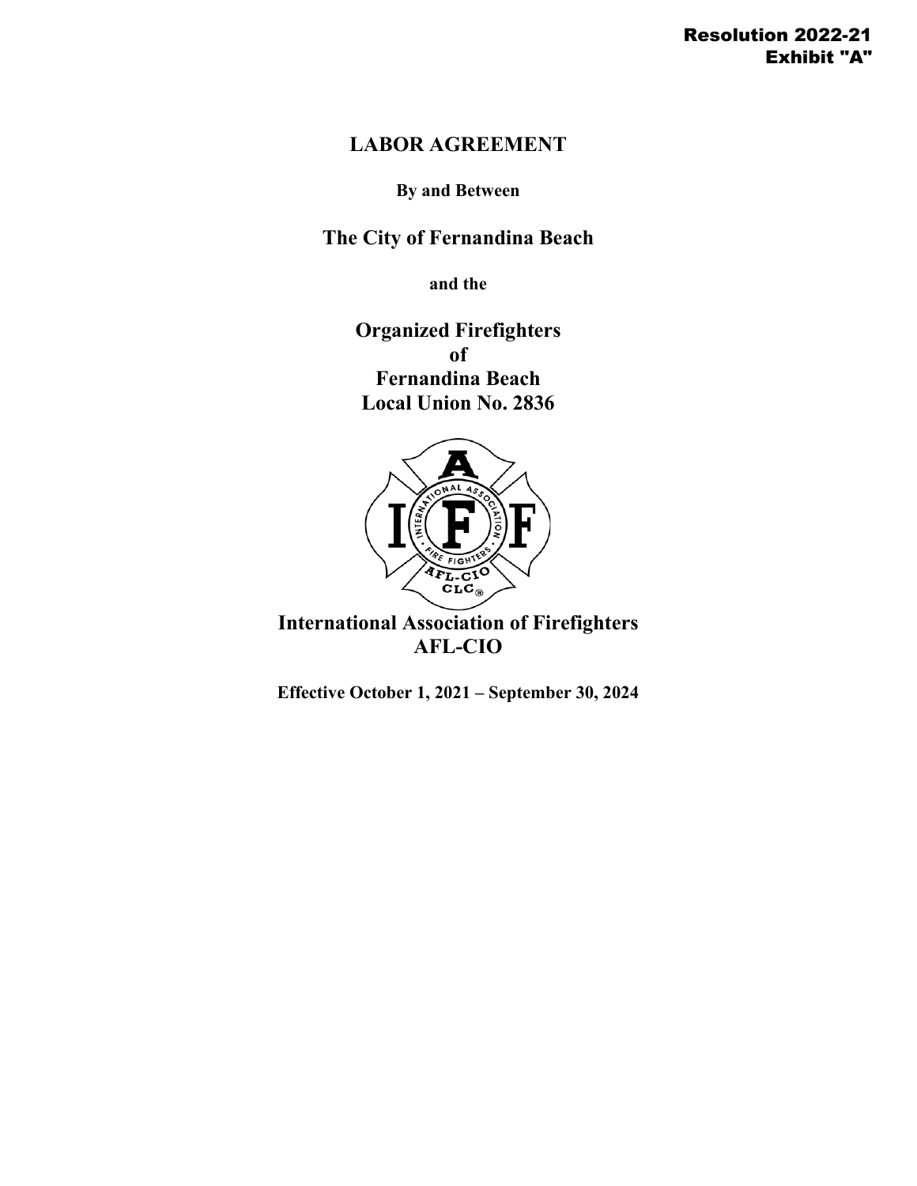Resolution 2022-21
Exhibit "A"

# LABOR AGREEMENT

**By and Between**

## The City of Fernandina Beach

**and the**

## Organized Firefighters of Fernandina Beach Local Union No. 2836

## International Association of Firefighters AFL-CIO

**Effective October 1, 2021 – September 30, 2024**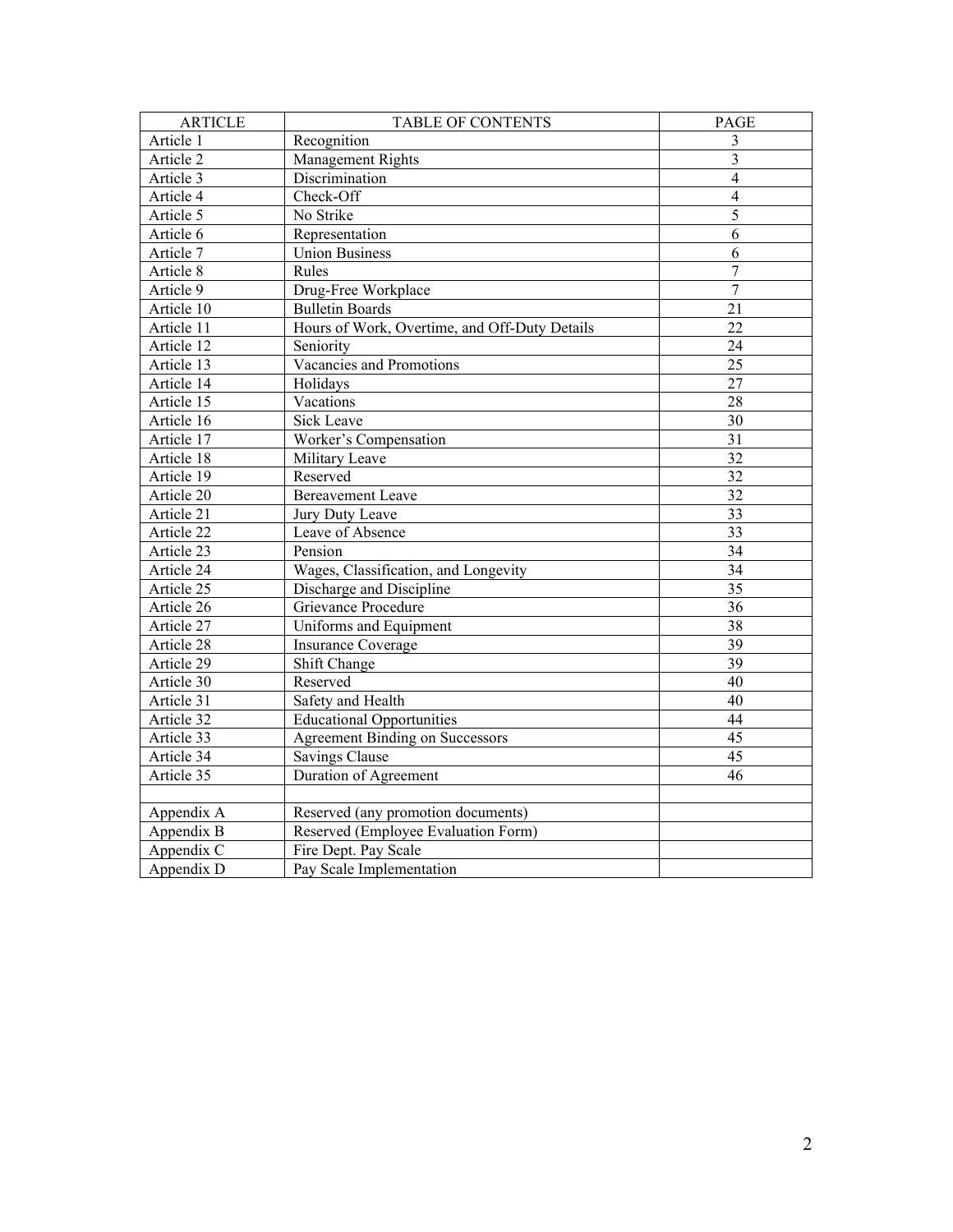| ARTICLE | TABLE OF CONTENTS | PAGE |
|---|---|---|
| Article 1 | Recognition | 3 |
| Article 2 | Management Rights | 3 |
| Article 3 | Discrimination | 4 |
| Article 4 | Check-Off | 4 |
| Article 5 | No Strike | 5 |
| Article 6 | Representation | 6 |
| Article 7 | Union Business | 6 |
| Article 8 | Rules | 7 |
| Article 9 | Drug-Free Workplace | 7 |
| Article 10 | Bulletin Boards | 21 |
| Article 11 | Hours of Work, Overtime, and Off-Duty Details | 22 |
| Article 12 | Seniority | 24 |
| Article 13 | Vacancies and Promotions | 25 |
| Article 14 | Holidays | 27 |
| Article 15 | Vacations | 28 |
| Article 16 | Sick Leave | 30 |
| Article 17 | Worker's Compensation | 31 |
| Article 18 | Military Leave | 32 |
| Article 19 | Reserved | 32 |
| Article 20 | Bereavement Leave | 32 |
| Article 21 | Jury Duty Leave | 33 |
| Article 22 | Leave of Absence | 33 |
| Article 23 | Pension | 34 |
| Article 24 | Wages, Classification, and Longevity | 34 |
| Article 25 | Discharge and Discipline | 35 |
| Article 26 | Grievance Procedure | 36 |
| Article 27 | Uniforms and Equipment | 38 |
| Article 28 | Insurance Coverage | 39 |
| Article 29 | Shift Change | 39 |
| Article 30 | Reserved | 40 |
| Article 31 | Safety and Health | 40 |
| Article 32 | Educational Opportunities | 44 |
| Article 33 | Agreement Binding on Successors | 45 |
| Article 34 | Savings Clause | 45 |
| Article 35 | Duration of Agreement | 46 |
| | | |
| Appendix A | Reserved (any promotion documents) | |
| Appendix B | Reserved (Employee Evaluation Form) | |
| Appendix C | Fire Dept. Pay Scale | |
| Appendix D | Pay Scale Implementation | |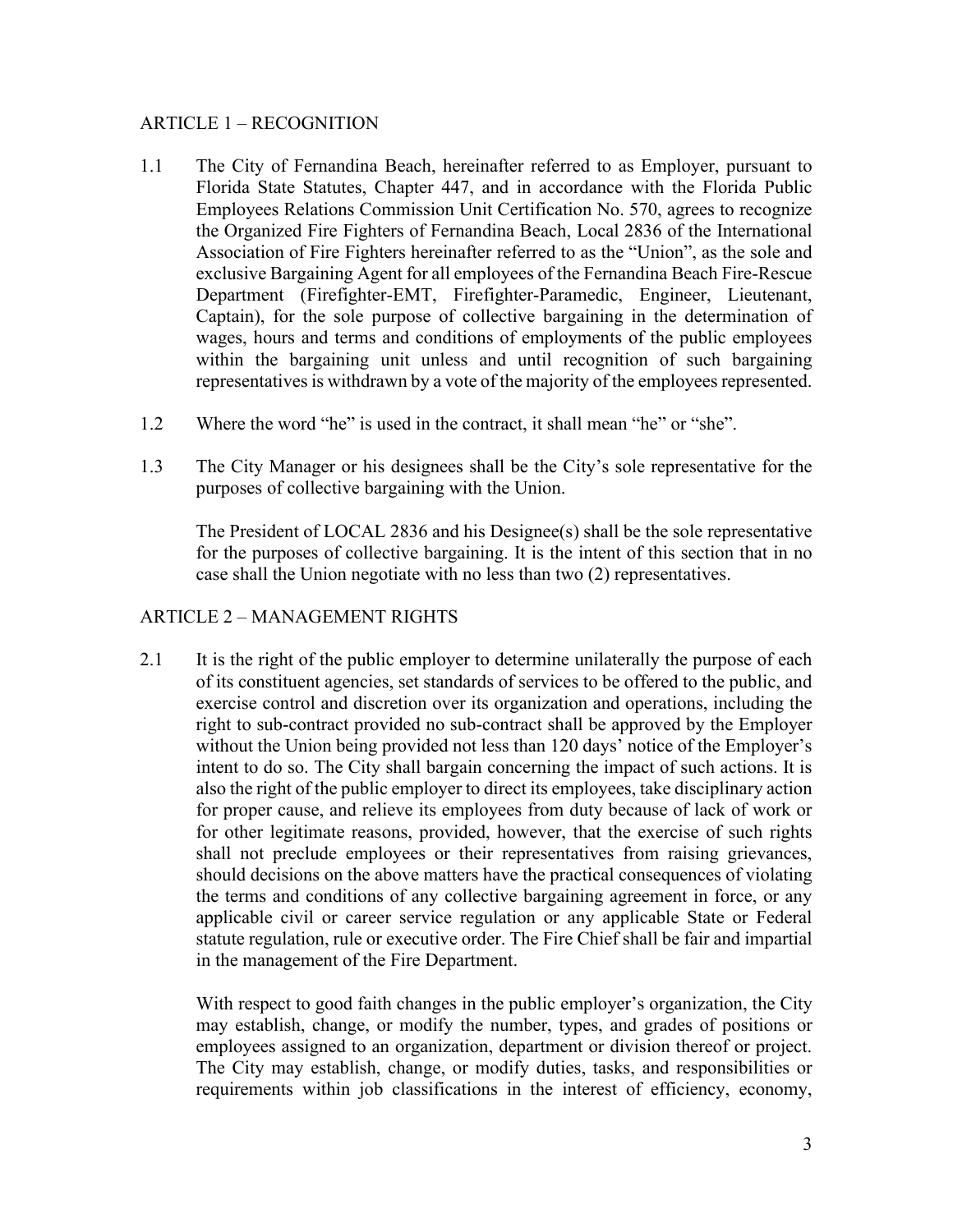## ARTICLE 1 – RECOGNITION

1.1 The City of Fernandina Beach, hereinafter referred to as Employer, pursuant to Florida State Statutes, Chapter 447, and in accordance with the Florida Public Employees Relations Commission Unit Certification No. 570, agrees to recognize the Organized Fire Fighters of Fernandina Beach, Local 2836 of the International Association of Fire Fighters hereinafter referred to as the "Union", as the sole and exclusive Bargaining Agent for all employees of the Fernandina Beach Fire-Rescue Department (Firefighter-EMT, Firefighter-Paramedic, Engineer, Lieutenant, Captain), for the sole purpose of collective bargaining in the determination of wages, hours and terms and conditions of employments of the public employees within the bargaining unit unless and until recognition of such bargaining representatives is withdrawn by a vote of the majority of the employees represented.

1.2 Where the word "he" is used in the contract, it shall mean "he" or "she".

1.3 The City Manager or his designees shall be the City's sole representative for the purposes of collective bargaining with the Union.

The President of LOCAL 2836 and his Designee(s) shall be the sole representative for the purposes of collective bargaining. It is the intent of this section that in no case shall the Union negotiate with no less than two (2) representatives.

## ARTICLE 2 – MANAGEMENT RIGHTS

2.1 It is the right of the public employer to determine unilaterally the purpose of each of its constituent agencies, set standards of services to be offered to the public, and exercise control and discretion over its organization and operations, including the right to sub-contract provided no sub-contract shall be approved by the Employer without the Union being provided not less than 120 days' notice of the Employer's intent to do so. The City shall bargain concerning the impact of such actions. It is also the right of the public employer to direct its employees, take disciplinary action for proper cause, and relieve its employees from duty because of lack of work or for other legitimate reasons, provided, however, that the exercise of such rights shall not preclude employees or their representatives from raising grievances, should decisions on the above matters have the practical consequences of violating the terms and conditions of any collective bargaining agreement in force, or any applicable civil or career service regulation or any applicable State or Federal statute regulation, rule or executive order. The Fire Chief shall be fair and impartial in the management of the Fire Department.

With respect to good faith changes in the public employer's organization, the City may establish, change, or modify the number, types, and grades of positions or employees assigned to an organization, department or division thereof or project. The City may establish, change, or modify duties, tasks, and responsibilities or requirements within job classifications in the interest of efficiency, economy,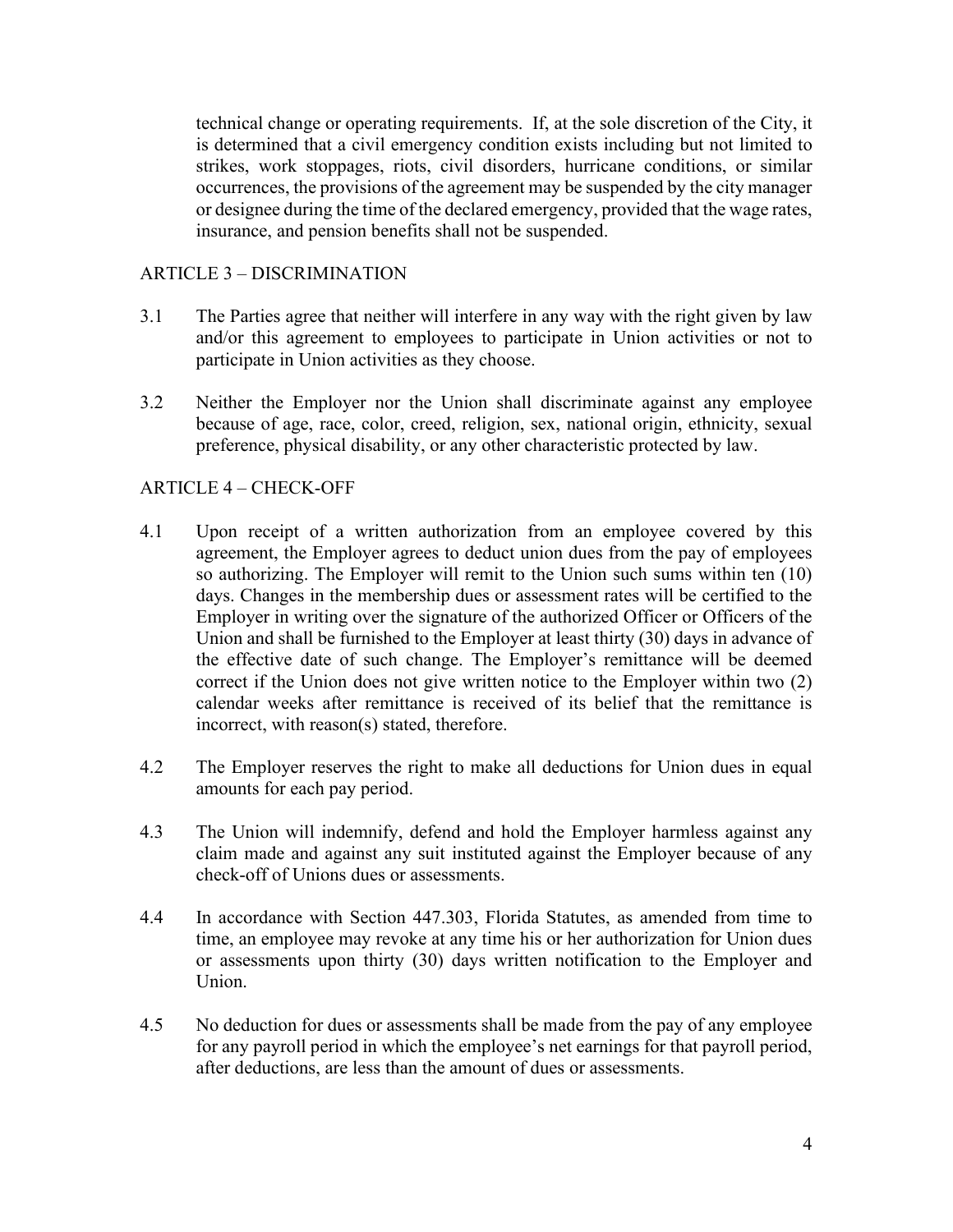technical change or operating requirements. If, at the sole discretion of the City, it is determined that a civil emergency condition exists including but not limited to strikes, work stoppages, riots, civil disorders, hurricane conditions, or similar occurrences, the provisions of the agreement may be suspended by the city manager or designee during the time of the declared emergency, provided that the wage rates, insurance, and pension benefits shall not be suspended.

## ARTICLE 3 – DISCRIMINATION

3.1 The Parties agree that neither will interfere in any way with the right given by law and/or this agreement to employees to participate in Union activities or not to participate in Union activities as they choose.

3.2 Neither the Employer nor the Union shall discriminate against any employee because of age, race, color, creed, religion, sex, national origin, ethnicity, sexual preference, physical disability, or any other characteristic protected by law.

## ARTICLE 4 – CHECK-OFF

4.1 Upon receipt of a written authorization from an employee covered by this agreement, the Employer agrees to deduct union dues from the pay of employees so authorizing. The Employer will remit to the Union such sums within ten (10) days. Changes in the membership dues or assessment rates will be certified to the Employer in writing over the signature of the authorized Officer or Officers of the Union and shall be furnished to the Employer at least thirty (30) days in advance of the effective date of such change. The Employer's remittance will be deemed correct if the Union does not give written notice to the Employer within two (2) calendar weeks after remittance is received of its belief that the remittance is incorrect, with reason(s) stated, therefore.

4.2 The Employer reserves the right to make all deductions for Union dues in equal amounts for each pay period.

4.3 The Union will indemnify, defend and hold the Employer harmless against any claim made and against any suit instituted against the Employer because of any check-off of Unions dues or assessments.

4.4 In accordance with Section 447.303, Florida Statutes, as amended from time to time, an employee may revoke at any time his or her authorization for Union dues or assessments upon thirty (30) days written notification to the Employer and Union.

4.5 No deduction for dues or assessments shall be made from the pay of any employee for any payroll period in which the employee's net earnings for that payroll period, after deductions, are less than the amount of dues or assessments.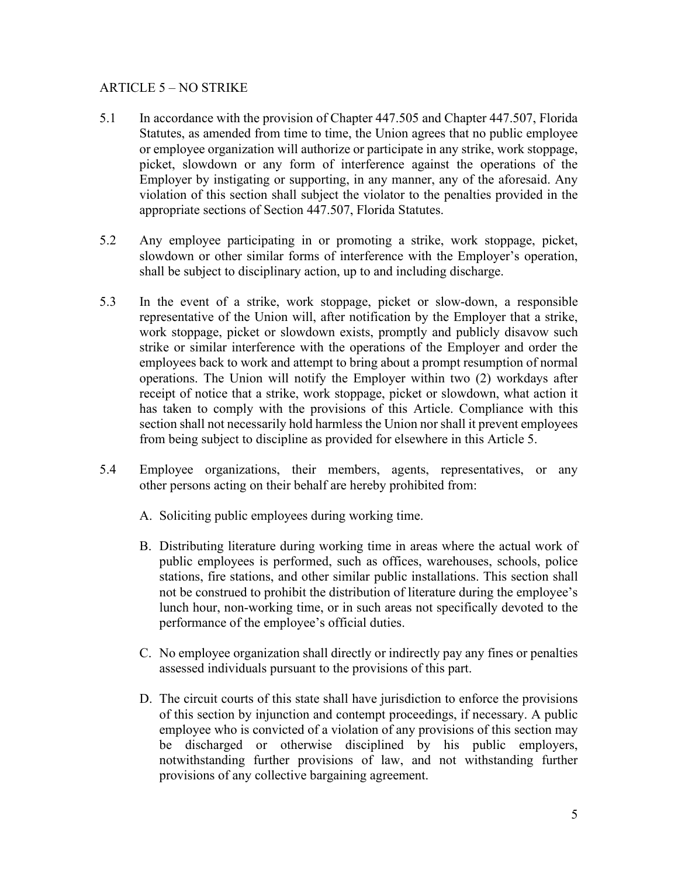## ARTICLE 5 – NO STRIKE

5.1 In accordance with the provision of Chapter 447.505 and Chapter 447.507, Florida Statutes, as amended from time to time, the Union agrees that no public employee or employee organization will authorize or participate in any strike, work stoppage, picket, slowdown or any form of interference against the operations of the Employer by instigating or supporting, in any manner, any of the aforesaid. Any violation of this section shall subject the violator to the penalties provided in the appropriate sections of Section 447.507, Florida Statutes.

5.2 Any employee participating in or promoting a strike, work stoppage, picket, slowdown or other similar forms of interference with the Employer's operation, shall be subject to disciplinary action, up to and including discharge.

5.3 In the event of a strike, work stoppage, picket or slow-down, a responsible representative of the Union will, after notification by the Employer that a strike, work stoppage, picket or slowdown exists, promptly and publicly disavow such strike or similar interference with the operations of the Employer and order the employees back to work and attempt to bring about a prompt resumption of normal operations. The Union will notify the Employer within two (2) workdays after receipt of notice that a strike, work stoppage, picket or slowdown, what action it has taken to comply with the provisions of this Article. Compliance with this section shall not necessarily hold harmless the Union nor shall it prevent employees from being subject to discipline as provided for elsewhere in this Article 5.

5.4 Employee organizations, their members, agents, representatives, or any other persons acting on their behalf are hereby prohibited from:

A. Soliciting public employees during working time.

B. Distributing literature during working time in areas where the actual work of public employees is performed, such as offices, warehouses, schools, police stations, fire stations, and other similar public installations. This section shall not be construed to prohibit the distribution of literature during the employee's lunch hour, non-working time, or in such areas not specifically devoted to the performance of the employee's official duties.

C. No employee organization shall directly or indirectly pay any fines or penalties assessed individuals pursuant to the provisions of this part.

D. The circuit courts of this state shall have jurisdiction to enforce the provisions of this section by injunction and contempt proceedings, if necessary. A public employee who is convicted of a violation of any provisions of this section may be discharged or otherwise disciplined by his public employers, notwithstanding further provisions of law, and not withstanding further provisions of any collective bargaining agreement.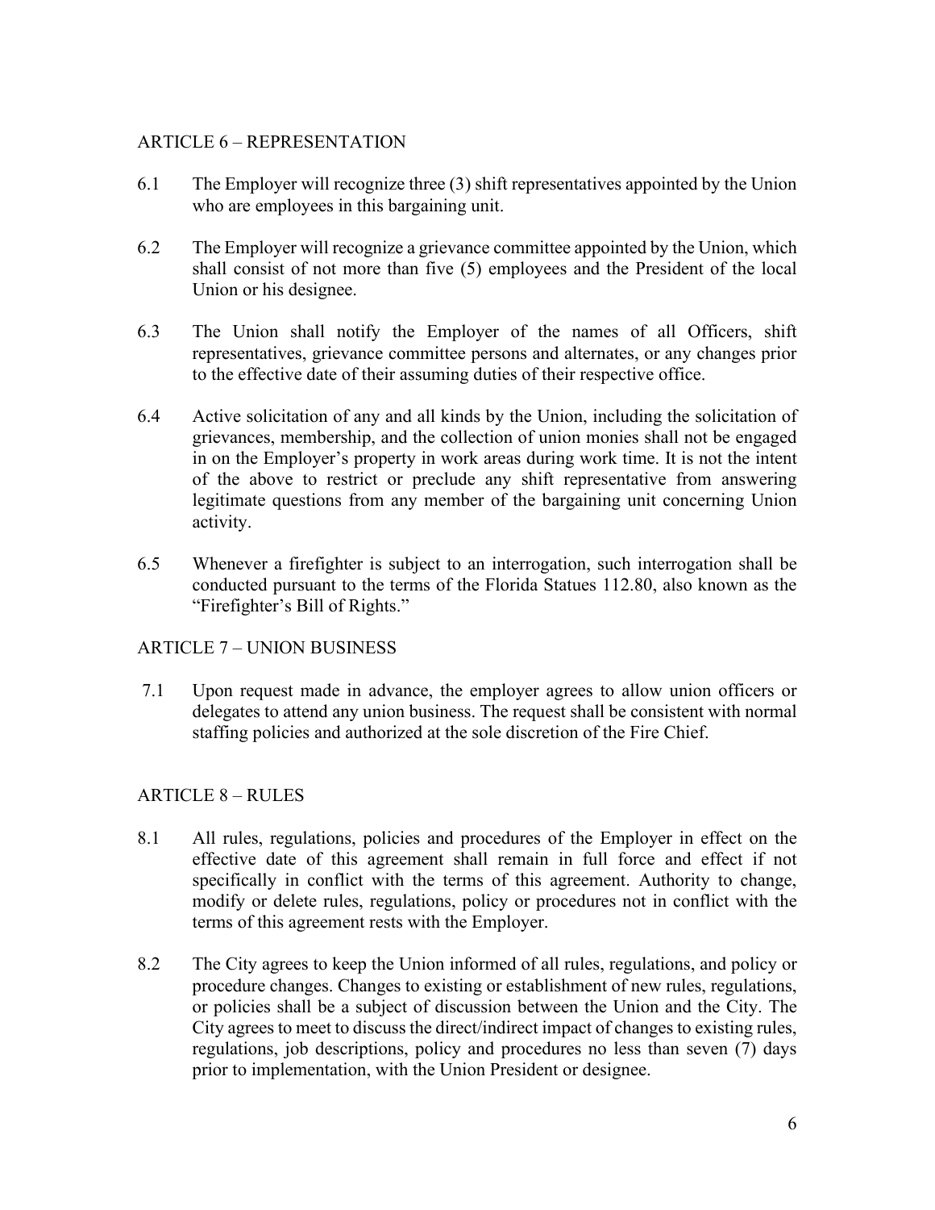## ARTICLE 6 – REPRESENTATION

6.1 The Employer will recognize three (3) shift representatives appointed by the Union who are employees in this bargaining unit.

6.2 The Employer will recognize a grievance committee appointed by the Union, which shall consist of not more than five (5) employees and the President of the local Union or his designee.

6.3 The Union shall notify the Employer of the names of all Officers, shift representatives, grievance committee persons and alternates, or any changes prior to the effective date of their assuming duties of their respective office.

6.4 Active solicitation of any and all kinds by the Union, including the solicitation of grievances, membership, and the collection of union monies shall not be engaged in on the Employer's property in work areas during work time. It is not the intent of the above to restrict or preclude any shift representative from answering legitimate questions from any member of the bargaining unit concerning Union activity.

6.5 Whenever a firefighter is subject to an interrogation, such interrogation shall be conducted pursuant to the terms of the Florida Statues 112.80, also known as the "Firefighter's Bill of Rights."

## ARTICLE 7 – UNION BUSINESS

7.1 Upon request made in advance, the employer agrees to allow union officers or delegates to attend any union business. The request shall be consistent with normal staffing policies and authorized at the sole discretion of the Fire Chief.

## ARTICLE 8 – RULES

8.1 All rules, regulations, policies and procedures of the Employer in effect on the effective date of this agreement shall remain in full force and effect if not specifically in conflict with the terms of this agreement. Authority to change, modify or delete rules, regulations, policy or procedures not in conflict with the terms of this agreement rests with the Employer.

8.2 The City agrees to keep the Union informed of all rules, regulations, and policy or procedure changes. Changes to existing or establishment of new rules, regulations, or policies shall be a subject of discussion between the Union and the City. The City agrees to meet to discuss the direct/indirect impact of changes to existing rules, regulations, job descriptions, policy and procedures no less than seven (7) days prior to implementation, with the Union President or designee.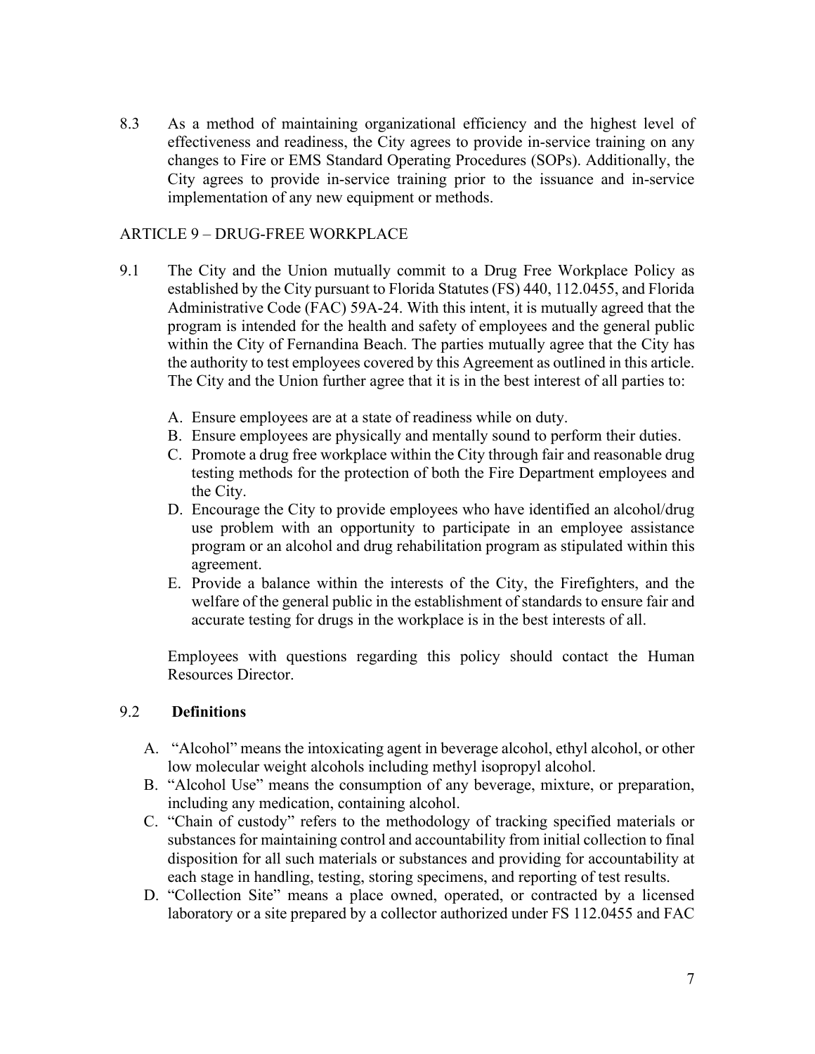8.3 As a method of maintaining organizational efficiency and the highest level of effectiveness and readiness, the City agrees to provide in-service training on any changes to Fire or EMS Standard Operating Procedures (SOPs). Additionally, the City agrees to provide in-service training prior to the issuance and in-service implementation of any new equipment or methods.

## ARTICLE 9 – DRUG-FREE WORKPLACE

9.1 The City and the Union mutually commit to a Drug Free Workplace Policy as established by the City pursuant to Florida Statutes (FS) 440, 112.0455, and Florida Administrative Code (FAC) 59A-24. With this intent, it is mutually agreed that the program is intended for the health and safety of employees and the general public within the City of Fernandina Beach. The parties mutually agree that the City has the authority to test employees covered by this Agreement as outlined in this article. The City and the Union further agree that it is in the best interest of all parties to:

A. Ensure employees are at a state of readiness while on duty.
B. Ensure employees are physically and mentally sound to perform their duties.
C. Promote a drug free workplace within the City through fair and reasonable drug testing methods for the protection of both the Fire Department employees and the City.
D. Encourage the City to provide employees who have identified an alcohol/drug use problem with an opportunity to participate in an employee assistance program or an alcohol and drug rehabilitation program as stipulated within this agreement.
E. Provide a balance within the interests of the City, the Firefighters, and the welfare of the general public in the establishment of standards to ensure fair and accurate testing for drugs in the workplace is in the best interests of all.

Employees with questions regarding this policy should contact the Human Resources Director.

9.2 **Definitions**

A. "Alcohol" means the intoxicating agent in beverage alcohol, ethyl alcohol, or other low molecular weight alcohols including methyl isopropyl alcohol.
B. "Alcohol Use" means the consumption of any beverage, mixture, or preparation, including any medication, containing alcohol.
C. "Chain of custody" refers to the methodology of tracking specified materials or substances for maintaining control and accountability from initial collection to final disposition for all such materials or substances and providing for accountability at each stage in handling, testing, storing specimens, and reporting of test results.
D. "Collection Site" means a place owned, operated, or contracted by a licensed laboratory or a site prepared by a collector authorized under FS 112.0455 and FAC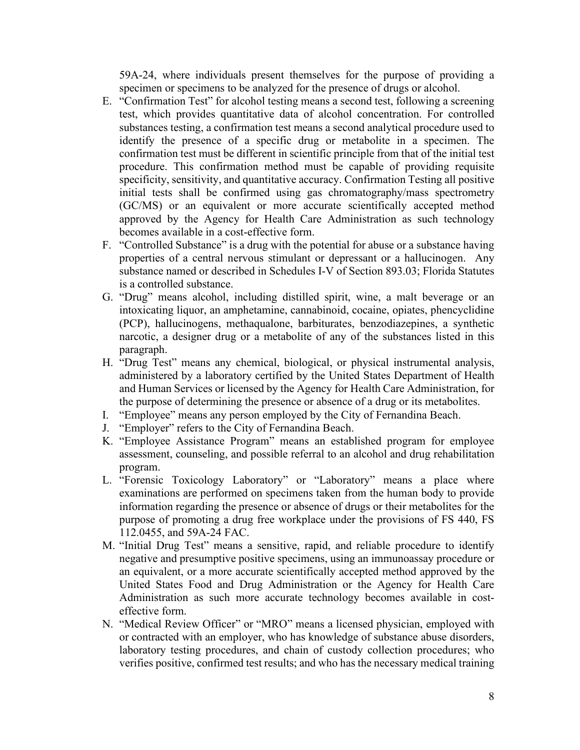59A-24, where individuals present themselves for the purpose of providing a specimen or specimens to be analyzed for the presence of drugs or alcohol.

E. "Confirmation Test" for alcohol testing means a second test, following a screening test, which provides quantitative data of alcohol concentration. For controlled substances testing, a confirmation test means a second analytical procedure used to identify the presence of a specific drug or metabolite in a specimen. The confirmation test must be different in scientific principle from that of the initial test procedure. This confirmation method must be capable of providing requisite specificity, sensitivity, and quantitative accuracy. Confirmation Testing all positive initial tests shall be confirmed using gas chromatography/mass spectrometry (GC/MS) or an equivalent or more accurate scientifically accepted method approved by the Agency for Health Care Administration as such technology becomes available in a cost-effective form.
F. "Controlled Substance" is a drug with the potential for abuse or a substance having properties of a central nervous stimulant or depressant or a hallucinogen. Any substance named or described in Schedules I-V of Section 893.03; Florida Statutes is a controlled substance.
G. "Drug" means alcohol, including distilled spirit, wine, a malt beverage or an intoxicating liquor, an amphetamine, cannabinoid, cocaine, opiates, phencyclidine (PCP), hallucinogens, methaqualone, barbiturates, benzodiazepines, a synthetic narcotic, a designer drug or a metabolite of any of the substances listed in this paragraph.
H. "Drug Test" means any chemical, biological, or physical instrumental analysis, administered by a laboratory certified by the United States Department of Health and Human Services or licensed by the Agency for Health Care Administration, for the purpose of determining the presence or absence of a drug or its metabolites.
I. "Employee" means any person employed by the City of Fernandina Beach.
J. "Employer" refers to the City of Fernandina Beach.
K. "Employee Assistance Program" means an established program for employee assessment, counseling, and possible referral to an alcohol and drug rehabilitation program.
L. "Forensic Toxicology Laboratory" or "Laboratory" means a place where examinations are performed on specimens taken from the human body to provide information regarding the presence or absence of drugs or their metabolites for the purpose of promoting a drug free workplace under the provisions of FS 440, FS 112.0455, and 59A-24 FAC.
M. "Initial Drug Test" means a sensitive, rapid, and reliable procedure to identify negative and presumptive positive specimens, using an immunoassay procedure or an equivalent, or a more accurate scientifically accepted method approved by the United States Food and Drug Administration or the Agency for Health Care Administration as such more accurate technology becomes available in cost-effective form.
N. "Medical Review Officer" or "MRO" means a licensed physician, employed with or contracted with an employer, who has knowledge of substance abuse disorders, laboratory testing procedures, and chain of custody collection procedures; who verifies positive, confirmed test results; and who has the necessary medical training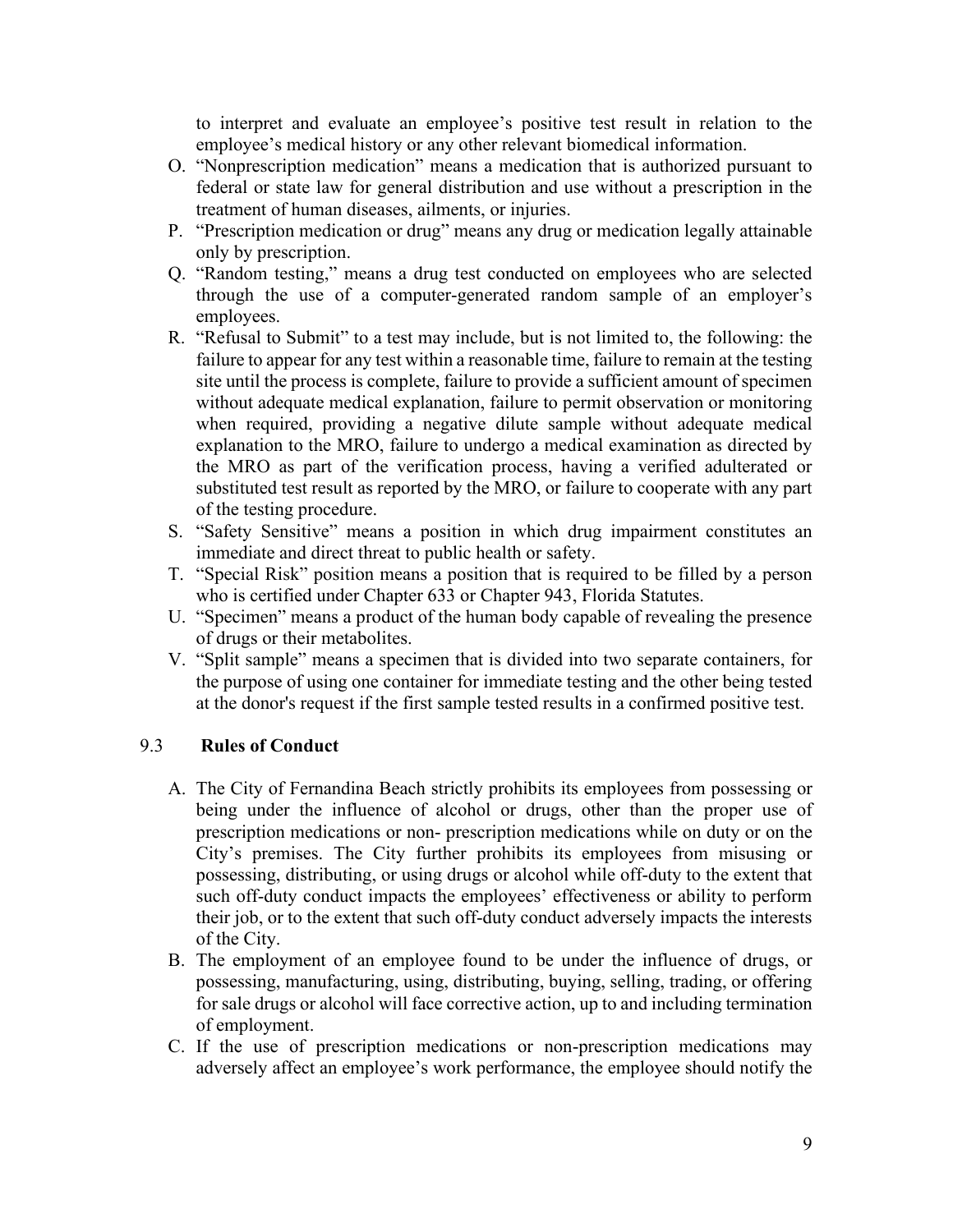to interpret and evaluate an employee's positive test result in relation to the employee's medical history or any other relevant biomedical information.

O. "Nonprescription medication" means a medication that is authorized pursuant to federal or state law for general distribution and use without a prescription in the treatment of human diseases, ailments, or injuries.
P. "Prescription medication or drug" means any drug or medication legally attainable only by prescription.
Q. "Random testing," means a drug test conducted on employees who are selected through the use of a computer-generated random sample of an employer's employees.
R. "Refusal to Submit" to a test may include, but is not limited to, the following: the failure to appear for any test within a reasonable time, failure to remain at the testing site until the process is complete, failure to provide a sufficient amount of specimen without adequate medical explanation, failure to permit observation or monitoring when required, providing a negative dilute sample without adequate medical explanation to the MRO, failure to undergo a medical examination as directed by the MRO as part of the verification process, having a verified adulterated or substituted test result as reported by the MRO, or failure to cooperate with any part of the testing procedure.
S. "Safety Sensitive" means a position in which drug impairment constitutes an immediate and direct threat to public health or safety.
T. "Special Risk" position means a position that is required to be filled by a person who is certified under Chapter 633 or Chapter 943, Florida Statutes.
U. "Specimen" means a product of the human body capable of revealing the presence of drugs or their metabolites.
V. "Split sample" means a specimen that is divided into two separate containers, for the purpose of using one container for immediate testing and the other being tested at the donor's request if the first sample tested results in a confirmed positive test.

## 9.3 Rules of Conduct

A. The City of Fernandina Beach strictly prohibits its employees from possessing or being under the influence of alcohol or drugs, other than the proper use of prescription medications or non- prescription medications while on duty or on the City's premises. The City further prohibits its employees from misusing or possessing, distributing, or using drugs or alcohol while off-duty to the extent that such off-duty conduct impacts the employees' effectiveness or ability to perform their job, or to the extent that such off-duty conduct adversely impacts the interests of the City.
B. The employment of an employee found to be under the influence of drugs, or possessing, manufacturing, using, distributing, buying, selling, trading, or offering for sale drugs or alcohol will face corrective action, up to and including termination of employment.
C. If the use of prescription medications or non-prescription medications may adversely affect an employee's work performance, the employee should notify the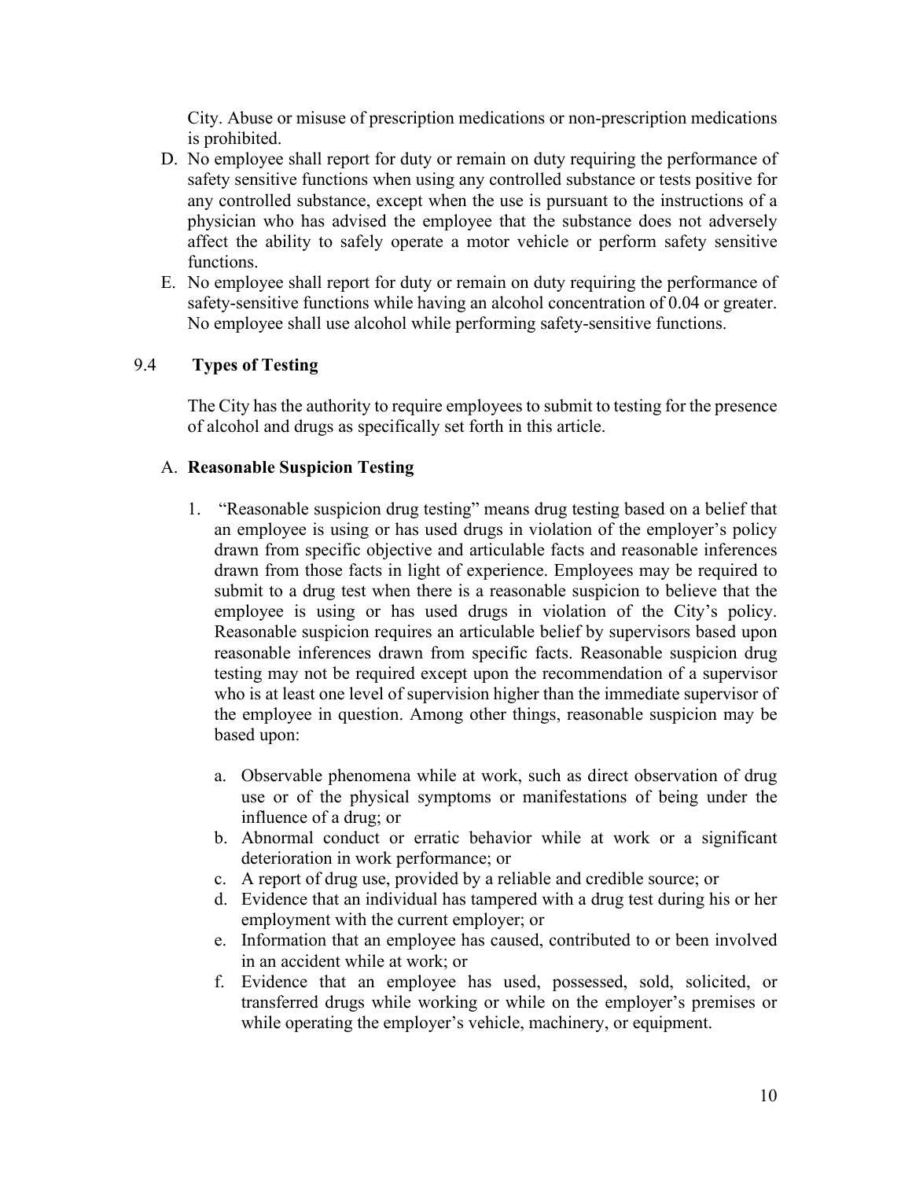City. Abuse or misuse of prescription medications or non-prescription medications is prohibited.

D. No employee shall report for duty or remain on duty requiring the performance of safety sensitive functions when using any controlled substance or tests positive for any controlled substance, except when the use is pursuant to the instructions of a physician who has advised the employee that the substance does not adversely affect the ability to safely operate a motor vehicle or perform safety sensitive functions.

E. No employee shall report for duty or remain on duty requiring the performance of safety-sensitive functions while having an alcohol concentration of 0.04 or greater. No employee shall use alcohol while performing safety-sensitive functions.

## 9.4 Types of Testing

The City has the authority to require employees to submit to testing for the presence of alcohol and drugs as specifically set forth in this article.

### A. Reasonable Suspicion Testing

1. "Reasonable suspicion drug testing" means drug testing based on a belief that an employee is using or has used drugs in violation of the employer's policy drawn from specific objective and articulable facts and reasonable inferences drawn from those facts in light of experience. Employees may be required to submit to a drug test when there is a reasonable suspicion to believe that the employee is using or has used drugs in violation of the City's policy. Reasonable suspicion requires an articulable belief by supervisors based upon reasonable inferences drawn from specific facts. Reasonable suspicion drug testing may not be required except upon the recommendation of a supervisor who is at least one level of supervision higher than the immediate supervisor of the employee in question. Among other things, reasonable suspicion may be based upon:

   a. Observable phenomena while at work, such as direct observation of drug use or of the physical symptoms or manifestations of being under the influence of a drug; or
   b. Abnormal conduct or erratic behavior while at work or a significant deterioration in work performance; or
   c. A report of drug use, provided by a reliable and credible source; or
   d. Evidence that an individual has tampered with a drug test during his or her employment with the current employer; or
   e. Information that an employee has caused, contributed to or been involved in an accident while at work; or
   f. Evidence that an employee has used, possessed, sold, solicited, or transferred drugs while working or while on the employer's premises or while operating the employer's vehicle, machinery, or equipment.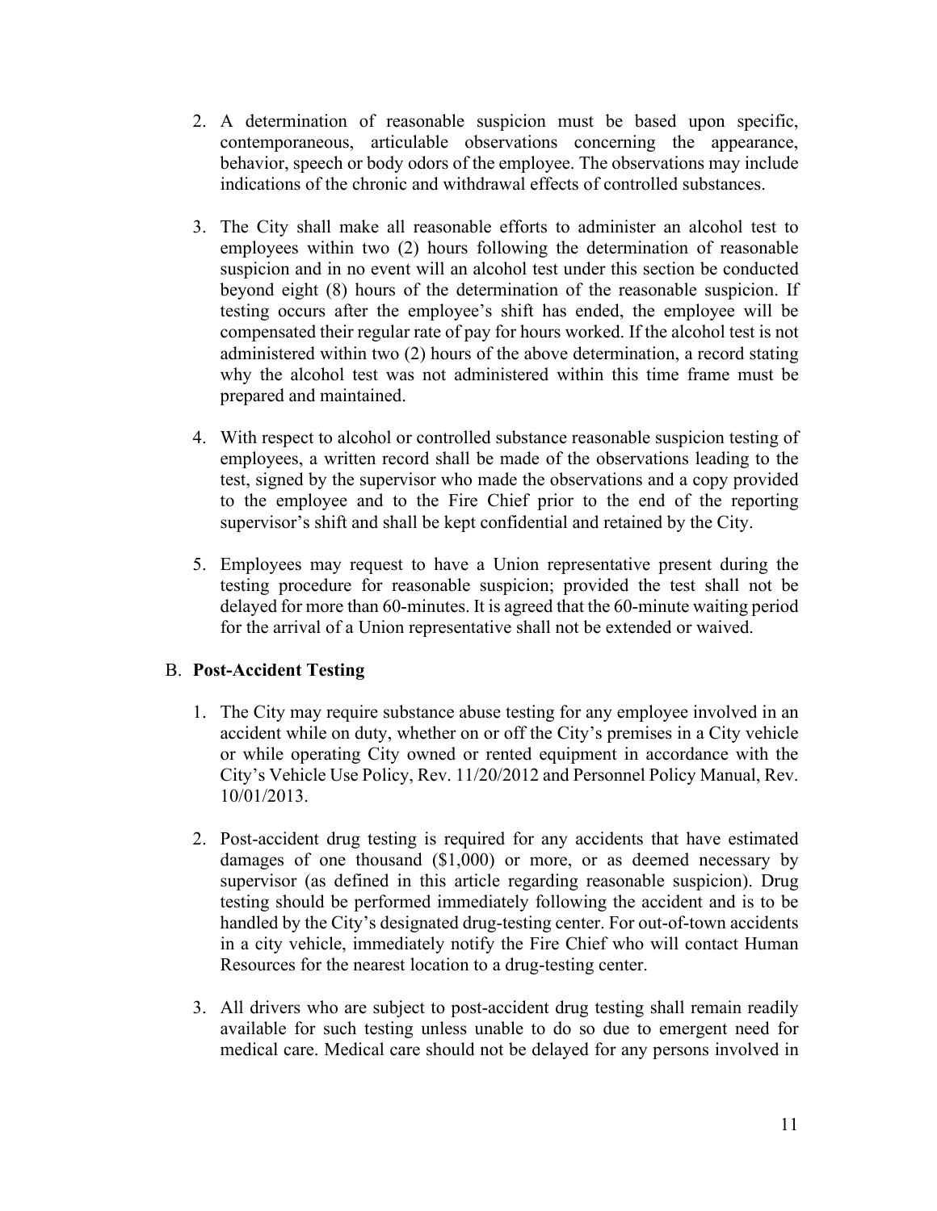2. A determination of reasonable suspicion must be based upon specific, contemporaneous, articulable observations concerning the appearance, behavior, speech or body odors of the employee. The observations may include indications of the chronic and withdrawal effects of controlled substances.

3. The City shall make all reasonable efforts to administer an alcohol test to employees within two (2) hours following the determination of reasonable suspicion and in no event will an alcohol test under this section be conducted beyond eight (8) hours of the determination of the reasonable suspicion. If testing occurs after the employee's shift has ended, the employee will be compensated their regular rate of pay for hours worked. If the alcohol test is not administered within two (2) hours of the above determination, a record stating why the alcohol test was not administered within this time frame must be prepared and maintained.

4. With respect to alcohol or controlled substance reasonable suspicion testing of employees, a written record shall be made of the observations leading to the test, signed by the supervisor who made the observations and a copy provided to the employee and to the Fire Chief prior to the end of the reporting supervisor's shift and shall be kept confidential and retained by the City.

5. Employees may request to have a Union representative present during the testing procedure for reasonable suspicion; provided the test shall not be delayed for more than 60-minutes. It is agreed that the 60-minute waiting period for the arrival of a Union representative shall not be extended or waived.

B. **Post-Accident Testing**

1. The City may require substance abuse testing for any employee involved in an accident while on duty, whether on or off the City's premises in a City vehicle or while operating City owned or rented equipment in accordance with the City's Vehicle Use Policy, Rev. 11/20/2012 and Personnel Policy Manual, Rev. 10/01/2013.

2. Post-accident drug testing is required for any accidents that have estimated damages of one thousand ($1,000) or more, or as deemed necessary by supervisor (as defined in this article regarding reasonable suspicion). Drug testing should be performed immediately following the accident and is to be handled by the City's designated drug-testing center. For out-of-town accidents in a city vehicle, immediately notify the Fire Chief who will contact Human Resources for the nearest location to a drug-testing center.

3. All drivers who are subject to post-accident drug testing shall remain readily available for such testing unless unable to do so due to emergent need for medical care. Medical care should not be delayed for any persons involved in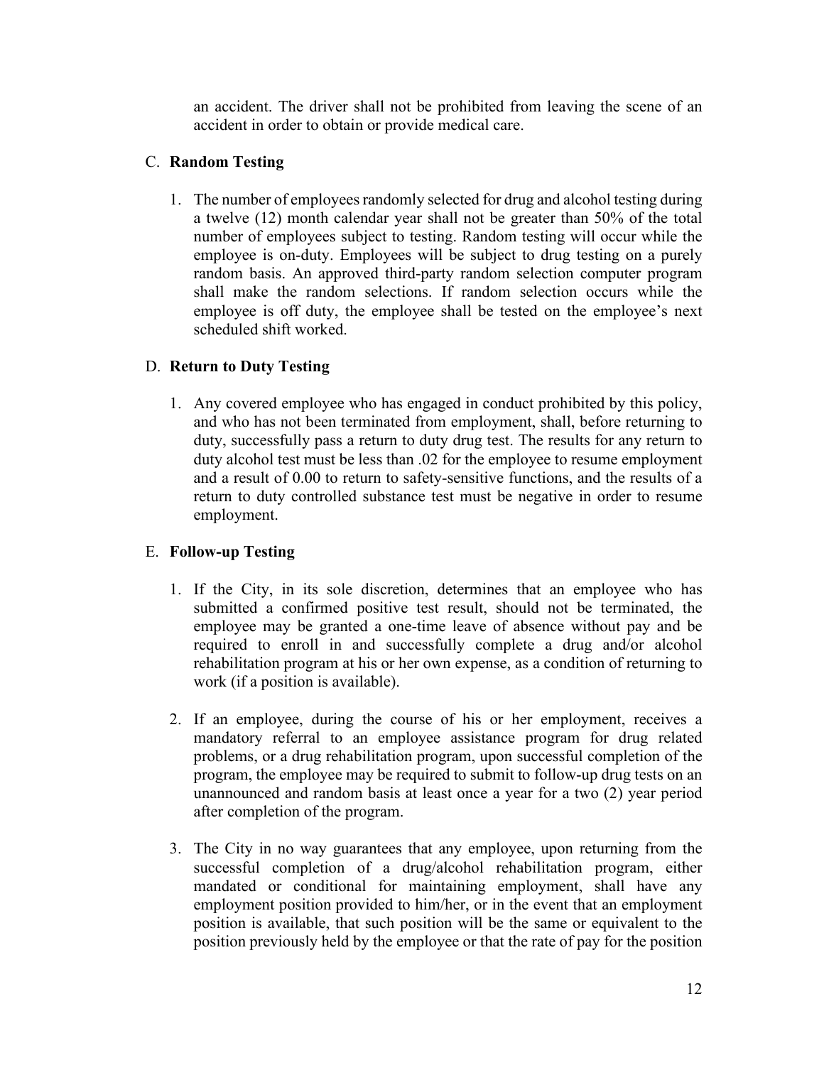an accident. The driver shall not be prohibited from leaving the scene of an accident in order to obtain or provide medical care.

C. **Random Testing**

1. The number of employees randomly selected for drug and alcohol testing during a twelve (12) month calendar year shall not be greater than 50% of the total number of employees subject to testing. Random testing will occur while the employee is on-duty. Employees will be subject to drug testing on a purely random basis. An approved third-party random selection computer program shall make the random selections. If random selection occurs while the employee is off duty, the employee shall be tested on the employee's next scheduled shift worked.

D. **Return to Duty Testing**

1. Any covered employee who has engaged in conduct prohibited by this policy, and who has not been terminated from employment, shall, before returning to duty, successfully pass a return to duty drug test. The results for any return to duty alcohol test must be less than .02 for the employee to resume employment and a result of 0.00 to return to safety-sensitive functions, and the results of a return to duty controlled substance test must be negative in order to resume employment.

E. **Follow-up Testing**

1. If the City, in its sole discretion, determines that an employee who has submitted a confirmed positive test result, should not be terminated, the employee may be granted a one-time leave of absence without pay and be required to enroll in and successfully complete a drug and/or alcohol rehabilitation program at his or her own expense, as a condition of returning to work (if a position is available).

2. If an employee, during the course of his or her employment, receives a mandatory referral to an employee assistance program for drug related problems, or a drug rehabilitation program, upon successful completion of the program, the employee may be required to submit to follow-up drug tests on an unannounced and random basis at least once a year for a two (2) year period after completion of the program.

3. The City in no way guarantees that any employee, upon returning from the successful completion of a drug/alcohol rehabilitation program, either mandated or conditional for maintaining employment, shall have any employment position provided to him/her, or in the event that an employment position is available, that such position will be the same or equivalent to the position previously held by the employee or that the rate of pay for the position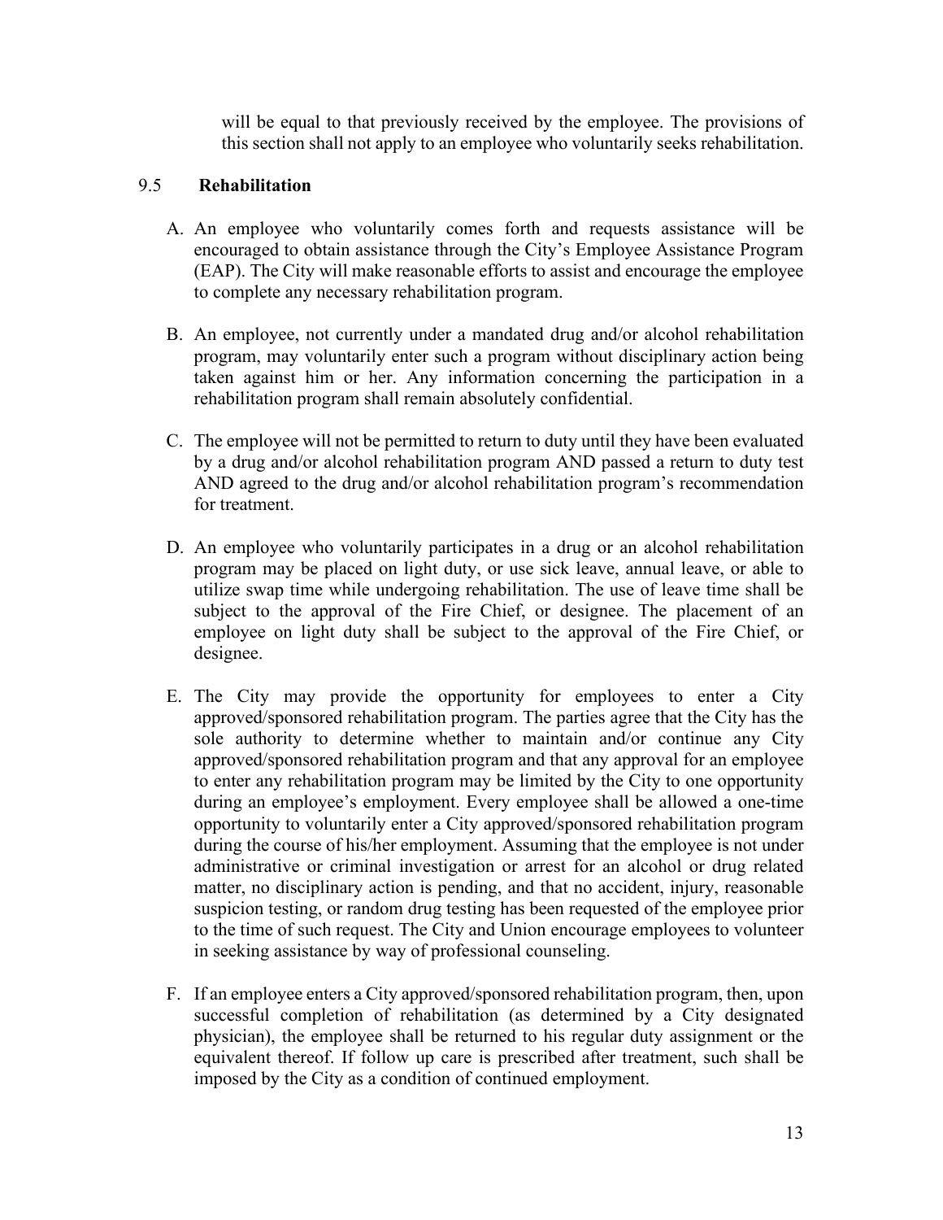will be equal to that previously received by the employee. The provisions of this section shall not apply to an employee who voluntarily seeks rehabilitation.

### 9.5 Rehabilitation

A. An employee who voluntarily comes forth and requests assistance will be encouraged to obtain assistance through the City's Employee Assistance Program (EAP). The City will make reasonable efforts to assist and encourage the employee to complete any necessary rehabilitation program.

B. An employee, not currently under a mandated drug and/or alcohol rehabilitation program, may voluntarily enter such a program without disciplinary action being taken against him or her. Any information concerning the participation in a rehabilitation program shall remain absolutely confidential.

C. The employee will not be permitted to return to duty until they have been evaluated by a drug and/or alcohol rehabilitation program AND passed a return to duty test AND agreed to the drug and/or alcohol rehabilitation program's recommendation for treatment.

D. An employee who voluntarily participates in a drug or an alcohol rehabilitation program may be placed on light duty, or use sick leave, annual leave, or able to utilize swap time while undergoing rehabilitation. The use of leave time shall be subject to the approval of the Fire Chief, or designee. The placement of an employee on light duty shall be subject to the approval of the Fire Chief, or designee.

E. The City may provide the opportunity for employees to enter a City approved/sponsored rehabilitation program. The parties agree that the City has the sole authority to determine whether to maintain and/or continue any City approved/sponsored rehabilitation program and that any approval for an employee to enter any rehabilitation program may be limited by the City to one opportunity during an employee's employment. Every employee shall be allowed a one-time opportunity to voluntarily enter a City approved/sponsored rehabilitation program during the course of his/her employment. Assuming that the employee is not under administrative or criminal investigation or arrest for an alcohol or drug related matter, no disciplinary action is pending, and that no accident, injury, reasonable suspicion testing, or random drug testing has been requested of the employee prior to the time of such request. The City and Union encourage employees to volunteer in seeking assistance by way of professional counseling.

F. If an employee enters a City approved/sponsored rehabilitation program, then, upon successful completion of rehabilitation (as determined by a City designated physician), the employee shall be returned to his regular duty assignment or the equivalent thereof. If follow up care is prescribed after treatment, such shall be imposed by the City as a condition of continued employment.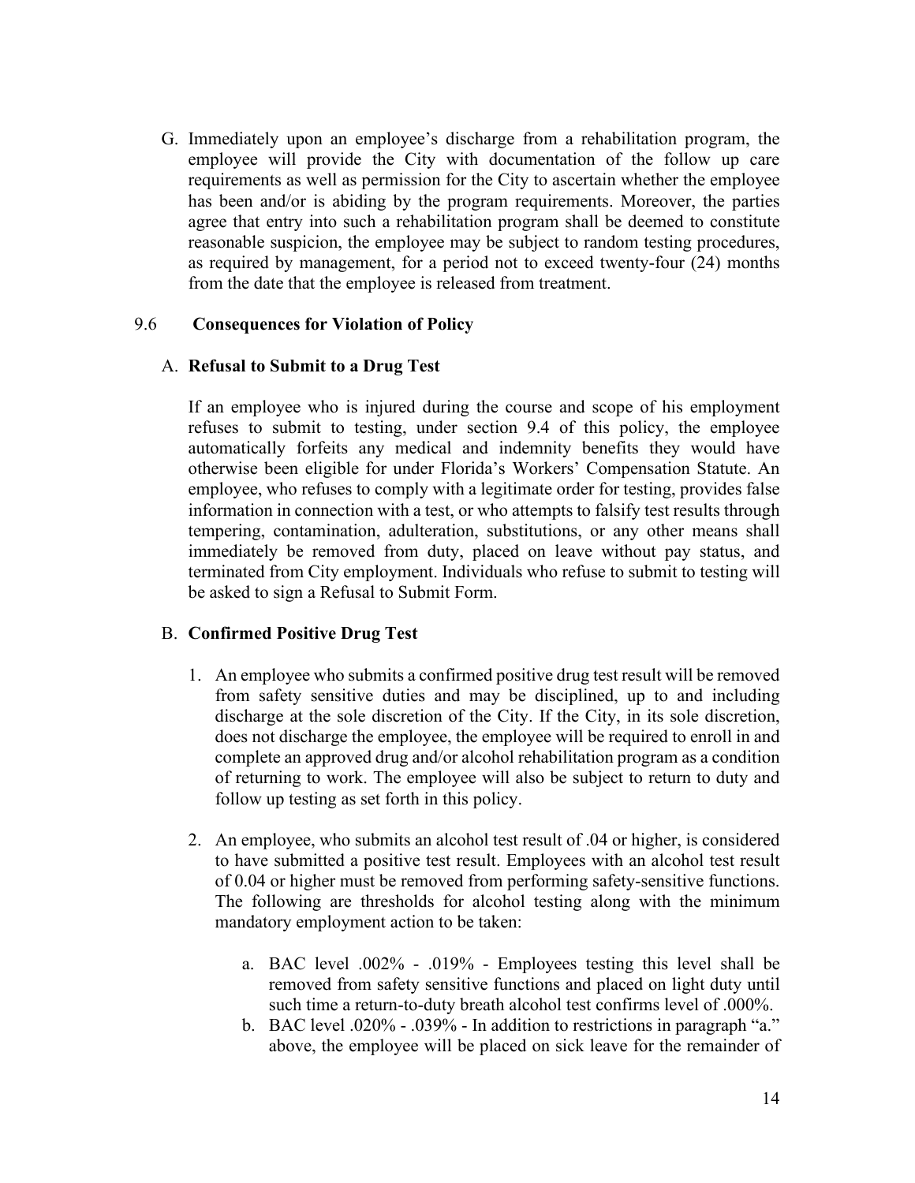G. Immediately upon an employee's discharge from a rehabilitation program, the employee will provide the City with documentation of the follow up care requirements as well as permission for the City to ascertain whether the employee has been and/or is abiding by the program requirements. Moreover, the parties agree that entry into such a rehabilitation program shall be deemed to constitute reasonable suspicion, the employee may be subject to random testing procedures, as required by management, for a period not to exceed twenty-four (24) months from the date that the employee is released from treatment.

## 9.6 **Consequences for Violation of Policy**

### A. **Refusal to Submit to a Drug Test**

If an employee who is injured during the course and scope of his employment refuses to submit to testing, under section 9.4 of this policy, the employee automatically forfeits any medical and indemnity benefits they would have otherwise been eligible for under Florida's Workers' Compensation Statute. An employee, who refuses to comply with a legitimate order for testing, provides false information in connection with a test, or who attempts to falsify test results through tempering, contamination, adulteration, substitutions, or any other means shall immediately be removed from duty, placed on leave without pay status, and terminated from City employment. Individuals who refuse to submit to testing will be asked to sign a Refusal to Submit Form.

### B. **Confirmed Positive Drug Test**

1. An employee who submits a confirmed positive drug test result will be removed from safety sensitive duties and may be disciplined, up to and including discharge at the sole discretion of the City. If the City, in its sole discretion, does not discharge the employee, the employee will be required to enroll in and complete an approved drug and/or alcohol rehabilitation program as a condition of returning to work. The employee will also be subject to return to duty and follow up testing as set forth in this policy.

2. An employee, who submits an alcohol test result of .04 or higher, is considered to have submitted a positive test result. Employees with an alcohol test result of 0.04 or higher must be removed from performing safety-sensitive functions. The following are thresholds for alcohol testing along with the minimum mandatory employment action to be taken:

    a. BAC level .002% - .019% - Employees testing this level shall be removed from safety sensitive functions and placed on light duty until such time a return-to-duty breath alcohol test confirms level of .000%.
    b. BAC level .020% - .039% - In addition to restrictions in paragraph "a." above, the employee will be placed on sick leave for the remainder of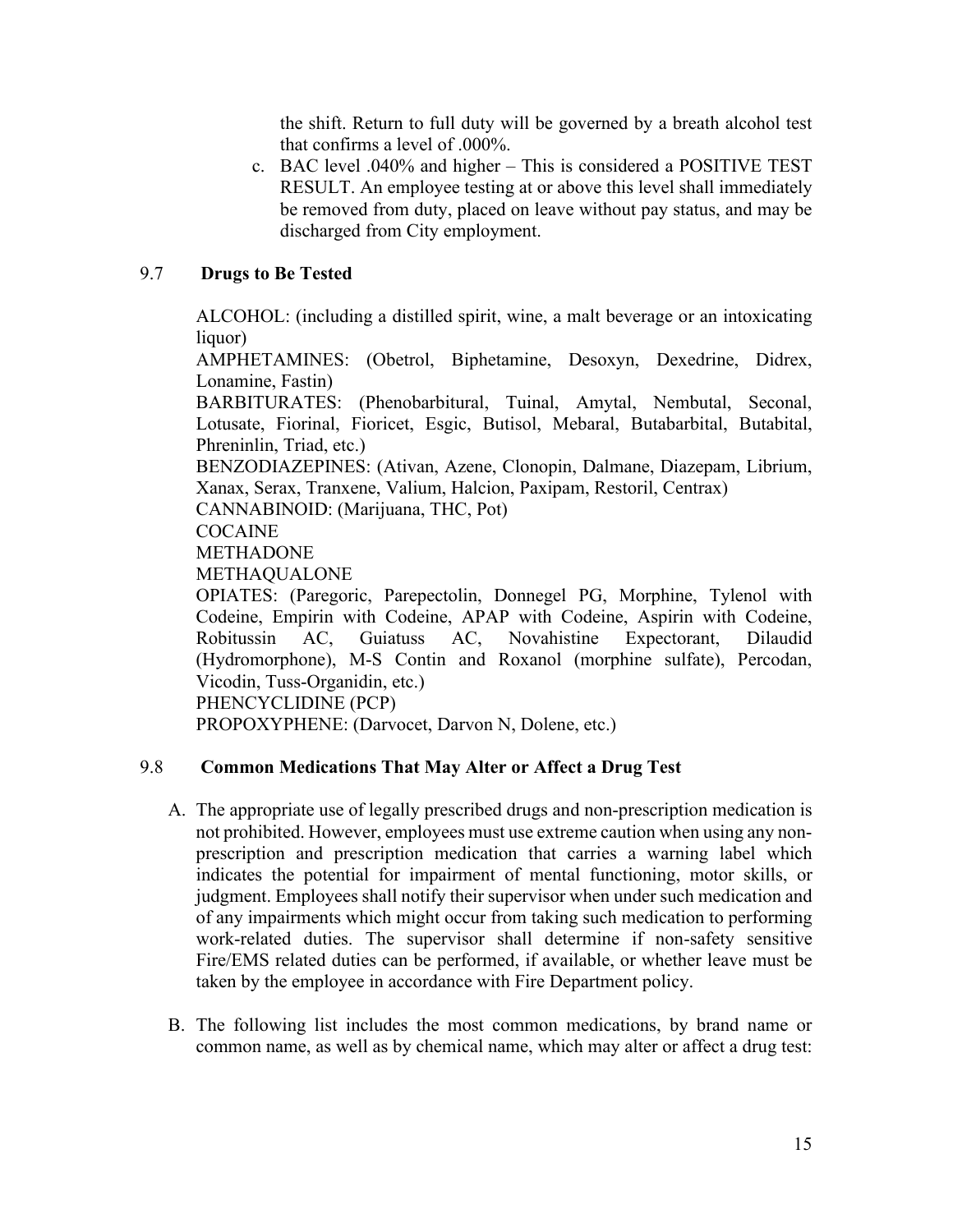the shift. Return to full duty will be governed by a breath alcohol test that confirms a level of .000%.

c. BAC level .040% and higher – This is considered a POSITIVE TEST RESULT. An employee testing at or above this level shall immediately be removed from duty, placed on leave without pay status, and may be discharged from City employment.

## 9.7 **Drugs to Be Tested**

ALCOHOL: (including a distilled spirit, wine, a malt beverage or an intoxicating liquor)
AMPHETAMINES: (Obetrol, Biphetamine, Desoxyn, Dexedrine, Didrex, Lonamine, Fastin)
BARBITURATES: (Phenobarbitural, Tuinal, Amytal, Nembutal, Seconal, Lotusate, Fiorinal, Fioricet, Esgic, Butisol, Mebaral, Butabarbital, Butabital, Phreninlin, Triad, etc.)
BENZODIAZEPINES: (Ativan, Azene, Clonopin, Dalmane, Diazepam, Librium, Xanax, Serax, Tranxene, Valium, Halcion, Paxipam, Restoril, Centrax)
CANNABINOID: (Marijuana, THC, Pot)
COCAINE
METHADONE
METHAQUALONE
OPIATES: (Paregoric, Parepectolin, Donnegel PG, Morphine, Tylenol with Codeine, Empirin with Codeine, APAP with Codeine, Aspirin with Codeine, Robitussin AC, Guiatuss AC, Novahistine Expectorant, Dilaudid (Hydromorphone), M-S Contin and Roxanol (morphine sulfate), Percodan, Vicodin, Tuss-Organidin, etc.)
PHENCYCLIDINE (PCP)
PROPOXYPHENE: (Darvocet, Darvon N, Dolene, etc.)

## 9.8 **Common Medications That May Alter or Affect a Drug Test**

A. The appropriate use of legally prescribed drugs and non-prescription medication is not prohibited. However, employees must use extreme caution when using any non-prescription and prescription medication that carries a warning label which indicates the potential for impairment of mental functioning, motor skills, or judgment. Employees shall notify their supervisor when under such medication and of any impairments which might occur from taking such medication to performing work-related duties. The supervisor shall determine if non-safety sensitive Fire/EMS related duties can be performed, if available, or whether leave must be taken by the employee in accordance with Fire Department policy.

B. The following list includes the most common medications, by brand name or common name, as well as by chemical name, which may alter or affect a drug test: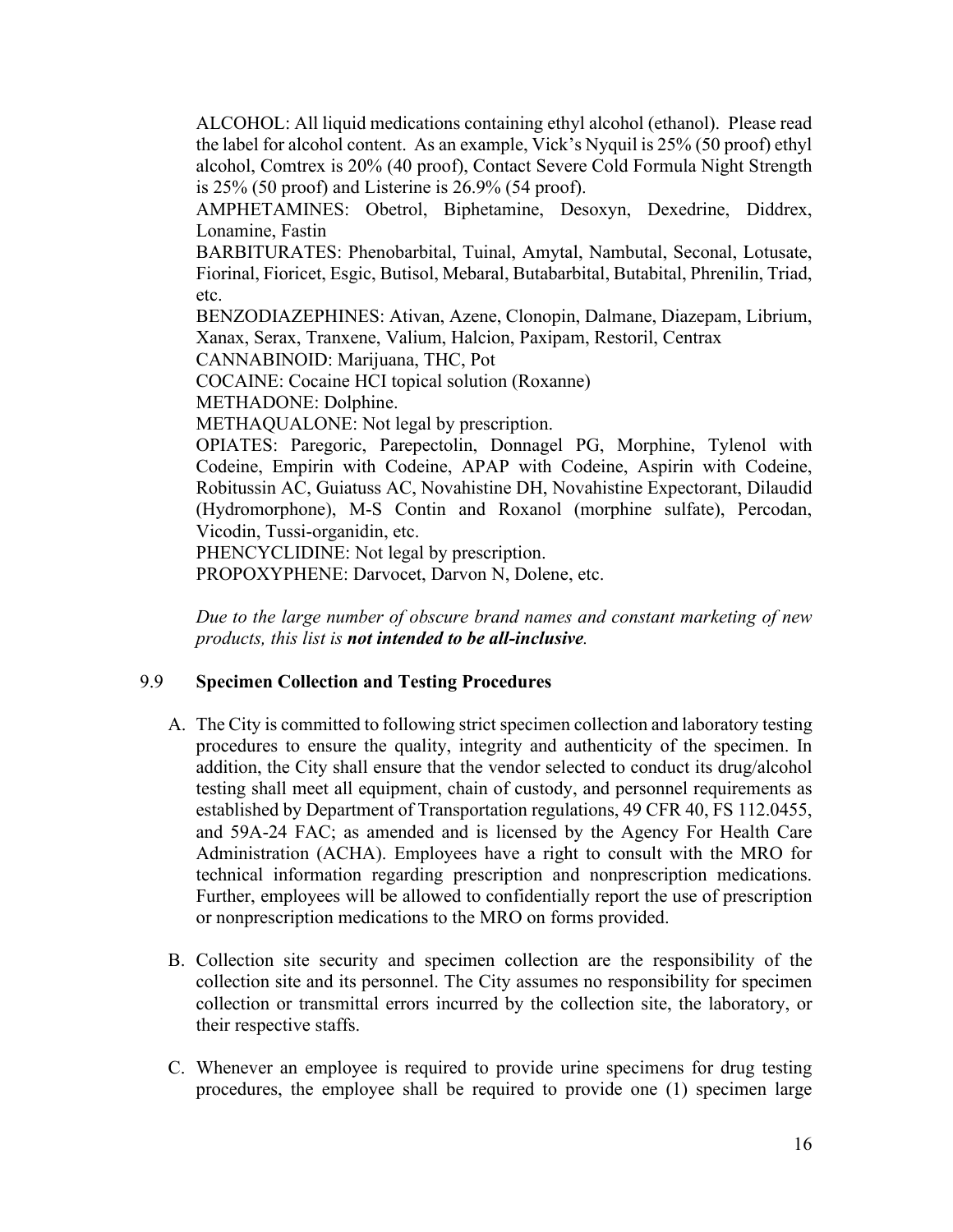ALCOHOL: All liquid medications containing ethyl alcohol (ethanol). Please read the label for alcohol content. As an example, Vick's Nyquil is 25% (50 proof) ethyl alcohol, Comtrex is 20% (40 proof), Contact Severe Cold Formula Night Strength is 25% (50 proof) and Listerine is 26.9% (54 proof).

AMPHETAMINES: Obetrol, Biphetamine, Desoxyn, Dexedrine, Diddrex, Lonamine, Fastin

BARBITURATES: Phenobarbital, Tuinal, Amytal, Nambutal, Seconal, Lotusate, Fiorinal, Fioricet, Esgic, Butisol, Mebaral, Butabarbital, Butabital, Phrenilin, Triad, etc.

BENZODIAZEPHINES: Ativan, Azene, Clonopin, Dalmane, Diazepam, Librium, Xanax, Serax, Tranxene, Valium, Halcion, Paxipam, Restoril, Centrax

CANNABINOID: Marijuana, THC, Pot

COCAINE: Cocaine HCI topical solution (Roxanne)

METHADONE: Dolphine.

METHAQUALONE: Not legal by prescription.

OPIATES: Paregoric, Parepectolin, Donnagel PG, Morphine, Tylenol with Codeine, Empirin with Codeine, APAP with Codeine, Aspirin with Codeine, Robitussin AC, Guiatuss AC, Novahistine DH, Novahistine Expectorant, Dilaudid (Hydromorphone), M-S Contin and Roxanol (morphine sulfate), Percodan, Vicodin, Tussi-organidin, etc.

PHENCYCLIDINE: Not legal by prescription.

PROPOXYPHENE: Darvocet, Darvon N, Dolene, etc.

*Due to the large number of obscure brand names and constant marketing of new products, this list is **not intended to be all-inclusive**.*

### 9.9 Specimen Collection and Testing Procedures

A. The City is committed to following strict specimen collection and laboratory testing procedures to ensure the quality, integrity and authenticity of the specimen. In addition, the City shall ensure that the vendor selected to conduct its drug/alcohol testing shall meet all equipment, chain of custody, and personnel requirements as established by Department of Transportation regulations, 49 CFR 40, FS 112.0455, and 59A-24 FAC; as amended and is licensed by the Agency For Health Care Administration (ACHA). Employees have a right to consult with the MRO for technical information regarding prescription and nonprescription medications. Further, employees will be allowed to confidentially report the use of prescription or nonprescription medications to the MRO on forms provided.

B. Collection site security and specimen collection are the responsibility of the collection site and its personnel. The City assumes no responsibility for specimen collection or transmittal errors incurred by the collection site, the laboratory, or their respective staffs.

C. Whenever an employee is required to provide urine specimens for drug testing procedures, the employee shall be required to provide one (1) specimen large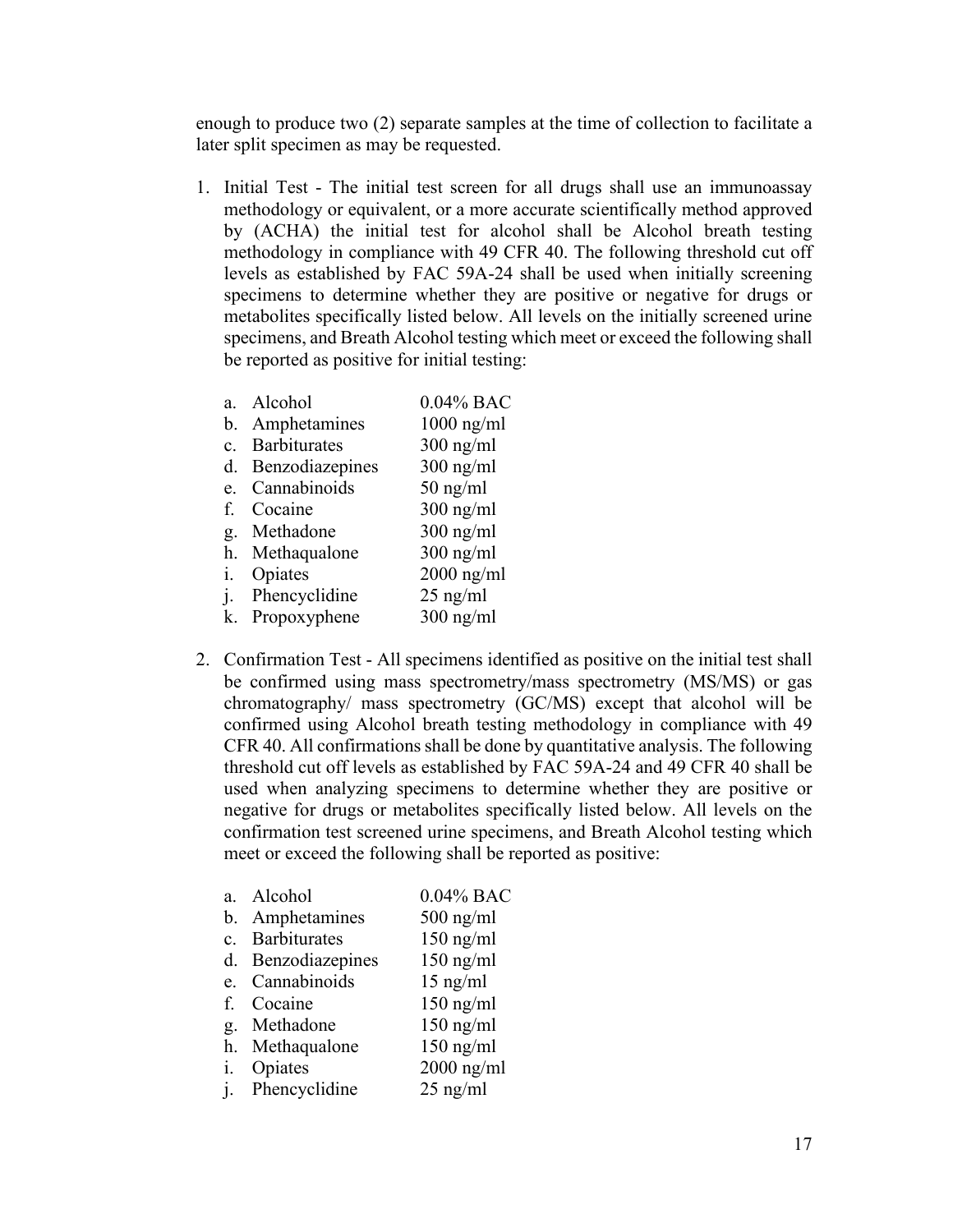enough to produce two (2) separate samples at the time of collection to facilitate a later split specimen as may be requested.

1. Initial Test - The initial test screen for all drugs shall use an immunoassay methodology or equivalent, or a more accurate scientifically method approved by (ACHA) the initial test for alcohol shall be Alcohol breath testing methodology in compliance with 49 CFR 40. The following threshold cut off levels as established by FAC 59A-24 shall be used when initially screening specimens to determine whether they are positive or negative for drugs or metabolites specifically listed below. All levels on the initially screened urine specimens, and Breath Alcohol testing which meet or exceed the following shall be reported as positive for initial testing:

   a. Alcohol 0.04% BAC
   b. Amphetamines 1000 ng/ml
   c. Barbiturates 300 ng/ml
   d. Benzodiazepines 300 ng/ml
   e. Cannabinoids 50 ng/ml
   f. Cocaine 300 ng/ml
   g. Methadone 300 ng/ml
   h. Methaqualone 300 ng/ml
   i. Opiates 2000 ng/ml
   j. Phencyclidine 25 ng/ml
   k. Propoxyphene 300 ng/ml

2. Confirmation Test - All specimens identified as positive on the initial test shall be confirmed using mass spectrometry/mass spectrometry (MS/MS) or gas chromatography/ mass spectrometry (GC/MS) except that alcohol will be confirmed using Alcohol breath testing methodology in compliance with 49 CFR 40. All confirmations shall be done by quantitative analysis. The following threshold cut off levels as established by FAC 59A-24 and 49 CFR 40 shall be used when analyzing specimens to determine whether they are positive or negative for drugs or metabolites specifically listed below. All levels on the confirmation test screened urine specimens, and Breath Alcohol testing which meet or exceed the following shall be reported as positive:

   a. Alcohol 0.04% BAC
   b. Amphetamines 500 ng/ml
   c. Barbiturates 150 ng/ml
   d. Benzodiazepines 150 ng/ml
   e. Cannabinoids 15 ng/ml
   f. Cocaine 150 ng/ml
   g. Methadone 150 ng/ml
   h. Methaqualone 150 ng/ml
   i. Opiates 2000 ng/ml
   j. Phencyclidine 25 ng/ml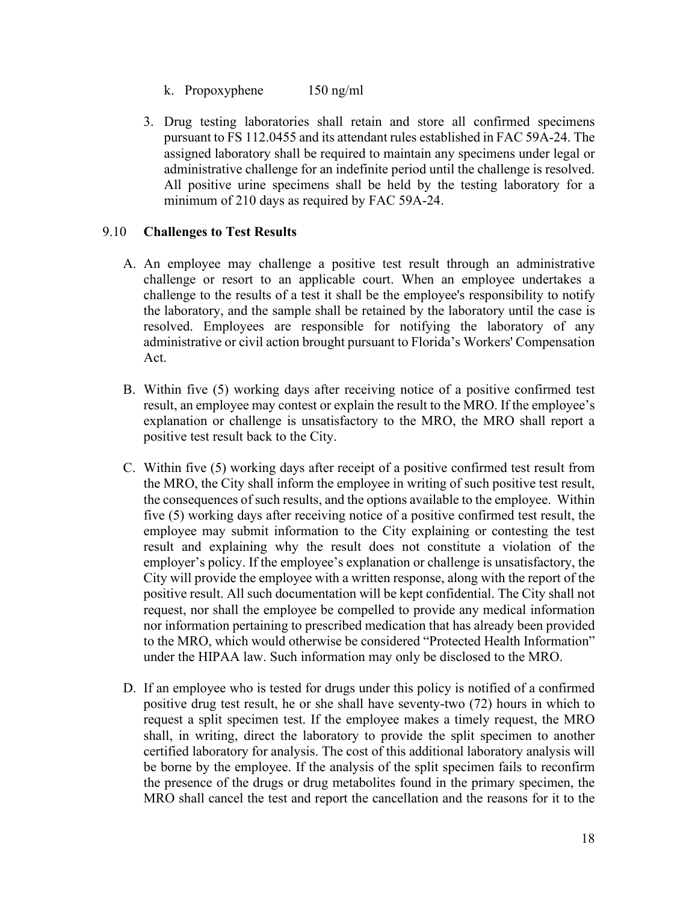k. Propoxyphene 150 ng/ml

3. Drug testing laboratories shall retain and store all confirmed specimens pursuant to FS 112.0455 and its attendant rules established in FAC 59A-24. The assigned laboratory shall be required to maintain any specimens under legal or administrative challenge for an indefinite period until the challenge is resolved. All positive urine specimens shall be held by the testing laboratory for a minimum of 210 days as required by FAC 59A-24.

### 9.10 **Challenges to Test Results**

A. An employee may challenge a positive test result through an administrative challenge or resort to an applicable court. When an employee undertakes a challenge to the results of a test it shall be the employee's responsibility to notify the laboratory, and the sample shall be retained by the laboratory until the case is resolved. Employees are responsible for notifying the laboratory of any administrative or civil action brought pursuant to Florida's Workers' Compensation Act.

B. Within five (5) working days after receiving notice of a positive confirmed test result, an employee may contest or explain the result to the MRO. If the employee's explanation or challenge is unsatisfactory to the MRO, the MRO shall report a positive test result back to the City.

C. Within five (5) working days after receipt of a positive confirmed test result from the MRO, the City shall inform the employee in writing of such positive test result, the consequences of such results, and the options available to the employee. Within five (5) working days after receiving notice of a positive confirmed test result, the employee may submit information to the City explaining or contesting the test result and explaining why the result does not constitute a violation of the employer's policy. If the employee's explanation or challenge is unsatisfactory, the City will provide the employee with a written response, along with the report of the positive result. All such documentation will be kept confidential. The City shall not request, nor shall the employee be compelled to provide any medical information nor information pertaining to prescribed medication that has already been provided to the MRO, which would otherwise be considered "Protected Health Information" under the HIPAA law. Such information may only be disclosed to the MRO.

D. If an employee who is tested for drugs under this policy is notified of a confirmed positive drug test result, he or she shall have seventy-two (72) hours in which to request a split specimen test. If the employee makes a timely request, the MRO shall, in writing, direct the laboratory to provide the split specimen to another certified laboratory for analysis. The cost of this additional laboratory analysis will be borne by the employee. If the analysis of the split specimen fails to reconfirm the presence of the drugs or drug metabolites found in the primary specimen, the MRO shall cancel the test and report the cancellation and the reasons for it to the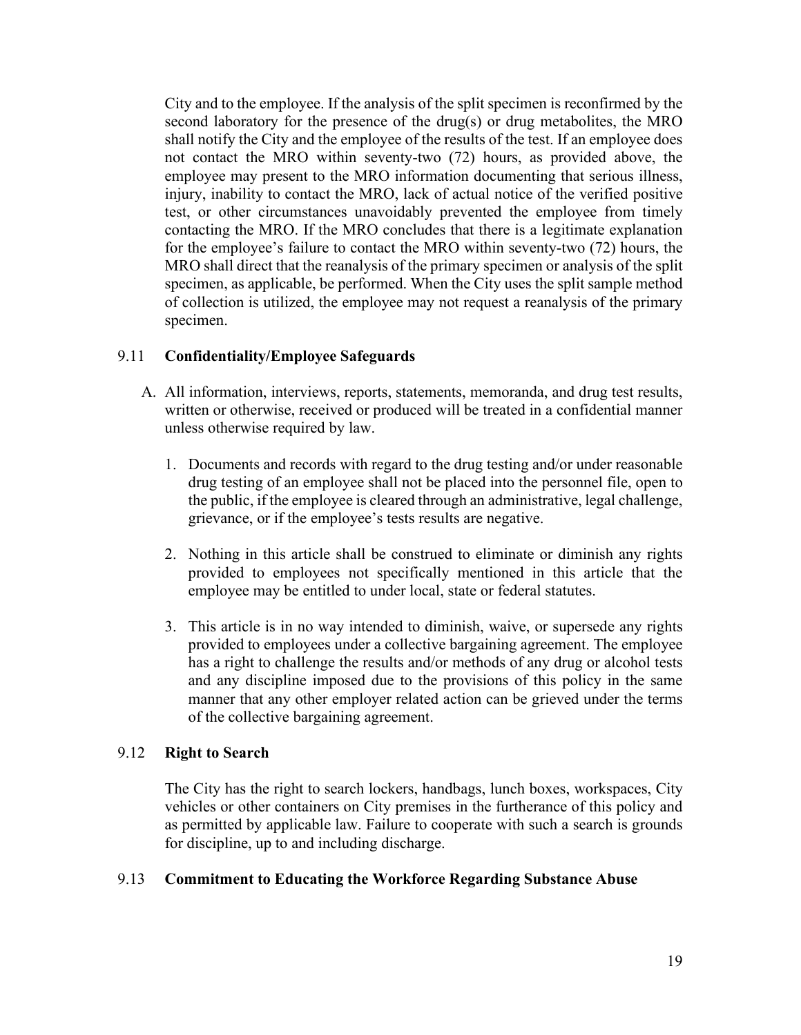City and to the employee. If the analysis of the split specimen is reconfirmed by the second laboratory for the presence of the drug(s) or drug metabolites, the MRO shall notify the City and the employee of the results of the test. If an employee does not contact the MRO within seventy-two (72) hours, as provided above, the employee may present to the MRO information documenting that serious illness, injury, inability to contact the MRO, lack of actual notice of the verified positive test, or other circumstances unavoidably prevented the employee from timely contacting the MRO. If the MRO concludes that there is a legitimate explanation for the employee's failure to contact the MRO within seventy-two (72) hours, the MRO shall direct that the reanalysis of the primary specimen or analysis of the split specimen, as applicable, be performed. When the City uses the split sample method of collection is utilized, the employee may not request a reanalysis of the primary specimen.

### 9.11 Confidentiality/Employee Safeguards

A. All information, interviews, reports, statements, memoranda, and drug test results, written or otherwise, received or produced will be treated in a confidential manner unless otherwise required by law.

1. Documents and records with regard to the drug testing and/or under reasonable drug testing of an employee shall not be placed into the personnel file, open to the public, if the employee is cleared through an administrative, legal challenge, grievance, or if the employee's tests results are negative.

2. Nothing in this article shall be construed to eliminate or diminish any rights provided to employees not specifically mentioned in this article that the employee may be entitled to under local, state or federal statutes.

3. This article is in no way intended to diminish, waive, or supersede any rights provided to employees under a collective bargaining agreement. The employee has a right to challenge the results and/or methods of any drug or alcohol tests and any discipline imposed due to the provisions of this policy in the same manner that any other employer related action can be grieved under the terms of the collective bargaining agreement.

### 9.12 Right to Search

The City has the right to search lockers, handbags, lunch boxes, workspaces, City vehicles or other containers on City premises in the furtherance of this policy and as permitted by applicable law. Failure to cooperate with such a search is grounds for discipline, up to and including discharge.

### 9.13 Commitment to Educating the Workforce Regarding Substance Abuse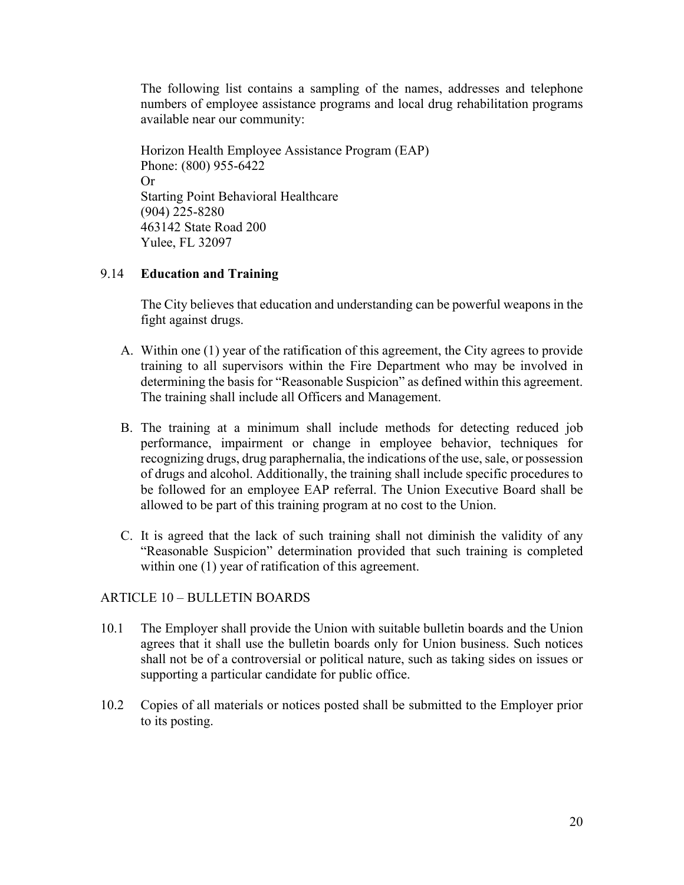The following list contains a sampling of the names, addresses and telephone numbers of employee assistance programs and local drug rehabilitation programs available near our community:

Horizon Health Employee Assistance Program (EAP)
Phone: (800) 955-6422
Or
Starting Point Behavioral Healthcare
(904) 225-8280
463142 State Road 200
Yulee, FL 32097

9.14 **Education and Training**

The City believes that education and understanding can be powerful weapons in the fight against drugs.

A. Within one (1) year of the ratification of this agreement, the City agrees to provide training to all supervisors within the Fire Department who may be involved in determining the basis for "Reasonable Suspicion" as defined within this agreement. The training shall include all Officers and Management.

B. The training at a minimum shall include methods for detecting reduced job performance, impairment or change in employee behavior, techniques for recognizing drugs, drug paraphernalia, the indications of the use, sale, or possession of drugs and alcohol. Additionally, the training shall include specific procedures to be followed for an employee EAP referral. The Union Executive Board shall be allowed to be part of this training program at no cost to the Union.

C. It is agreed that the lack of such training shall not diminish the validity of any "Reasonable Suspicion" determination provided that such training is completed within one (1) year of ratification of this agreement.

## ARTICLE 10 – BULLETIN BOARDS

10.1 The Employer shall provide the Union with suitable bulletin boards and the Union agrees that it shall use the bulletin boards only for Union business. Such notices shall not be of a controversial or political nature, such as taking sides on issues or supporting a particular candidate for public office.

10.2 Copies of all materials or notices posted shall be submitted to the Employer prior to its posting.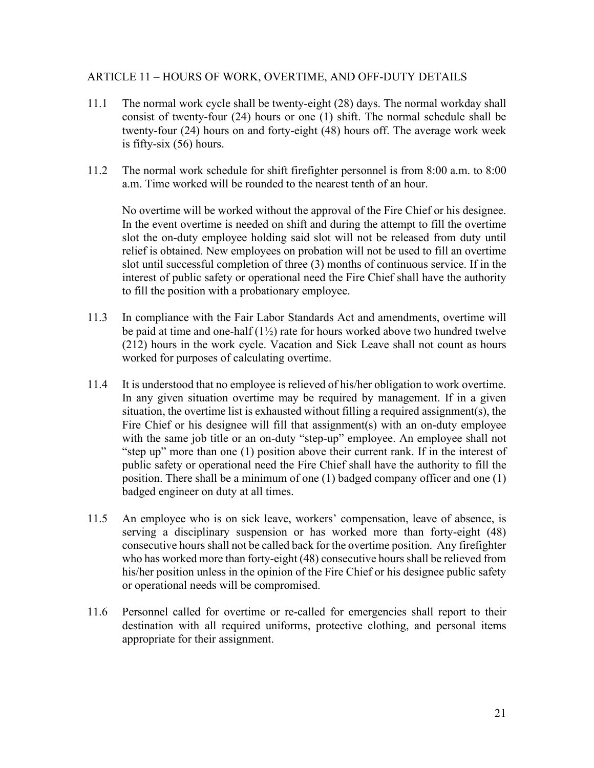## ARTICLE 11 – HOURS OF WORK, OVERTIME, AND OFF-DUTY DETAILS

11.1 The normal work cycle shall be twenty-eight (28) days. The normal workday shall consist of twenty-four (24) hours or one (1) shift. The normal schedule shall be twenty-four (24) hours on and forty-eight (48) hours off. The average work week is fifty-six (56) hours.

11.2 The normal work schedule for shift firefighter personnel is from 8:00 a.m. to 8:00 a.m. Time worked will be rounded to the nearest tenth of an hour.

No overtime will be worked without the approval of the Fire Chief or his designee. In the event overtime is needed on shift and during the attempt to fill the overtime slot the on-duty employee holding said slot will not be released from duty until relief is obtained. New employees on probation will not be used to fill an overtime slot until successful completion of three (3) months of continuous service. If in the interest of public safety or operational need the Fire Chief shall have the authority to fill the position with a probationary employee.

11.3 In compliance with the Fair Labor Standards Act and amendments, overtime will be paid at time and one-half (1½) rate for hours worked above two hundred twelve (212) hours in the work cycle. Vacation and Sick Leave shall not count as hours worked for purposes of calculating overtime.

11.4 It is understood that no employee is relieved of his/her obligation to work overtime. In any given situation overtime may be required by management. If in a given situation, the overtime list is exhausted without filling a required assignment(s), the Fire Chief or his designee will fill that assignment(s) with an on-duty employee with the same job title or an on-duty "step-up" employee. An employee shall not "step up" more than one (1) position above their current rank. If in the interest of public safety or operational need the Fire Chief shall have the authority to fill the position. There shall be a minimum of one (1) badged company officer and one (1) badged engineer on duty at all times.

11.5 An employee who is on sick leave, workers' compensation, leave of absence, is serving a disciplinary suspension or has worked more than forty-eight (48) consecutive hours shall not be called back for the overtime position. Any firefighter who has worked more than forty-eight (48) consecutive hours shall be relieved from his/her position unless in the opinion of the Fire Chief or his designee public safety or operational needs will be compromised.

11.6 Personnel called for overtime or re-called for emergencies shall report to their destination with all required uniforms, protective clothing, and personal items appropriate for their assignment.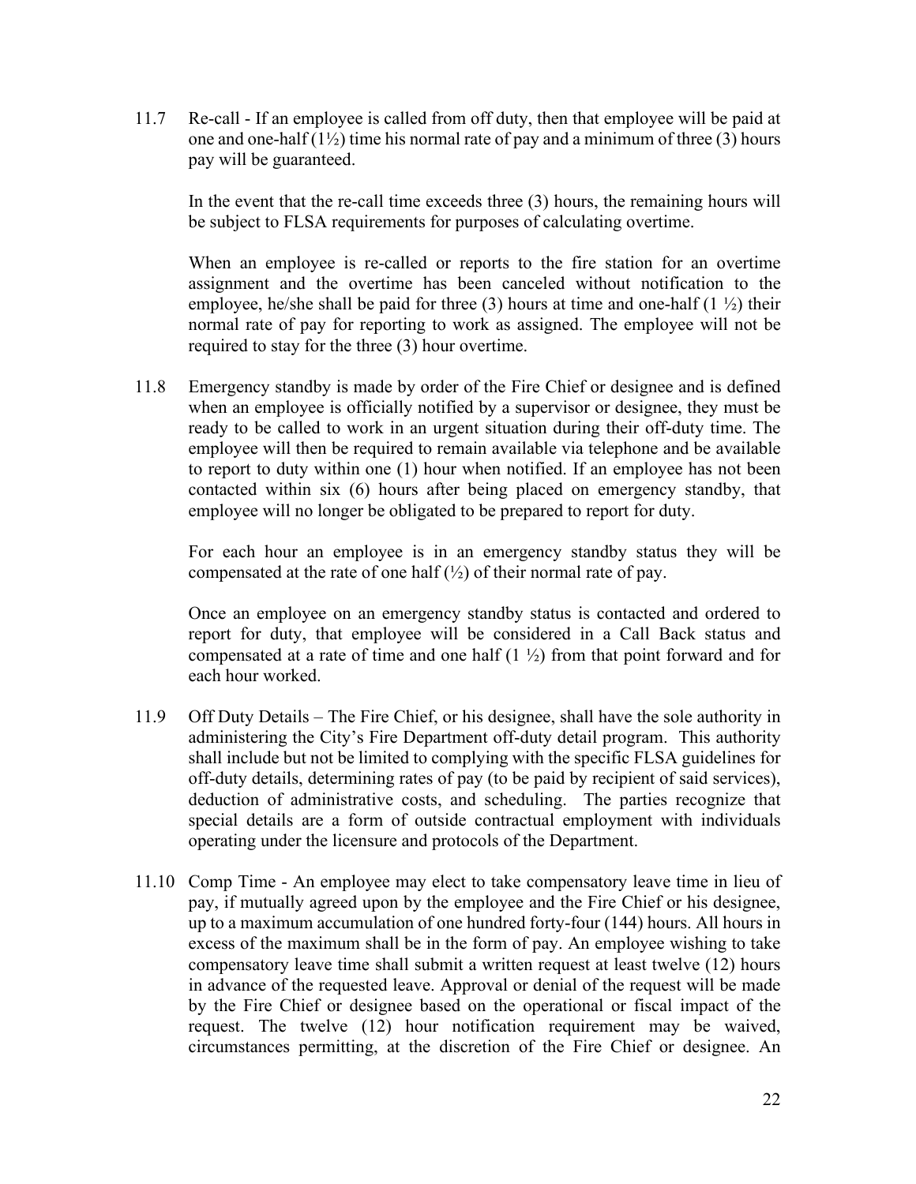11.7 Re-call - If an employee is called from off duty, then that employee will be paid at one and one-half (1½) time his normal rate of pay and a minimum of three (3) hours pay will be guaranteed.

In the event that the re-call time exceeds three (3) hours, the remaining hours will be subject to FLSA requirements for purposes of calculating overtime.

When an employee is re-called or reports to the fire station for an overtime assignment and the overtime has been canceled without notification to the employee, he/she shall be paid for three (3) hours at time and one-half (1 ½) their normal rate of pay for reporting to work as assigned. The employee will not be required to stay for the three (3) hour overtime.

11.8 Emergency standby is made by order of the Fire Chief or designee and is defined when an employee is officially notified by a supervisor or designee, they must be ready to be called to work in an urgent situation during their off-duty time. The employee will then be required to remain available via telephone and be available to report to duty within one (1) hour when notified. If an employee has not been contacted within six (6) hours after being placed on emergency standby, that employee will no longer be obligated to be prepared to report for duty.

For each hour an employee is in an emergency standby status they will be compensated at the rate of one half (½) of their normal rate of pay.

Once an employee on an emergency standby status is contacted and ordered to report for duty, that employee will be considered in a Call Back status and compensated at a rate of time and one half (1 ½) from that point forward and for each hour worked.

11.9 Off Duty Details – The Fire Chief, or his designee, shall have the sole authority in administering the City's Fire Department off-duty detail program. This authority shall include but not be limited to complying with the specific FLSA guidelines for off-duty details, determining rates of pay (to be paid by recipient of said services), deduction of administrative costs, and scheduling. The parties recognize that special details are a form of outside contractual employment with individuals operating under the licensure and protocols of the Department.

11.10 Comp Time - An employee may elect to take compensatory leave time in lieu of pay, if mutually agreed upon by the employee and the Fire Chief or his designee, up to a maximum accumulation of one hundred forty-four (144) hours. All hours in excess of the maximum shall be in the form of pay. An employee wishing to take compensatory leave time shall submit a written request at least twelve (12) hours in advance of the requested leave. Approval or denial of the request will be made by the Fire Chief or designee based on the operational or fiscal impact of the request. The twelve (12) hour notification requirement may be waived, circumstances permitting, at the discretion of the Fire Chief or designee. An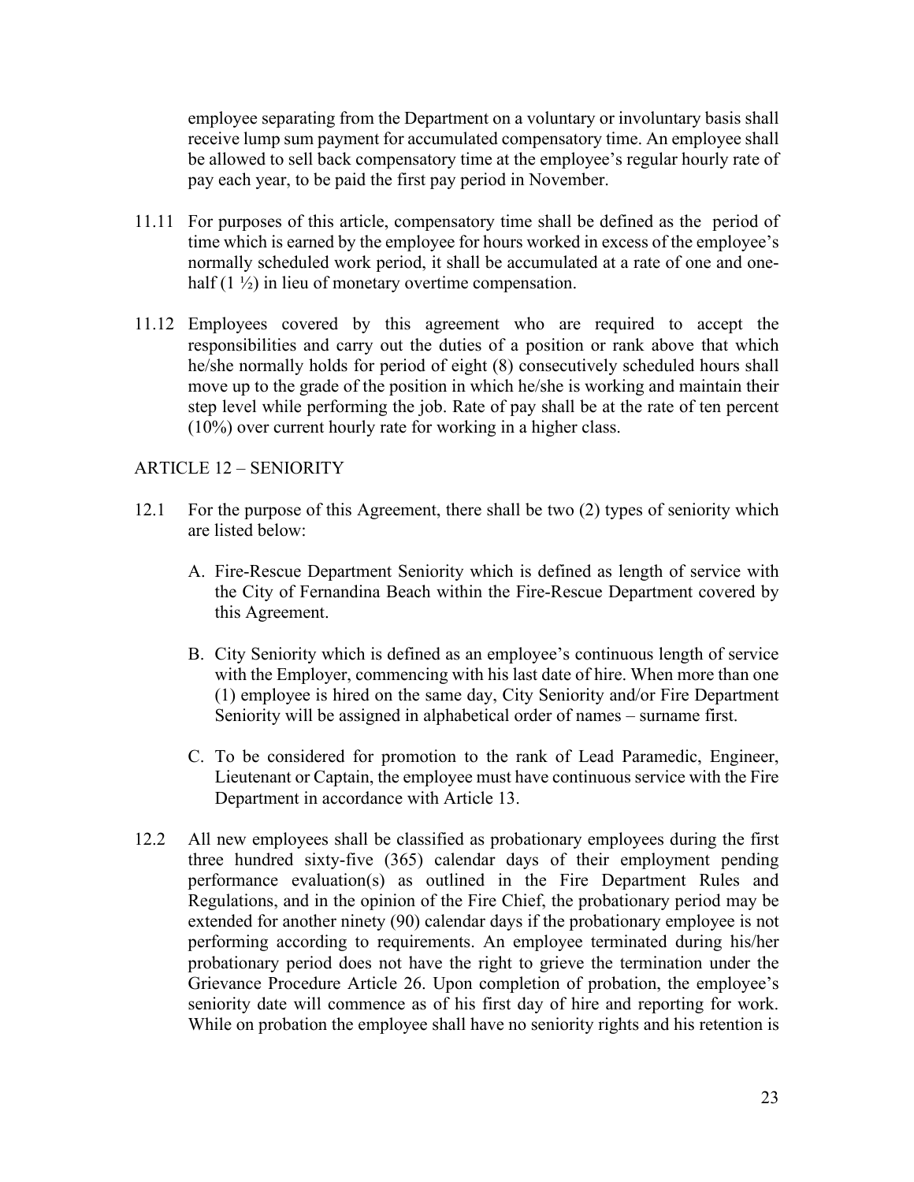employee separating from the Department on a voluntary or involuntary basis shall receive lump sum payment for accumulated compensatory time. An employee shall be allowed to sell back compensatory time at the employee's regular hourly rate of pay each year, to be paid the first pay period in November.

11.11 For purposes of this article, compensatory time shall be defined as the period of time which is earned by the employee for hours worked in excess of the employee's normally scheduled work period, it shall be accumulated at a rate of one and one-half (1 ½) in lieu of monetary overtime compensation.

11.12 Employees covered by this agreement who are required to accept the responsibilities and carry out the duties of a position or rank above that which he/she normally holds for period of eight (8) consecutively scheduled hours shall move up to the grade of the position in which he/she is working and maintain their step level while performing the job. Rate of pay shall be at the rate of ten percent (10%) over current hourly rate for working in a higher class.

## ARTICLE 12 – SENIORITY

12.1 For the purpose of this Agreement, there shall be two (2) types of seniority which are listed below:

A. Fire-Rescue Department Seniority which is defined as length of service with the City of Fernandina Beach within the Fire-Rescue Department covered by this Agreement.

B. City Seniority which is defined as an employee's continuous length of service with the Employer, commencing with his last date of hire. When more than one (1) employee is hired on the same day, City Seniority and/or Fire Department Seniority will be assigned in alphabetical order of names – surname first.

C. To be considered for promotion to the rank of Lead Paramedic, Engineer, Lieutenant or Captain, the employee must have continuous service with the Fire Department in accordance with Article 13.

12.2 All new employees shall be classified as probationary employees during the first three hundred sixty-five (365) calendar days of their employment pending performance evaluation(s) as outlined in the Fire Department Rules and Regulations, and in the opinion of the Fire Chief, the probationary period may be extended for another ninety (90) calendar days if the probationary employee is not performing according to requirements. An employee terminated during his/her probationary period does not have the right to grieve the termination under the Grievance Procedure Article 26. Upon completion of probation, the employee's seniority date will commence as of his first day of hire and reporting for work. While on probation the employee shall have no seniority rights and his retention is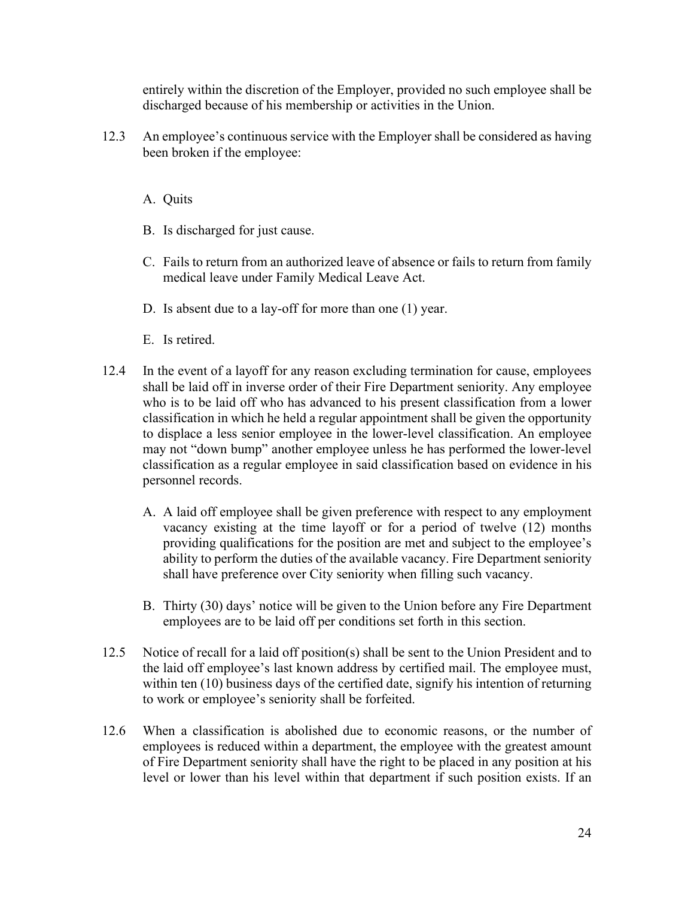entirely within the discretion of the Employer, provided no such employee shall be discharged because of his membership or activities in the Union.

12.3 An employee's continuous service with the Employer shall be considered as having been broken if the employee:

A. Quits

B. Is discharged for just cause.

C. Fails to return from an authorized leave of absence or fails to return from family medical leave under Family Medical Leave Act.

D. Is absent due to a lay-off for more than one (1) year.

E. Is retired.

12.4 In the event of a layoff for any reason excluding termination for cause, employees shall be laid off in inverse order of their Fire Department seniority. Any employee who is to be laid off who has advanced to his present classification from a lower classification in which he held a regular appointment shall be given the opportunity to displace a less senior employee in the lower-level classification. An employee may not "down bump" another employee unless he has performed the lower-level classification as a regular employee in said classification based on evidence in his personnel records.

A. A laid off employee shall be given preference with respect to any employment vacancy existing at the time layoff or for a period of twelve (12) months providing qualifications for the position are met and subject to the employee's ability to perform the duties of the available vacancy. Fire Department seniority shall have preference over City seniority when filling such vacancy.

B. Thirty (30) days' notice will be given to the Union before any Fire Department employees are to be laid off per conditions set forth in this section.

12.5 Notice of recall for a laid off position(s) shall be sent to the Union President and to the laid off employee's last known address by certified mail. The employee must, within ten (10) business days of the certified date, signify his intention of returning to work or employee's seniority shall be forfeited.

12.6 When a classification is abolished due to economic reasons, or the number of employees is reduced within a department, the employee with the greatest amount of Fire Department seniority shall have the right to be placed in any position at his level or lower than his level within that department if such position exists. If an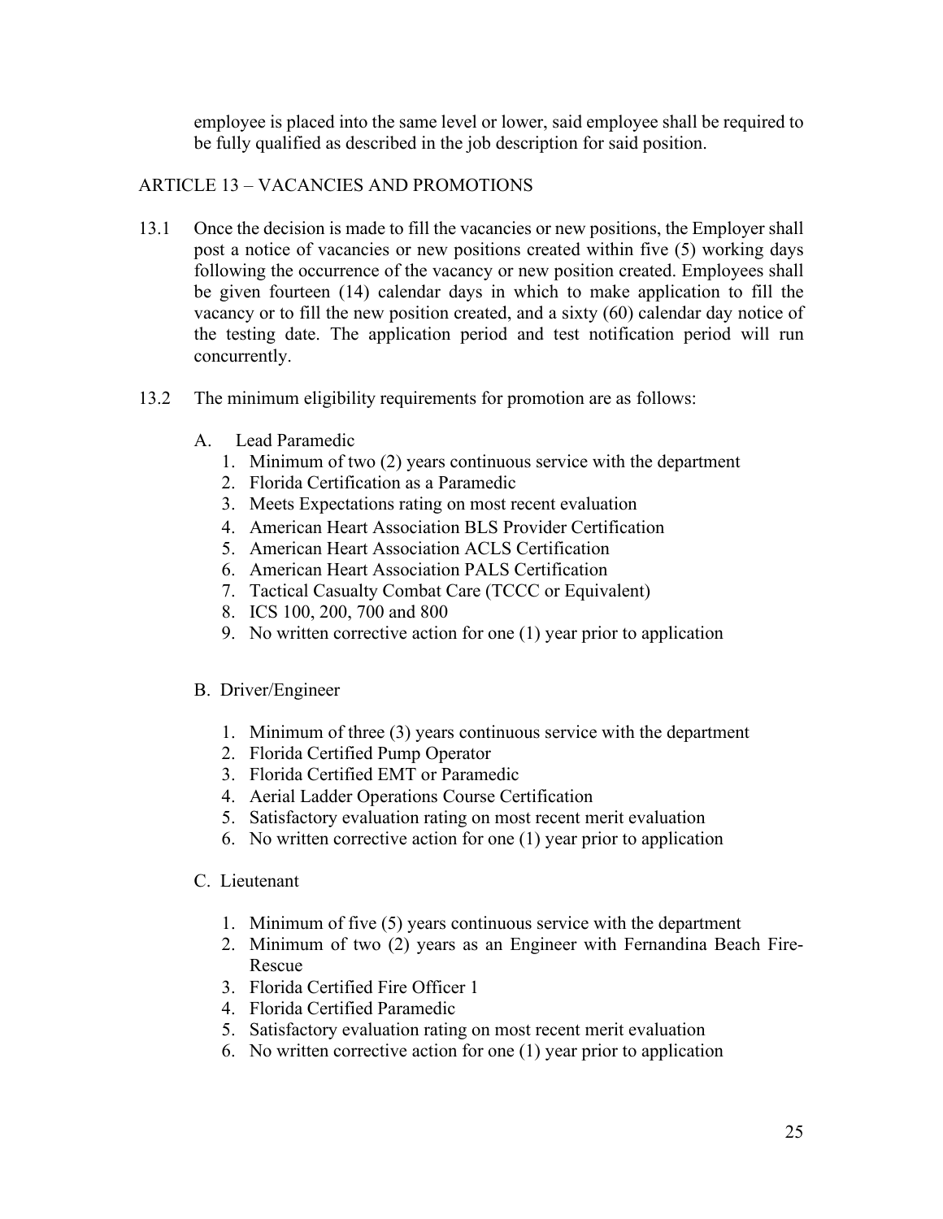employee is placed into the same level or lower, said employee shall be required to be fully qualified as described in the job description for said position.

## ARTICLE 13 – VACANCIES AND PROMOTIONS

13.1 Once the decision is made to fill the vacancies or new positions, the Employer shall post a notice of vacancies or new positions created within five (5) working days following the occurrence of the vacancy or new position created. Employees shall be given fourteen (14) calendar days in which to make application to fill the vacancy or to fill the new position created, and a sixty (60) calendar day notice of the testing date. The application period and test notification period will run concurrently.

13.2 The minimum eligibility requirements for promotion are as follows:

A. Lead Paramedic

1. Minimum of two (2) years continuous service with the department
2. Florida Certification as a Paramedic
3. Meets Expectations rating on most recent evaluation
4. American Heart Association BLS Provider Certification
5. American Heart Association ACLS Certification
6. American Heart Association PALS Certification
7. Tactical Casualty Combat Care (TCCC or Equivalent)
8. ICS 100, 200, 700 and 800
9. No written corrective action for one (1) year prior to application

B. Driver/Engineer

1. Minimum of three (3) years continuous service with the department
2. Florida Certified Pump Operator
3. Florida Certified EMT or Paramedic
4. Aerial Ladder Operations Course Certification
5. Satisfactory evaluation rating on most recent merit evaluation
6. No written corrective action for one (1) year prior to application

C. Lieutenant

1. Minimum of five (5) years continuous service with the department
2. Minimum of two (2) years as an Engineer with Fernandina Beach Fire-Rescue
3. Florida Certified Fire Officer 1
4. Florida Certified Paramedic
5. Satisfactory evaluation rating on most recent merit evaluation
6. No written corrective action for one (1) year prior to application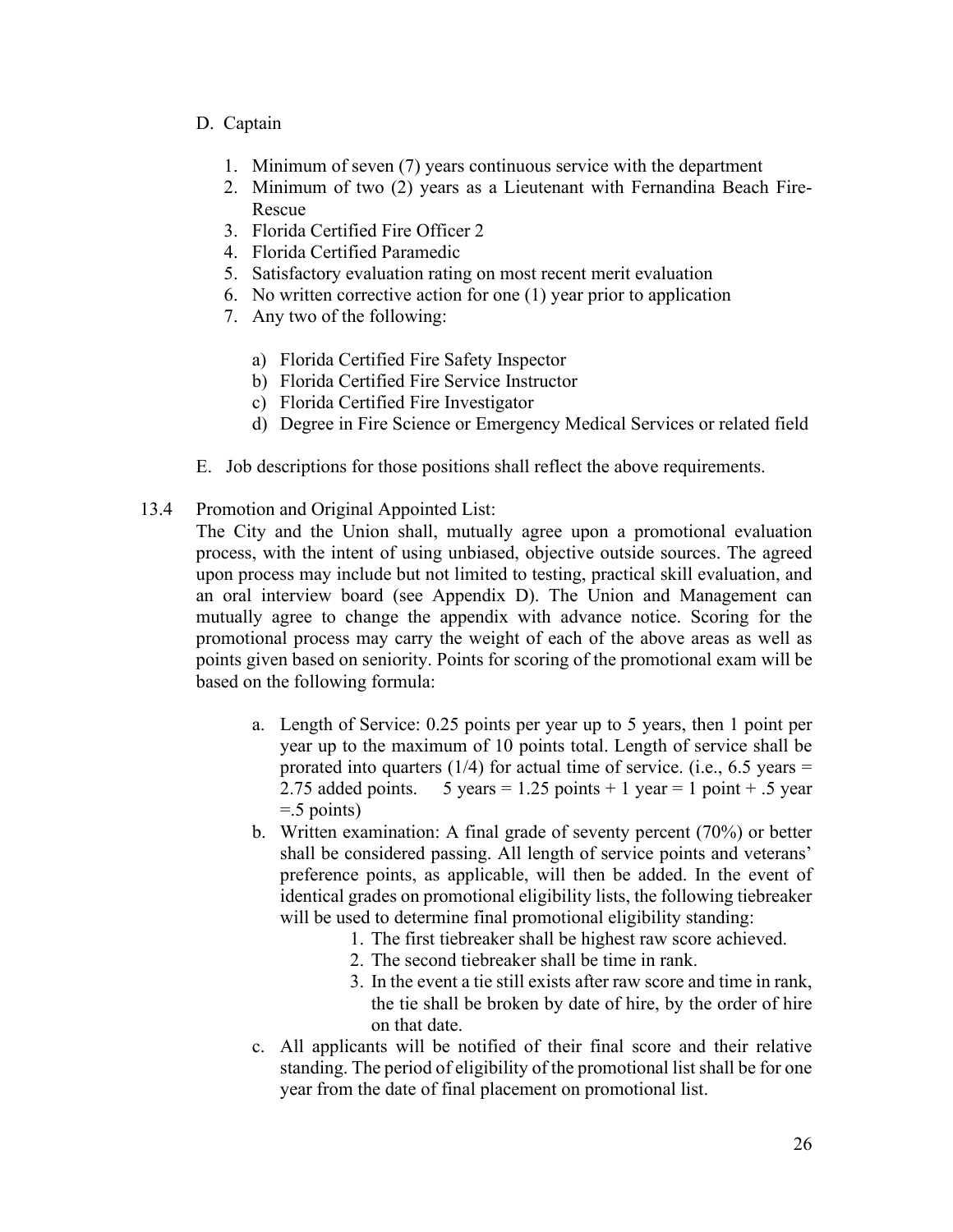D. Captain

1. Minimum of seven (7) years continuous service with the department
2. Minimum of two (2) years as a Lieutenant with Fernandina Beach Fire-Rescue
3. Florida Certified Fire Officer 2
4. Florida Certified Paramedic
5. Satisfactory evaluation rating on most recent merit evaluation
6. No written corrective action for one (1) year prior to application
7. Any two of the following:

   a) Florida Certified Fire Safety Inspector
   b) Florida Certified Fire Service Instructor
   c) Florida Certified Fire Investigator
   d) Degree in Fire Science or Emergency Medical Services or related field

E. Job descriptions for those positions shall reflect the above requirements.

13.4 Promotion and Original Appointed List:
The City and the Union shall, mutually agree upon a promotional evaluation process, with the intent of using unbiased, objective outside sources. The agreed upon process may include but not limited to testing, practical skill evaluation, and an oral interview board (see Appendix D). The Union and Management can mutually agree to change the appendix with advance notice. Scoring for the promotional process may carry the weight of each of the above areas as well as points given based on seniority. Points for scoring of the promotional exam will be based on the following formula:

a. Length of Service: 0.25 points per year up to 5 years, then 1 point per year up to the maximum of 10 points total. Length of service shall be prorated into quarters (1/4) for actual time of service. (i.e., 6.5 years = 2.75 added points. 5 years = 1.25 points + 1 year = 1 point + .5 year =.5 points)
b. Written examination: A final grade of seventy percent (70%) or better shall be considered passing. All length of service points and veterans' preference points, as applicable, will then be added. In the event of identical grades on promotional eligibility lists, the following tiebreaker will be used to determine final promotional eligibility standing:
   1. The first tiebreaker shall be highest raw score achieved.
   2. The second tiebreaker shall be time in rank.
   3. In the event a tie still exists after raw score and time in rank, the tie shall be broken by date of hire, by the order of hire on that date.
c. All applicants will be notified of their final score and their relative standing. The period of eligibility of the promotional list shall be for one year from the date of final placement on promotional list.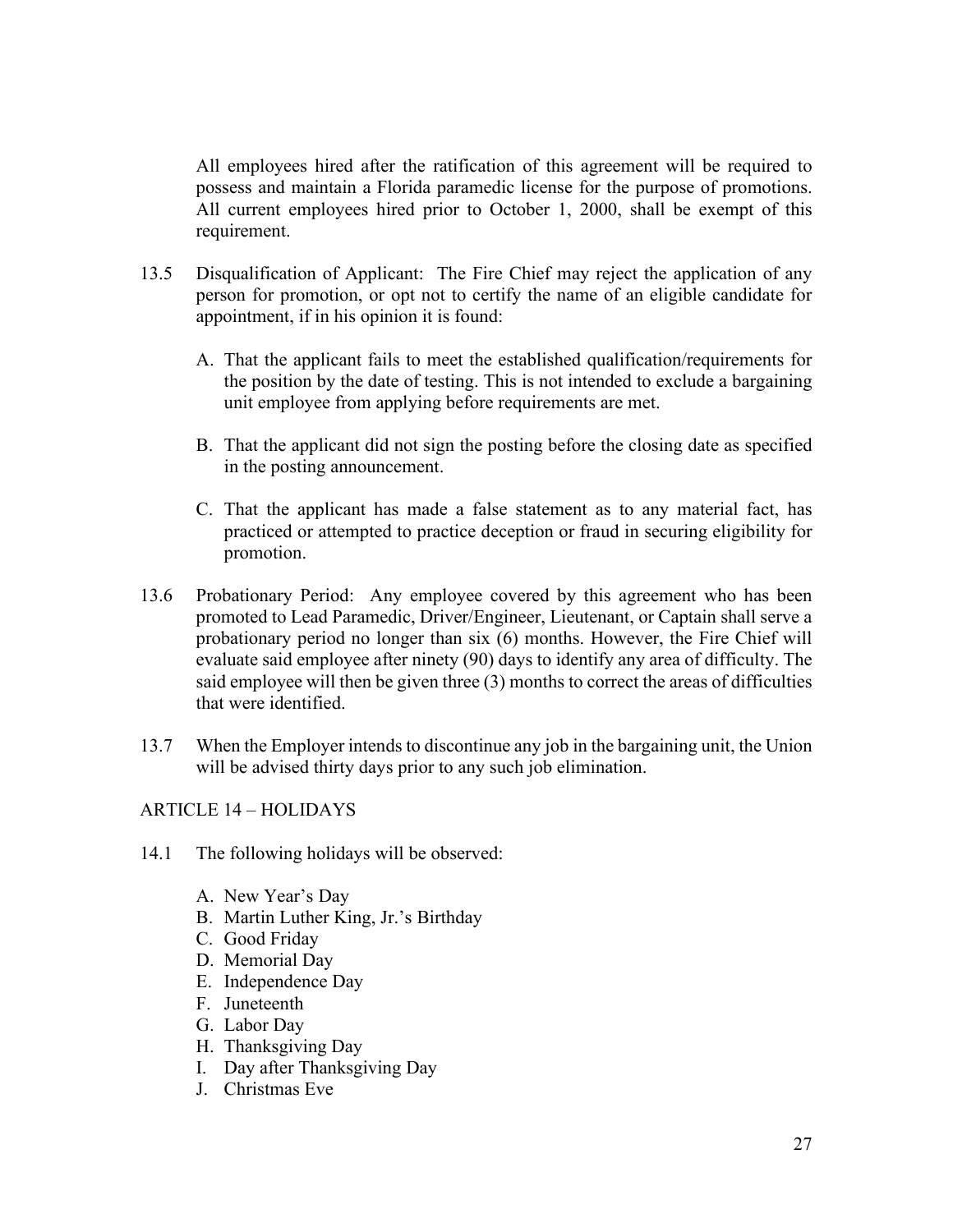All employees hired after the ratification of this agreement will be required to possess and maintain a Florida paramedic license for the purpose of promotions. All current employees hired prior to October 1, 2000, shall be exempt of this requirement.

13.5 Disqualification of Applicant: The Fire Chief may reject the application of any person for promotion, or opt not to certify the name of an eligible candidate for appointment, if in his opinion it is found:

A. That the applicant fails to meet the established qualification/requirements for the position by the date of testing. This is not intended to exclude a bargaining unit employee from applying before requirements are met.

B. That the applicant did not sign the posting before the closing date as specified in the posting announcement.

C. That the applicant has made a false statement as to any material fact, has practiced or attempted to practice deception or fraud in securing eligibility for promotion.

13.6 Probationary Period: Any employee covered by this agreement who has been promoted to Lead Paramedic, Driver/Engineer, Lieutenant, or Captain shall serve a probationary period no longer than six (6) months. However, the Fire Chief will evaluate said employee after ninety (90) days to identify any area of difficulty. The said employee will then be given three (3) months to correct the areas of difficulties that were identified.

13.7 When the Employer intends to discontinue any job in the bargaining unit, the Union will be advised thirty days prior to any such job elimination.

## ARTICLE 14 – HOLIDAYS

14.1 The following holidays will be observed:

A. New Year's Day
B. Martin Luther King, Jr.'s Birthday
C. Good Friday
D. Memorial Day
E. Independence Day
F. Juneteenth
G. Labor Day
H. Thanksgiving Day
I. Day after Thanksgiving Day
J. Christmas Eve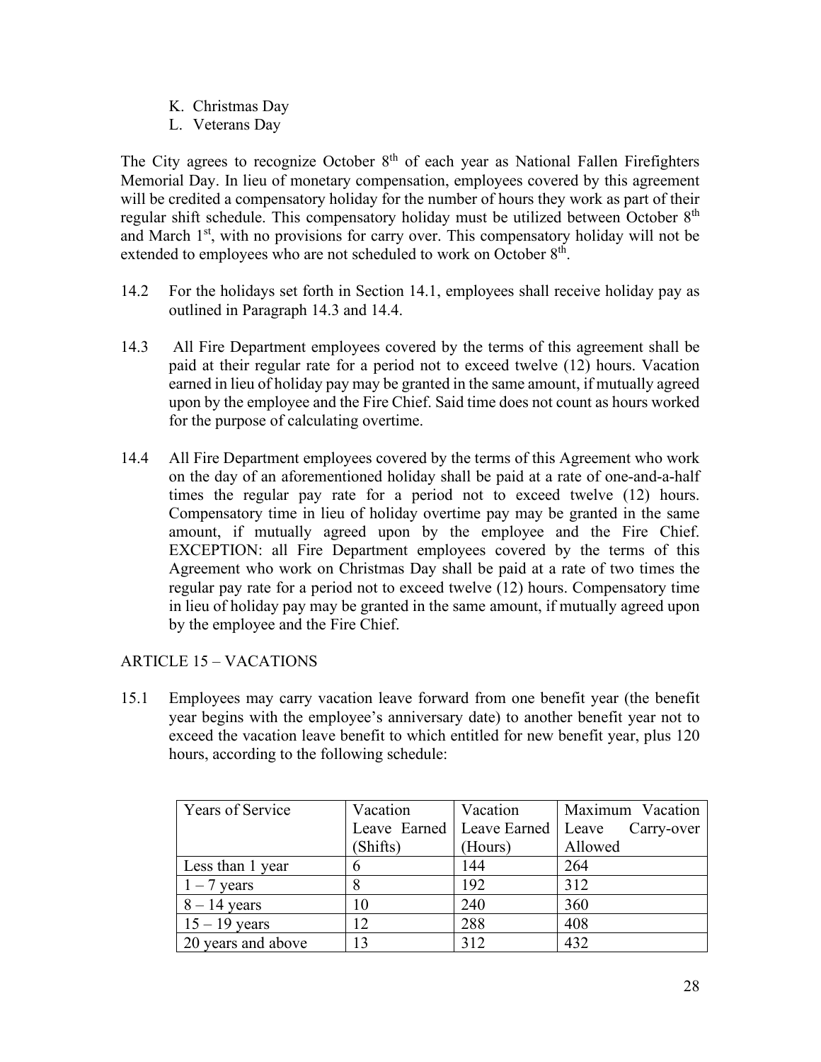K. Christmas Day
L. Veterans Day

The City agrees to recognize October 8th of each year as National Fallen Firefighters Memorial Day. In lieu of monetary compensation, employees covered by this agreement will be credited a compensatory holiday for the number of hours they work as part of their regular shift schedule. This compensatory holiday must be utilized between October 8th and March 1st, with no provisions for carry over. This compensatory holiday will not be extended to employees who are not scheduled to work on October 8th.

14.2 For the holidays set forth in Section 14.1, employees shall receive holiday pay as outlined in Paragraph 14.3 and 14.4.

14.3 All Fire Department employees covered by the terms of this agreement shall be paid at their regular rate for a period not to exceed twelve (12) hours. Vacation earned in lieu of holiday pay may be granted in the same amount, if mutually agreed upon by the employee and the Fire Chief. Said time does not count as hours worked for the purpose of calculating overtime.

14.4 All Fire Department employees covered by the terms of this Agreement who work on the day of an aforementioned holiday shall be paid at a rate of one-and-a-half times the regular pay rate for a period not to exceed twelve (12) hours. Compensatory time in lieu of holiday overtime pay may be granted in the same amount, if mutually agreed upon by the employee and the Fire Chief. EXCEPTION: all Fire Department employees covered by the terms of this Agreement who work on Christmas Day shall be paid at a rate of two times the regular pay rate for a period not to exceed twelve (12) hours. Compensatory time in lieu of holiday pay may be granted in the same amount, if mutually agreed upon by the employee and the Fire Chief.

## ARTICLE 15 – VACATIONS

15.1 Employees may carry vacation leave forward from one benefit year (the benefit year begins with the employee's anniversary date) to another benefit year not to exceed the vacation leave benefit to which entitled for new benefit year, plus 120 hours, according to the following schedule:

| Years of Service | Vacation Leave Earned (Shifts) | Vacation Leave Earned (Hours) | Maximum Vacation Leave Carry-over Allowed |
|---|---|---|---|
| Less than 1 year | 6 | 144 | 264 |
| 1 – 7 years | 8 | 192 | 312 |
| 8 – 14 years | 10 | 240 | 360 |
| 15 – 19 years | 12 | 288 | 408 |
| 20 years and above | 13 | 312 | 432 |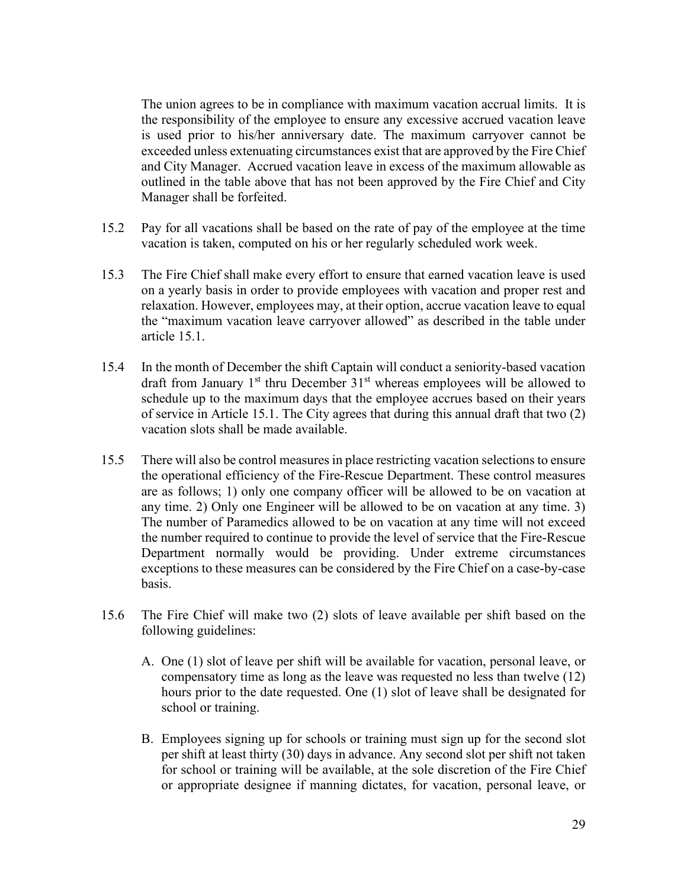The union agrees to be in compliance with maximum vacation accrual limits. It is the responsibility of the employee to ensure any excessive accrued vacation leave is used prior to his/her anniversary date. The maximum carryover cannot be exceeded unless extenuating circumstances exist that are approved by the Fire Chief and City Manager. Accrued vacation leave in excess of the maximum allowable as outlined in the table above that has not been approved by the Fire Chief and City Manager shall be forfeited.

15.2 Pay for all vacations shall be based on the rate of pay of the employee at the time vacation is taken, computed on his or her regularly scheduled work week.

15.3 The Fire Chief shall make every effort to ensure that earned vacation leave is used on a yearly basis in order to provide employees with vacation and proper rest and relaxation. However, employees may, at their option, accrue vacation leave to equal the "maximum vacation leave carryover allowed" as described in the table under article 15.1.

15.4 In the month of December the shift Captain will conduct a seniority-based vacation draft from January 1st thru December 31st whereas employees will be allowed to schedule up to the maximum days that the employee accrues based on their years of service in Article 15.1. The City agrees that during this annual draft that two (2) vacation slots shall be made available.

15.5 There will also be control measures in place restricting vacation selections to ensure the operational efficiency of the Fire-Rescue Department. These control measures are as follows; 1) only one company officer will be allowed to be on vacation at any time. 2) Only one Engineer will be allowed to be on vacation at any time. 3) The number of Paramedics allowed to be on vacation at any time will not exceed the number required to continue to provide the level of service that the Fire-Rescue Department normally would be providing. Under extreme circumstances exceptions to these measures can be considered by the Fire Chief on a case-by-case basis.

15.6 The Fire Chief will make two (2) slots of leave available per shift based on the following guidelines:

A. One (1) slot of leave per shift will be available for vacation, personal leave, or compensatory time as long as the leave was requested no less than twelve (12) hours prior to the date requested. One (1) slot of leave shall be designated for school or training.

B. Employees signing up for schools or training must sign up for the second slot per shift at least thirty (30) days in advance. Any second slot per shift not taken for school or training will be available, at the sole discretion of the Fire Chief or appropriate designee if manning dictates, for vacation, personal leave, or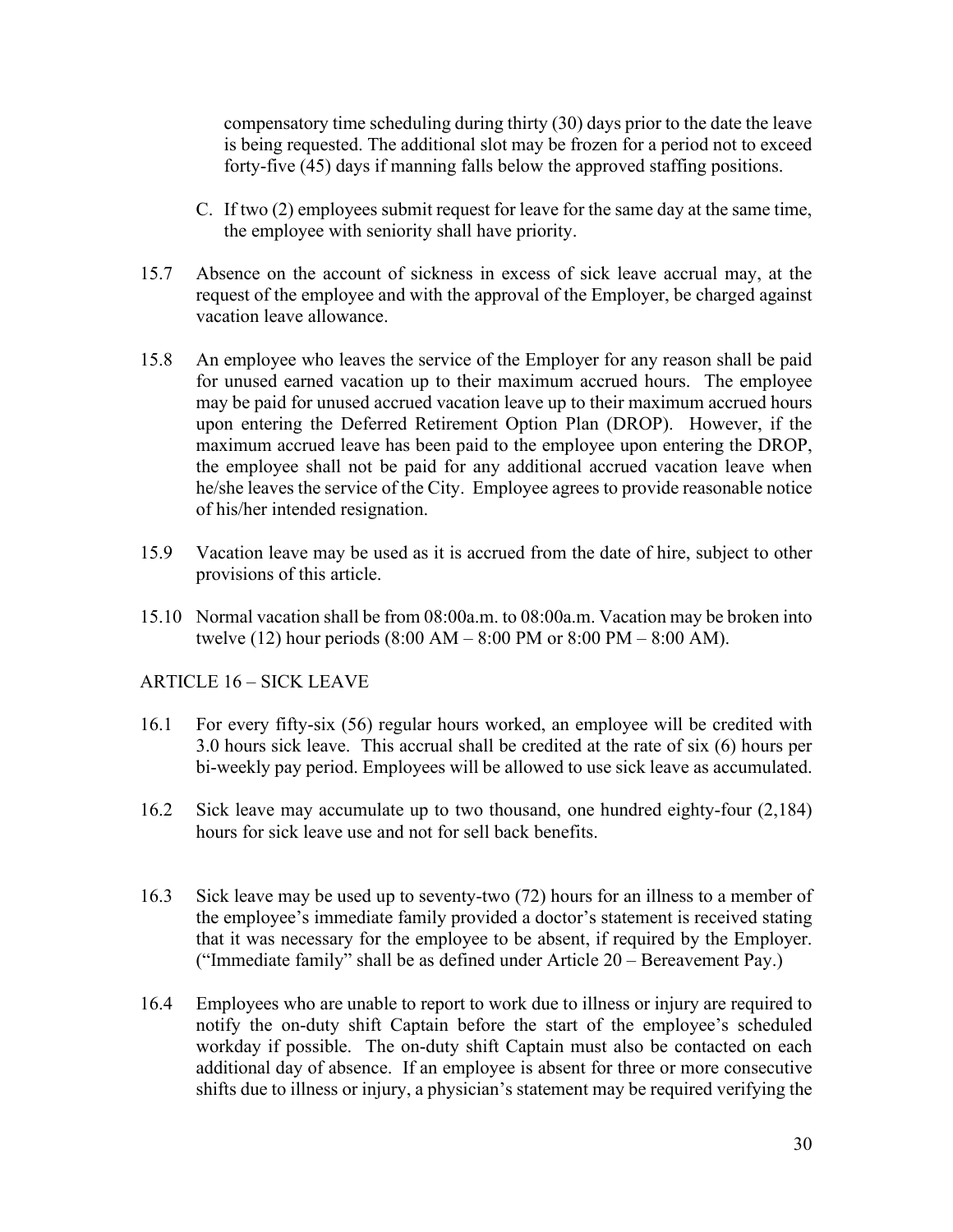compensatory time scheduling during thirty (30) days prior to the date the leave is being requested. The additional slot may be frozen for a period not to exceed forty-five (45) days if manning falls below the approved staffing positions.

C. If two (2) employees submit request for leave for the same day at the same time, the employee with seniority shall have priority.

15.7 Absence on the account of sickness in excess of sick leave accrual may, at the request of the employee and with the approval of the Employer, be charged against vacation leave allowance.

15.8 An employee who leaves the service of the Employer for any reason shall be paid for unused earned vacation up to their maximum accrued hours. The employee may be paid for unused accrued vacation leave up to their maximum accrued hours upon entering the Deferred Retirement Option Plan (DROP). However, if the maximum accrued leave has been paid to the employee upon entering the DROP, the employee shall not be paid for any additional accrued vacation leave when he/she leaves the service of the City. Employee agrees to provide reasonable notice of his/her intended resignation.

15.9 Vacation leave may be used as it is accrued from the date of hire, subject to other provisions of this article.

15.10 Normal vacation shall be from 08:00a.m. to 08:00a.m. Vacation may be broken into twelve (12) hour periods (8:00 AM – 8:00 PM or 8:00 PM – 8:00 AM).

## ARTICLE 16 – SICK LEAVE

16.1 For every fifty-six (56) regular hours worked, an employee will be credited with 3.0 hours sick leave. This accrual shall be credited at the rate of six (6) hours per bi-weekly pay period. Employees will be allowed to use sick leave as accumulated.

16.2 Sick leave may accumulate up to two thousand, one hundred eighty-four (2,184) hours for sick leave use and not for sell back benefits.

16.3 Sick leave may be used up to seventy-two (72) hours for an illness to a member of the employee's immediate family provided a doctor's statement is received stating that it was necessary for the employee to be absent, if required by the Employer. ("Immediate family" shall be as defined under Article 20 – Bereavement Pay.)

16.4 Employees who are unable to report to work due to illness or injury are required to notify the on-duty shift Captain before the start of the employee's scheduled workday if possible. The on-duty shift Captain must also be contacted on each additional day of absence. If an employee is absent for three or more consecutive shifts due to illness or injury, a physician's statement may be required verifying the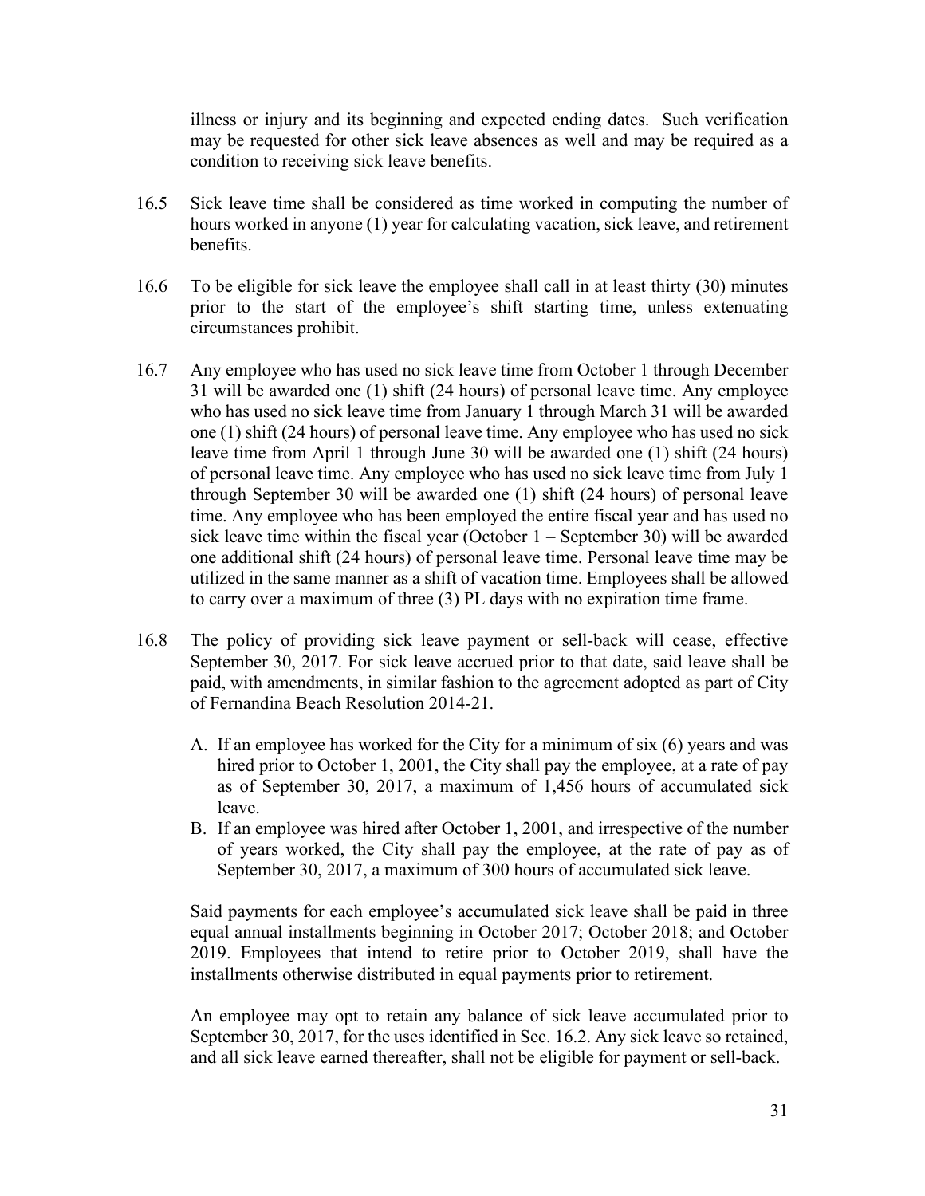illness or injury and its beginning and expected ending dates. Such verification may be requested for other sick leave absences as well and may be required as a condition to receiving sick leave benefits.

16.5 Sick leave time shall be considered as time worked in computing the number of hours worked in anyone (1) year for calculating vacation, sick leave, and retirement benefits.

16.6 To be eligible for sick leave the employee shall call in at least thirty (30) minutes prior to the start of the employee's shift starting time, unless extenuating circumstances prohibit.

16.7 Any employee who has used no sick leave time from October 1 through December 31 will be awarded one (1) shift (24 hours) of personal leave time. Any employee who has used no sick leave time from January 1 through March 31 will be awarded one (1) shift (24 hours) of personal leave time. Any employee who has used no sick leave time from April 1 through June 30 will be awarded one (1) shift (24 hours) of personal leave time. Any employee who has used no sick leave time from July 1 through September 30 will be awarded one (1) shift (24 hours) of personal leave time. Any employee who has been employed the entire fiscal year and has used no sick leave time within the fiscal year (October 1 – September 30) will be awarded one additional shift (24 hours) of personal leave time. Personal leave time may be utilized in the same manner as a shift of vacation time. Employees shall be allowed to carry over a maximum of three (3) PL days with no expiration time frame.

16.8 The policy of providing sick leave payment or sell-back will cease, effective September 30, 2017. For sick leave accrued prior to that date, said leave shall be paid, with amendments, in similar fashion to the agreement adopted as part of City of Fernandina Beach Resolution 2014-21.

A. If an employee has worked for the City for a minimum of six (6) years and was hired prior to October 1, 2001, the City shall pay the employee, at a rate of pay as of September 30, 2017, a maximum of 1,456 hours of accumulated sick leave.
B. If an employee was hired after October 1, 2001, and irrespective of the number of years worked, the City shall pay the employee, at the rate of pay as of September 30, 2017, a maximum of 300 hours of accumulated sick leave.

Said payments for each employee's accumulated sick leave shall be paid in three equal annual installments beginning in October 2017; October 2018; and October 2019. Employees that intend to retire prior to October 2019, shall have the installments otherwise distributed in equal payments prior to retirement.

An employee may opt to retain any balance of sick leave accumulated prior to September 30, 2017, for the uses identified in Sec. 16.2. Any sick leave so retained, and all sick leave earned thereafter, shall not be eligible for payment or sell-back.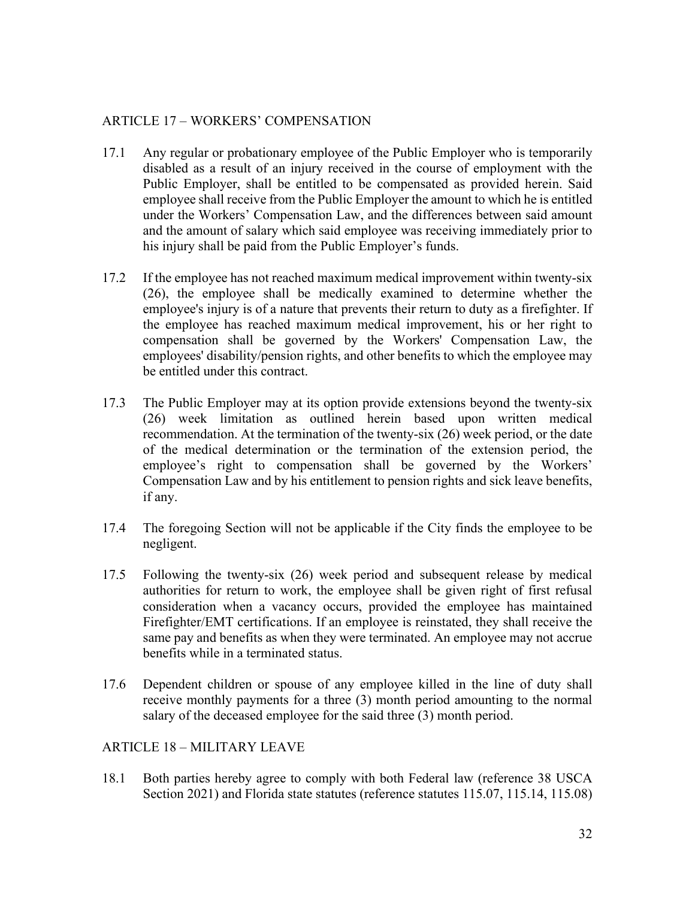## ARTICLE 17 – WORKERS' COMPENSATION

17.1 Any regular or probationary employee of the Public Employer who is temporarily disabled as a result of an injury received in the course of employment with the Public Employer, shall be entitled to be compensated as provided herein. Said employee shall receive from the Public Employer the amount to which he is entitled under the Workers' Compensation Law, and the differences between said amount and the amount of salary which said employee was receiving immediately prior to his injury shall be paid from the Public Employer's funds.

17.2 If the employee has not reached maximum medical improvement within twenty-six (26), the employee shall be medically examined to determine whether the employee's injury is of a nature that prevents their return to duty as a firefighter. If the employee has reached maximum medical improvement, his or her right to compensation shall be governed by the Workers' Compensation Law, the employees' disability/pension rights, and other benefits to which the employee may be entitled under this contract.

17.3 The Public Employer may at its option provide extensions beyond the twenty-six (26) week limitation as outlined herein based upon written medical recommendation. At the termination of the twenty-six (26) week period, or the date of the medical determination or the termination of the extension period, the employee's right to compensation shall be governed by the Workers' Compensation Law and by his entitlement to pension rights and sick leave benefits, if any.

17.4 The foregoing Section will not be applicable if the City finds the employee to be negligent.

17.5 Following the twenty-six (26) week period and subsequent release by medical authorities for return to work, the employee shall be given right of first refusal consideration when a vacancy occurs, provided the employee has maintained Firefighter/EMT certifications. If an employee is reinstated, they shall receive the same pay and benefits as when they were terminated. An employee may not accrue benefits while in a terminated status.

17.6 Dependent children or spouse of any employee killed in the line of duty shall receive monthly payments for a three (3) month period amounting to the normal salary of the deceased employee for the said three (3) month period.

## ARTICLE 18 – MILITARY LEAVE

18.1 Both parties hereby agree to comply with both Federal law (reference 38 USCA Section 2021) and Florida state statutes (reference statutes 115.07, 115.14, 115.08)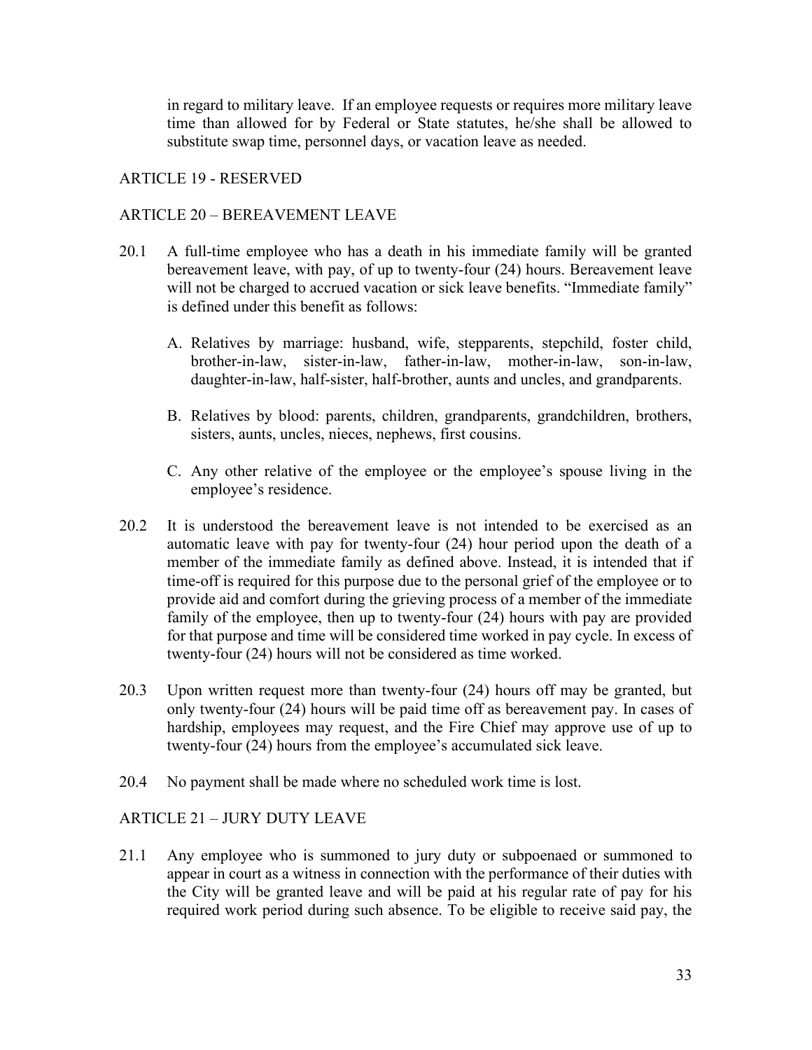in regard to military leave. If an employee requests or requires more military leave time than allowed for by Federal or State statutes, he/she shall be allowed to substitute swap time, personnel days, or vacation leave as needed.

## ARTICLE 19 - RESERVED

## ARTICLE 20 – BEREAVEMENT LEAVE

20.1 A full-time employee who has a death in his immediate family will be granted bereavement leave, with pay, of up to twenty-four (24) hours. Bereavement leave will not be charged to accrued vacation or sick leave benefits. "Immediate family" is defined under this benefit as follows:

A. Relatives by marriage: husband, wife, stepparents, stepchild, foster child, brother-in-law, sister-in-law, father-in-law, mother-in-law, son-in-law, daughter-in-law, half-sister, half-brother, aunts and uncles, and grandparents.

B. Relatives by blood: parents, children, grandparents, grandchildren, brothers, sisters, aunts, uncles, nieces, nephews, first cousins.

C. Any other relative of the employee or the employee's spouse living in the employee's residence.

20.2 It is understood the bereavement leave is not intended to be exercised as an automatic leave with pay for twenty-four (24) hour period upon the death of a member of the immediate family as defined above. Instead, it is intended that if time-off is required for this purpose due to the personal grief of the employee or to provide aid and comfort during the grieving process of a member of the immediate family of the employee, then up to twenty-four (24) hours with pay are provided for that purpose and time will be considered time worked in pay cycle. In excess of twenty-four (24) hours will not be considered as time worked.

20.3 Upon written request more than twenty-four (24) hours off may be granted, but only twenty-four (24) hours will be paid time off as bereavement pay. In cases of hardship, employees may request, and the Fire Chief may approve use of up to twenty-four (24) hours from the employee's accumulated sick leave.

20.4 No payment shall be made where no scheduled work time is lost.

## ARTICLE 21 – JURY DUTY LEAVE

21.1 Any employee who is summoned to jury duty or subpoenaed or summoned to appear in court as a witness in connection with the performance of their duties with the City will be granted leave and will be paid at his regular rate of pay for his required work period during such absence. To be eligible to receive said pay, the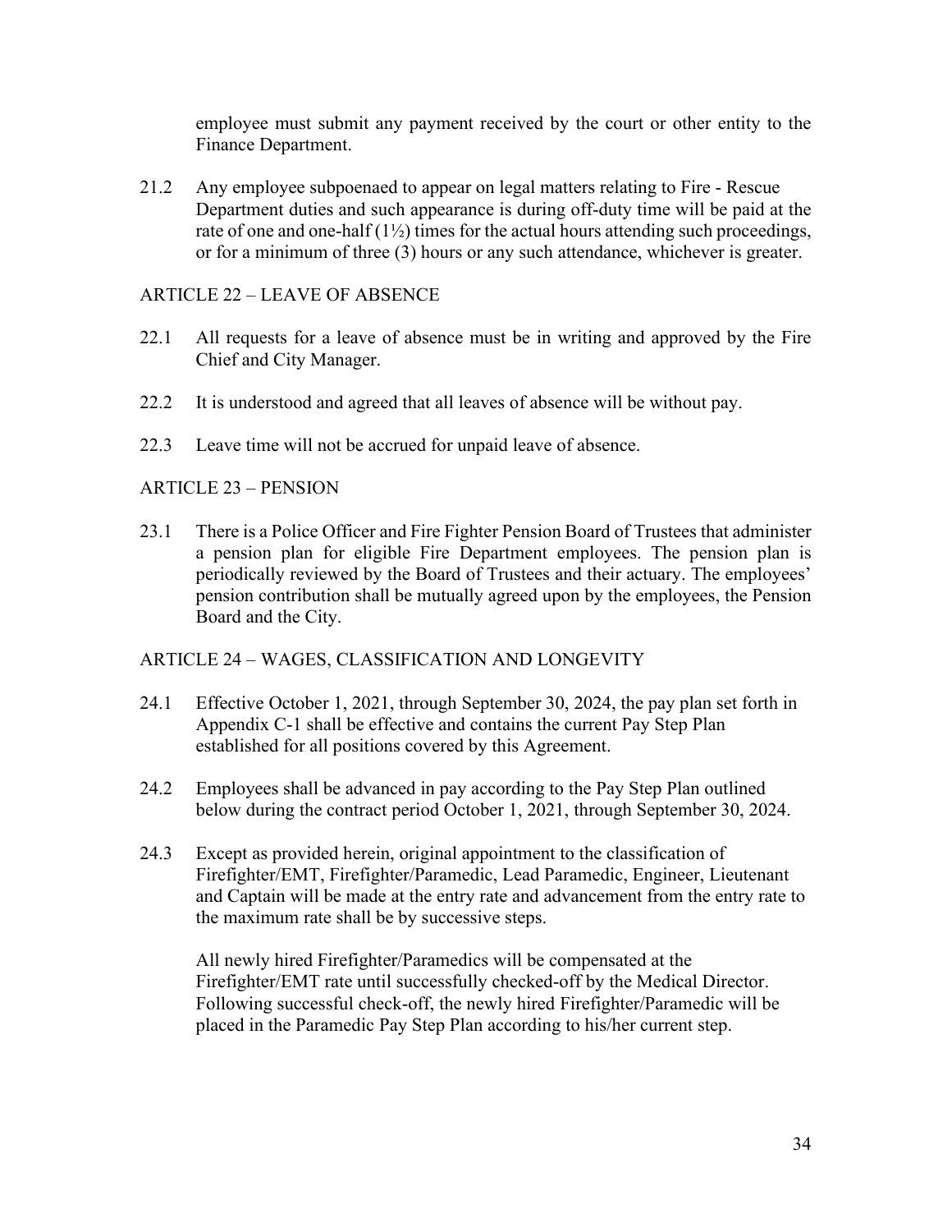employee must submit any payment received by the court or other entity to the Finance Department.

21.2 Any employee subpoenaed to appear on legal matters relating to Fire - Rescue Department duties and such appearance is during off-duty time will be paid at the rate of one and one-half (1½) times for the actual hours attending such proceedings, or for a minimum of three (3) hours or any such attendance, whichever is greater.

## ARTICLE 22 – LEAVE OF ABSENCE

22.1 All requests for a leave of absence must be in writing and approved by the Fire Chief and City Manager.

22.2 It is understood and agreed that all leaves of absence will be without pay.

22.3 Leave time will not be accrued for unpaid leave of absence.

## ARTICLE 23 – PENSION

23.1 There is a Police Officer and Fire Fighter Pension Board of Trustees that administer a pension plan for eligible Fire Department employees. The pension plan is periodically reviewed by the Board of Trustees and their actuary. The employees' pension contribution shall be mutually agreed upon by the employees, the Pension Board and the City.

## ARTICLE 24 – WAGES, CLASSIFICATION AND LONGEVITY

24.1 Effective October 1, 2021, through September 30, 2024, the pay plan set forth in Appendix C-1 shall be effective and contains the current Pay Step Plan established for all positions covered by this Agreement.

24.2 Employees shall be advanced in pay according to the Pay Step Plan outlined below during the contract period October 1, 2021, through September 30, 2024.

24.3 Except as provided herein, original appointment to the classification of Firefighter/EMT, Firefighter/Paramedic, Lead Paramedic, Engineer, Lieutenant and Captain will be made at the entry rate and advancement from the entry rate to the maximum rate shall be by successive steps.

All newly hired Firefighter/Paramedics will be compensated at the Firefighter/EMT rate until successfully checked-off by the Medical Director. Following successful check-off, the newly hired Firefighter/Paramedic will be placed in the Paramedic Pay Step Plan according to his/her current step.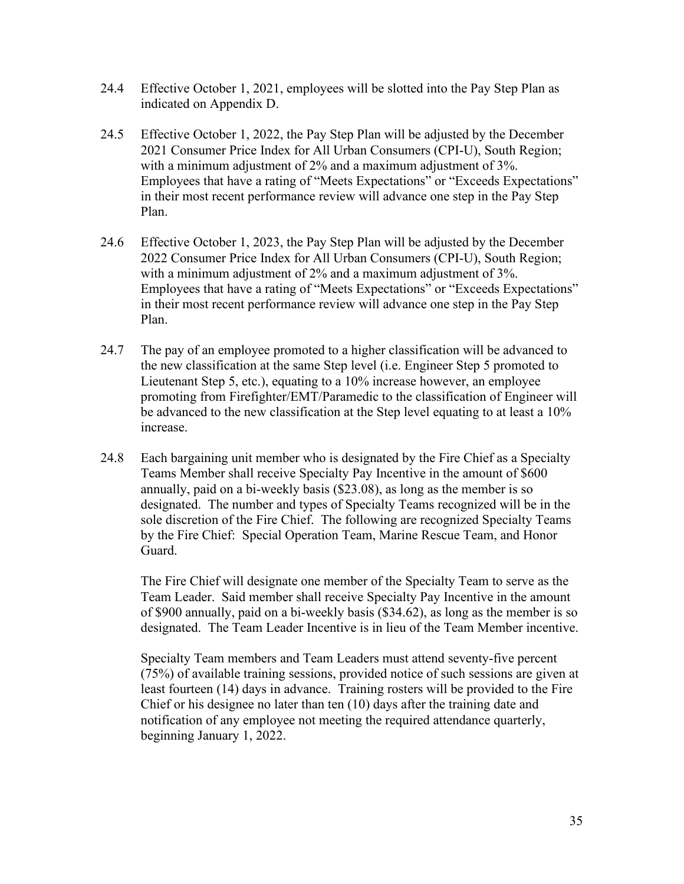24.4 Effective October 1, 2021, employees will be slotted into the Pay Step Plan as indicated on Appendix D.

24.5 Effective October 1, 2022, the Pay Step Plan will be adjusted by the December 2021 Consumer Price Index for All Urban Consumers (CPI-U), South Region; with a minimum adjustment of 2% and a maximum adjustment of 3%. Employees that have a rating of "Meets Expectations" or "Exceeds Expectations" in their most recent performance review will advance one step in the Pay Step Plan.

24.6 Effective October 1, 2023, the Pay Step Plan will be adjusted by the December 2022 Consumer Price Index for All Urban Consumers (CPI-U), South Region; with a minimum adjustment of 2% and a maximum adjustment of 3%. Employees that have a rating of "Meets Expectations" or "Exceeds Expectations" in their most recent performance review will advance one step in the Pay Step Plan.

24.7 The pay of an employee promoted to a higher classification will be advanced to the new classification at the same Step level (i.e. Engineer Step 5 promoted to Lieutenant Step 5, etc.), equating to a 10% increase however, an employee promoting from Firefighter/EMT/Paramedic to the classification of Engineer will be advanced to the new classification at the Step level equating to at least a 10% increase.

24.8 Each bargaining unit member who is designated by the Fire Chief as a Specialty Teams Member shall receive Specialty Pay Incentive in the amount of $600 annually, paid on a bi-weekly basis ($23.08), as long as the member is so designated. The number and types of Specialty Teams recognized will be in the sole discretion of the Fire Chief. The following are recognized Specialty Teams by the Fire Chief: Special Operation Team, Marine Rescue Team, and Honor Guard.

The Fire Chief will designate one member of the Specialty Team to serve as the Team Leader. Said member shall receive Specialty Pay Incentive in the amount of $900 annually, paid on a bi-weekly basis ($34.62), as long as the member is so designated. The Team Leader Incentive is in lieu of the Team Member incentive.

Specialty Team members and Team Leaders must attend seventy-five percent (75%) of available training sessions, provided notice of such sessions are given at least fourteen (14) days in advance. Training rosters will be provided to the Fire Chief or his designee no later than ten (10) days after the training date and notification of any employee not meeting the required attendance quarterly, beginning January 1, 2022.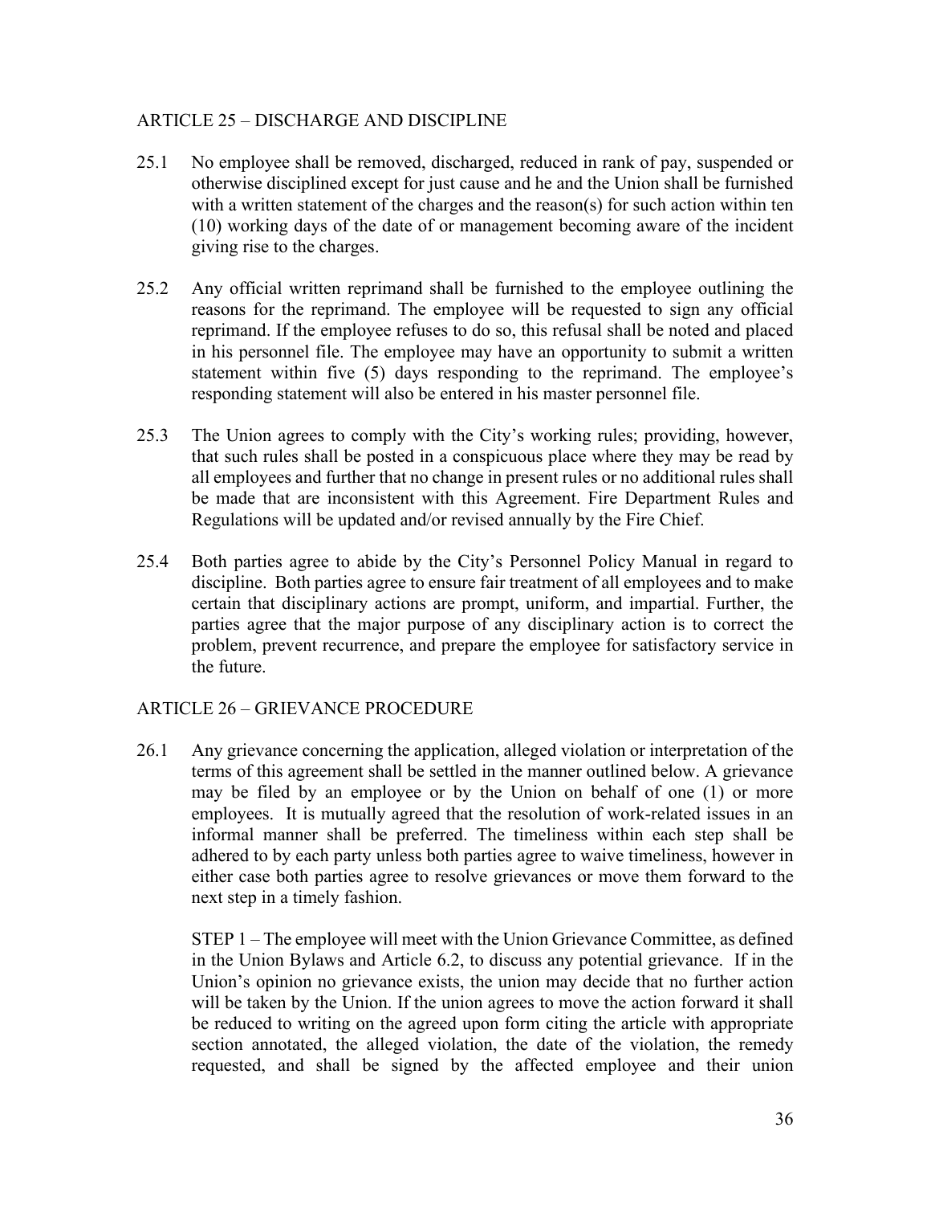## ARTICLE 25 – DISCHARGE AND DISCIPLINE

25.1 No employee shall be removed, discharged, reduced in rank of pay, suspended or otherwise disciplined except for just cause and he and the Union shall be furnished with a written statement of the charges and the reason(s) for such action within ten (10) working days of the date of or management becoming aware of the incident giving rise to the charges.

25.2 Any official written reprimand shall be furnished to the employee outlining the reasons for the reprimand. The employee will be requested to sign any official reprimand. If the employee refuses to do so, this refusal shall be noted and placed in his personnel file. The employee may have an opportunity to submit a written statement within five (5) days responding to the reprimand. The employee's responding statement will also be entered in his master personnel file.

25.3 The Union agrees to comply with the City's working rules; providing, however, that such rules shall be posted in a conspicuous place where they may be read by all employees and further that no change in present rules or no additional rules shall be made that are inconsistent with this Agreement. Fire Department Rules and Regulations will be updated and/or revised annually by the Fire Chief.

25.4 Both parties agree to abide by the City's Personnel Policy Manual in regard to discipline. Both parties agree to ensure fair treatment of all employees and to make certain that disciplinary actions are prompt, uniform, and impartial. Further, the parties agree that the major purpose of any disciplinary action is to correct the problem, prevent recurrence, and prepare the employee for satisfactory service in the future.

## ARTICLE 26 – GRIEVANCE PROCEDURE

26.1 Any grievance concerning the application, alleged violation or interpretation of the terms of this agreement shall be settled in the manner outlined below. A grievance may be filed by an employee or by the Union on behalf of one (1) or more employees. It is mutually agreed that the resolution of work-related issues in an informal manner shall be preferred. The timeliness within each step shall be adhered to by each party unless both parties agree to waive timeliness, however in either case both parties agree to resolve grievances or move them forward to the next step in a timely fashion.

STEP 1 – The employee will meet with the Union Grievance Committee, as defined in the Union Bylaws and Article 6.2, to discuss any potential grievance. If in the Union's opinion no grievance exists, the union may decide that no further action will be taken by the Union. If the union agrees to move the action forward it shall be reduced to writing on the agreed upon form citing the article with appropriate section annotated, the alleged violation, the date of the violation, the remedy requested, and shall be signed by the affected employee and their union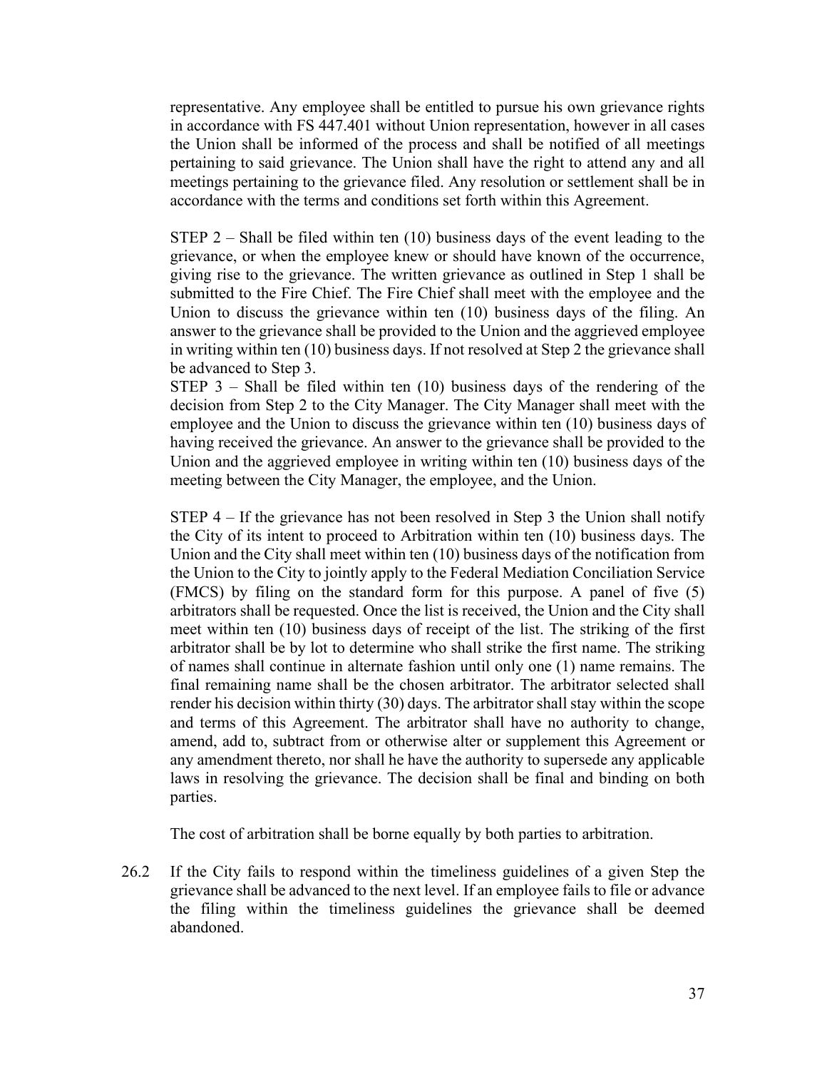representative. Any employee shall be entitled to pursue his own grievance rights in accordance with FS 447.401 without Union representation, however in all cases the Union shall be informed of the process and shall be notified of all meetings pertaining to said grievance. The Union shall have the right to attend any and all meetings pertaining to the grievance filed. Any resolution or settlement shall be in accordance with the terms and conditions set forth within this Agreement.

STEP 2 – Shall be filed within ten (10) business days of the event leading to the grievance, or when the employee knew or should have known of the occurrence, giving rise to the grievance. The written grievance as outlined in Step 1 shall be submitted to the Fire Chief. The Fire Chief shall meet with the employee and the Union to discuss the grievance within ten (10) business days of the filing. An answer to the grievance shall be provided to the Union and the aggrieved employee in writing within ten (10) business days. If not resolved at Step 2 the grievance shall be advanced to Step 3.

STEP 3 – Shall be filed within ten (10) business days of the rendering of the decision from Step 2 to the City Manager. The City Manager shall meet with the employee and the Union to discuss the grievance within ten (10) business days of having received the grievance. An answer to the grievance shall be provided to the Union and the aggrieved employee in writing within ten (10) business days of the meeting between the City Manager, the employee, and the Union.

STEP 4 – If the grievance has not been resolved in Step 3 the Union shall notify the City of its intent to proceed to Arbitration within ten (10) business days. The Union and the City shall meet within ten (10) business days of the notification from the Union to the City to jointly apply to the Federal Mediation Conciliation Service (FMCS) by filing on the standard form for this purpose. A panel of five (5) arbitrators shall be requested. Once the list is received, the Union and the City shall meet within ten (10) business days of receipt of the list. The striking of the first arbitrator shall be by lot to determine who shall strike the first name. The striking of names shall continue in alternate fashion until only one (1) name remains. The final remaining name shall be the chosen arbitrator. The arbitrator selected shall render his decision within thirty (30) days. The arbitrator shall stay within the scope and terms of this Agreement. The arbitrator shall have no authority to change, amend, add to, subtract from or otherwise alter or supplement this Agreement or any amendment thereto, nor shall he have the authority to supersede any applicable laws in resolving the grievance. The decision shall be final and binding on both parties.

The cost of arbitration shall be borne equally by both parties to arbitration.

26.2 If the City fails to respond within the timeliness guidelines of a given Step the grievance shall be advanced to the next level. If an employee fails to file or advance the filing within the timeliness guidelines the grievance shall be deemed abandoned.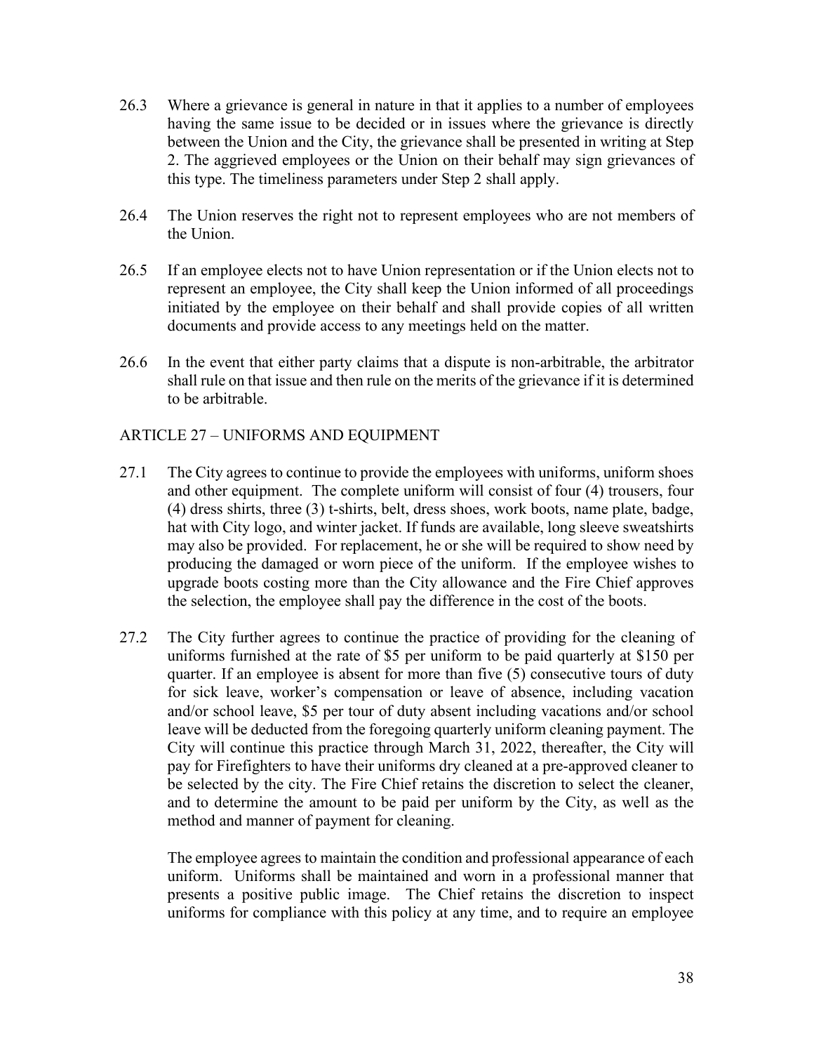26.3 Where a grievance is general in nature in that it applies to a number of employees having the same issue to be decided or in issues where the grievance is directly between the Union and the City, the grievance shall be presented in writing at Step 2. The aggrieved employees or the Union on their behalf may sign grievances of this type. The timeliness parameters under Step 2 shall apply.

26.4 The Union reserves the right not to represent employees who are not members of the Union.

26.5 If an employee elects not to have Union representation or if the Union elects not to represent an employee, the City shall keep the Union informed of all proceedings initiated by the employee on their behalf and shall provide copies of all written documents and provide access to any meetings held on the matter.

26.6 In the event that either party claims that a dispute is non-arbitrable, the arbitrator shall rule on that issue and then rule on the merits of the grievance if it is determined to be arbitrable.

## ARTICLE 27 – UNIFORMS AND EQUIPMENT

27.1 The City agrees to continue to provide the employees with uniforms, uniform shoes and other equipment. The complete uniform will consist of four (4) trousers, four (4) dress shirts, three (3) t-shirts, belt, dress shoes, work boots, name plate, badge, hat with City logo, and winter jacket. If funds are available, long sleeve sweatshirts may also be provided. For replacement, he or she will be required to show need by producing the damaged or worn piece of the uniform. If the employee wishes to upgrade boots costing more than the City allowance and the Fire Chief approves the selection, the employee shall pay the difference in the cost of the boots.

27.2 The City further agrees to continue the practice of providing for the cleaning of uniforms furnished at the rate of $5 per uniform to be paid quarterly at $150 per quarter. If an employee is absent for more than five (5) consecutive tours of duty for sick leave, worker's compensation or leave of absence, including vacation and/or school leave, $5 per tour of duty absent including vacations and/or school leave will be deducted from the foregoing quarterly uniform cleaning payment. The City will continue this practice through March 31, 2022, thereafter, the City will pay for Firefighters to have their uniforms dry cleaned at a pre-approved cleaner to be selected by the city. The Fire Chief retains the discretion to select the cleaner, and to determine the amount to be paid per uniform by the City, as well as the method and manner of payment for cleaning.

The employee agrees to maintain the condition and professional appearance of each uniform. Uniforms shall be maintained and worn in a professional manner that presents a positive public image. The Chief retains the discretion to inspect uniforms for compliance with this policy at any time, and to require an employee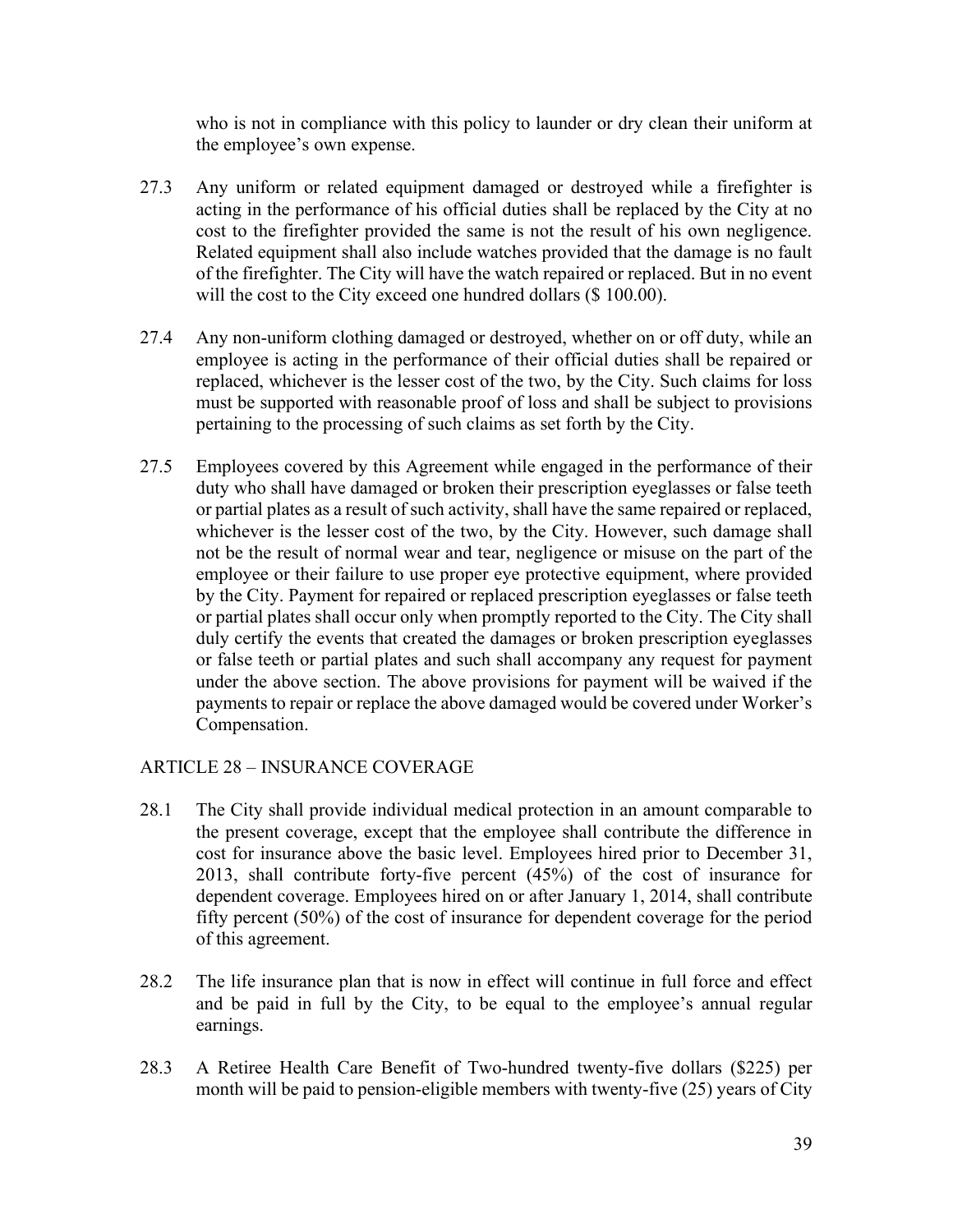who is not in compliance with this policy to launder or dry clean their uniform at the employee's own expense.

27.3 Any uniform or related equipment damaged or destroyed while a firefighter is acting in the performance of his official duties shall be replaced by the City at no cost to the firefighter provided the same is not the result of his own negligence. Related equipment shall also include watches provided that the damage is no fault of the firefighter. The City will have the watch repaired or replaced. But in no event will the cost to the City exceed one hundred dollars ($ 100.00).

27.4 Any non-uniform clothing damaged or destroyed, whether on or off duty, while an employee is acting in the performance of their official duties shall be repaired or replaced, whichever is the lesser cost of the two, by the City. Such claims for loss must be supported with reasonable proof of loss and shall be subject to provisions pertaining to the processing of such claims as set forth by the City.

27.5 Employees covered by this Agreement while engaged in the performance of their duty who shall have damaged or broken their prescription eyeglasses or false teeth or partial plates as a result of such activity, shall have the same repaired or replaced, whichever is the lesser cost of the two, by the City. However, such damage shall not be the result of normal wear and tear, negligence or misuse on the part of the employee or their failure to use proper eye protective equipment, where provided by the City. Payment for repaired or replaced prescription eyeglasses or false teeth or partial plates shall occur only when promptly reported to the City. The City shall duly certify the events that created the damages or broken prescription eyeglasses or false teeth or partial plates and such shall accompany any request for payment under the above section. The above provisions for payment will be waived if the payments to repair or replace the above damaged would be covered under Worker's Compensation.

## ARTICLE 28 – INSURANCE COVERAGE

28.1 The City shall provide individual medical protection in an amount comparable to the present coverage, except that the employee shall contribute the difference in cost for insurance above the basic level. Employees hired prior to December 31, 2013, shall contribute forty-five percent (45%) of the cost of insurance for dependent coverage. Employees hired on or after January 1, 2014, shall contribute fifty percent (50%) of the cost of insurance for dependent coverage for the period of this agreement.

28.2 The life insurance plan that is now in effect will continue in full force and effect and be paid in full by the City, to be equal to the employee's annual regular earnings.

28.3 A Retiree Health Care Benefit of Two-hundred twenty-five dollars ($225) per month will be paid to pension-eligible members with twenty-five (25) years of City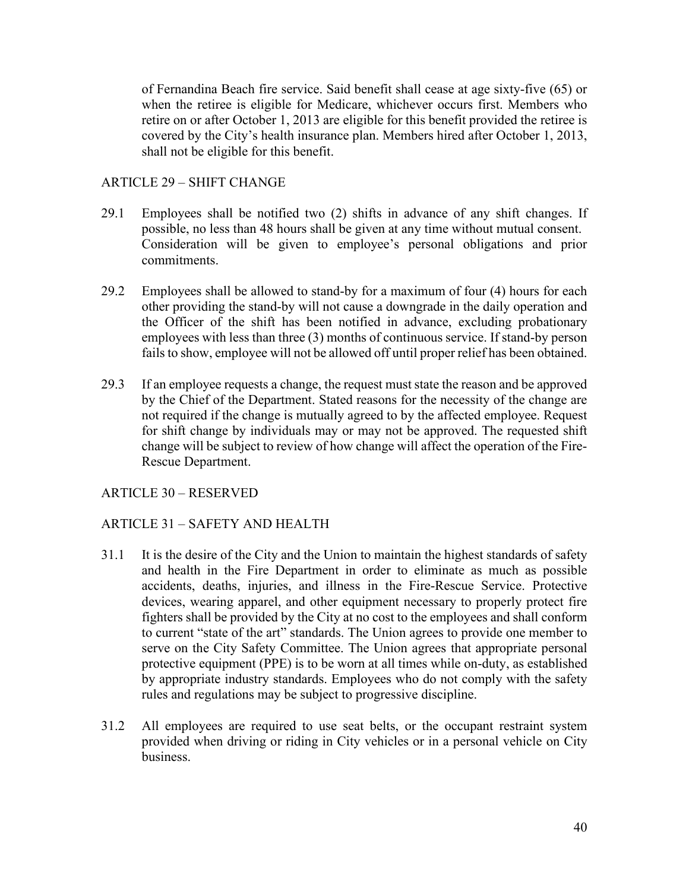of Fernandina Beach fire service. Said benefit shall cease at age sixty-five (65) or when the retiree is eligible for Medicare, whichever occurs first. Members who retire on or after October 1, 2013 are eligible for this benefit provided the retiree is covered by the City's health insurance plan. Members hired after October 1, 2013, shall not be eligible for this benefit.

## ARTICLE 29 – SHIFT CHANGE

29.1 Employees shall be notified two (2) shifts in advance of any shift changes. If possible, no less than 48 hours shall be given at any time without mutual consent. Consideration will be given to employee's personal obligations and prior commitments.

29.2 Employees shall be allowed to stand-by for a maximum of four (4) hours for each other providing the stand-by will not cause a downgrade in the daily operation and the Officer of the shift has been notified in advance, excluding probationary employees with less than three (3) months of continuous service. If stand-by person fails to show, employee will not be allowed off until proper relief has been obtained.

29.3 If an employee requests a change, the request must state the reason and be approved by the Chief of the Department. Stated reasons for the necessity of the change are not required if the change is mutually agreed to by the affected employee. Request for shift change by individuals may or may not be approved. The requested shift change will be subject to review of how change will affect the operation of the Fire-Rescue Department.

## ARTICLE 30 – RESERVED

## ARTICLE 31 – SAFETY AND HEALTH

31.1 It is the desire of the City and the Union to maintain the highest standards of safety and health in the Fire Department in order to eliminate as much as possible accidents, deaths, injuries, and illness in the Fire-Rescue Service. Protective devices, wearing apparel, and other equipment necessary to properly protect fire fighters shall be provided by the City at no cost to the employees and shall conform to current "state of the art" standards. The Union agrees to provide one member to serve on the City Safety Committee. The Union agrees that appropriate personal protective equipment (PPE) is to be worn at all times while on-duty, as established by appropriate industry standards. Employees who do not comply with the safety rules and regulations may be subject to progressive discipline.

31.2 All employees are required to use seat belts, or the occupant restraint system provided when driving or riding in City vehicles or in a personal vehicle on City business.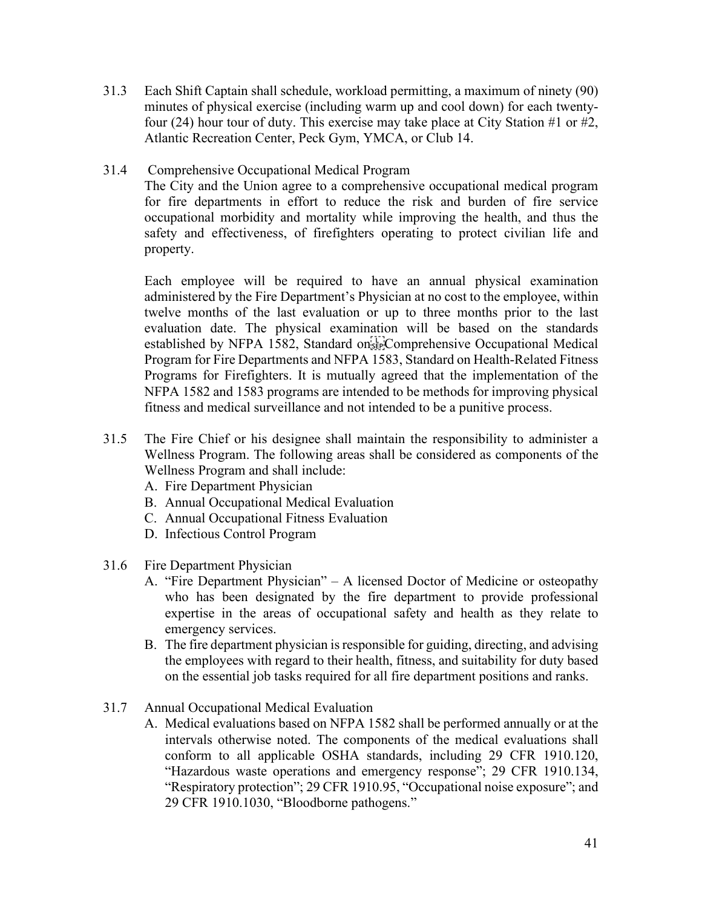31.3 Each Shift Captain shall schedule, workload permitting, a maximum of ninety (90) minutes of physical exercise (including warm up and cool down) for each twenty-four (24) hour tour of duty. This exercise may take place at City Station #1 or #2, Atlantic Recreation Center, Peck Gym, YMCA, or Club 14.

31.4 Comprehensive Occupational Medical Program

The City and the Union agree to a comprehensive occupational medical program for fire departments in effort to reduce the risk and burden of fire service occupational morbidity and mortality while improving the health, and thus the safety and effectiveness, of firefighters operating to protect civilian life and property.

Each employee will be required to have an annual physical examination administered by the Fire Department's Physician at no cost to the employee, within twelve months of the last evaluation or up to three months prior to the last evaluation date. The physical examination will be based on the standards established by NFPA 1582, Standard on Comprehensive Occupational Medical Program for Fire Departments and NFPA 1583, Standard on Health-Related Fitness Programs for Firefighters. It is mutually agreed that the implementation of the NFPA 1582 and 1583 programs are intended to be methods for improving physical fitness and medical surveillance and not intended to be a punitive process.

31.5 The Fire Chief or his designee shall maintain the responsibility to administer a Wellness Program. The following areas shall be considered as components of the Wellness Program and shall include:

A. Fire Department Physician
B. Annual Occupational Medical Evaluation
C. Annual Occupational Fitness Evaluation
D. Infectious Control Program

31.6 Fire Department Physician

A. "Fire Department Physician" – A licensed Doctor of Medicine or osteopathy who has been designated by the fire department to provide professional expertise in the areas of occupational safety and health as they relate to emergency services.
B. The fire department physician is responsible for guiding, directing, and advising the employees with regard to their health, fitness, and suitability for duty based on the essential job tasks required for all fire department positions and ranks.

31.7 Annual Occupational Medical Evaluation

A. Medical evaluations based on NFPA 1582 shall be performed annually or at the intervals otherwise noted. The components of the medical evaluations shall conform to all applicable OSHA standards, including 29 CFR 1910.120, "Hazardous waste operations and emergency response"; 29 CFR 1910.134, "Respiratory protection"; 29 CFR 1910.95, "Occupational noise exposure"; and 29 CFR 1910.1030, "Bloodborne pathogens."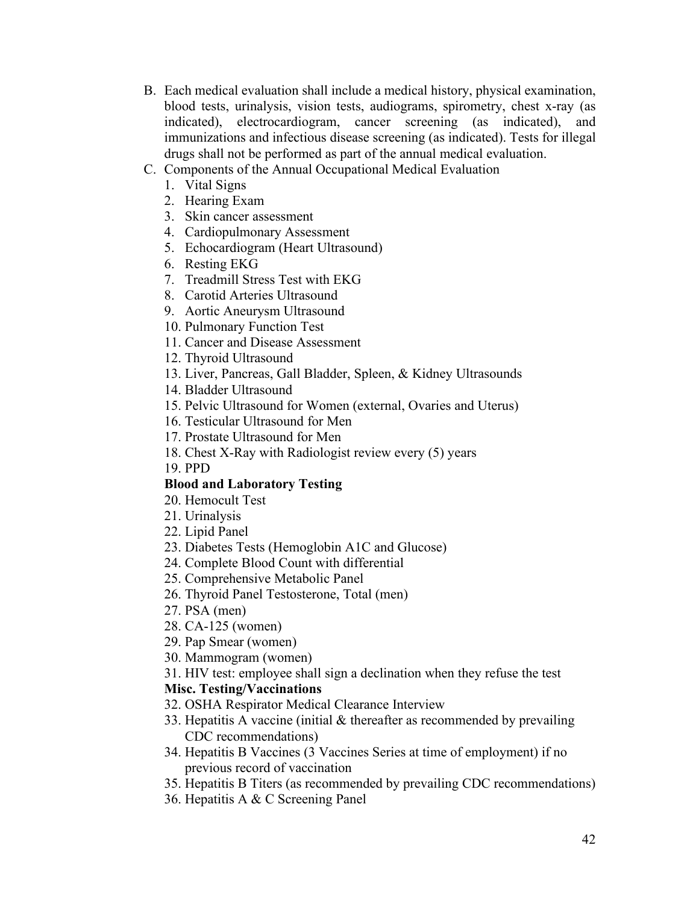B. Each medical evaluation shall include a medical history, physical examination, blood tests, urinalysis, vision tests, audiograms, spirometry, chest x-ray (as indicated), electrocardiogram, cancer screening (as indicated), and immunizations and infectious disease screening (as indicated). Tests for illegal drugs shall not be performed as part of the annual medical evaluation.

C. Components of the Annual Occupational Medical Evaluation

1. Vital Signs
2. Hearing Exam
3. Skin cancer assessment
4. Cardiopulmonary Assessment
5. Echocardiogram (Heart Ultrasound)
6. Resting EKG
7. Treadmill Stress Test with EKG
8. Carotid Arteries Ultrasound
9. Aortic Aneurysm Ultrasound
10. Pulmonary Function Test
11. Cancer and Disease Assessment
12. Thyroid Ultrasound
13. Liver, Pancreas, Gall Bladder, Spleen, & Kidney Ultrasounds
14. Bladder Ultrasound
15. Pelvic Ultrasound for Women (external, Ovaries and Uterus)
16. Testicular Ultrasound for Men
17. Prostate Ultrasound for Men
18. Chest X-Ray with Radiologist review every (5) years
19. PPD

**Blood and Laboratory Testing**

20. Hemocult Test
21. Urinalysis
22. Lipid Panel
23. Diabetes Tests (Hemoglobin A1C and Glucose)
24. Complete Blood Count with differential
25. Comprehensive Metabolic Panel
26. Thyroid Panel Testosterone, Total (men)
27. PSA (men)
28. CA-125 (women)
29. Pap Smear (women)
30. Mammogram (women)
31. HIV test: employee shall sign a declination when they refuse the test

**Misc. Testing/Vaccinations**

32. OSHA Respirator Medical Clearance Interview
33. Hepatitis A vaccine (initial & thereafter as recommended by prevailing CDC recommendations)
34. Hepatitis B Vaccines (3 Vaccines Series at time of employment) if no previous record of vaccination
35. Hepatitis B Titers (as recommended by prevailing CDC recommendations)
36. Hepatitis A & C Screening Panel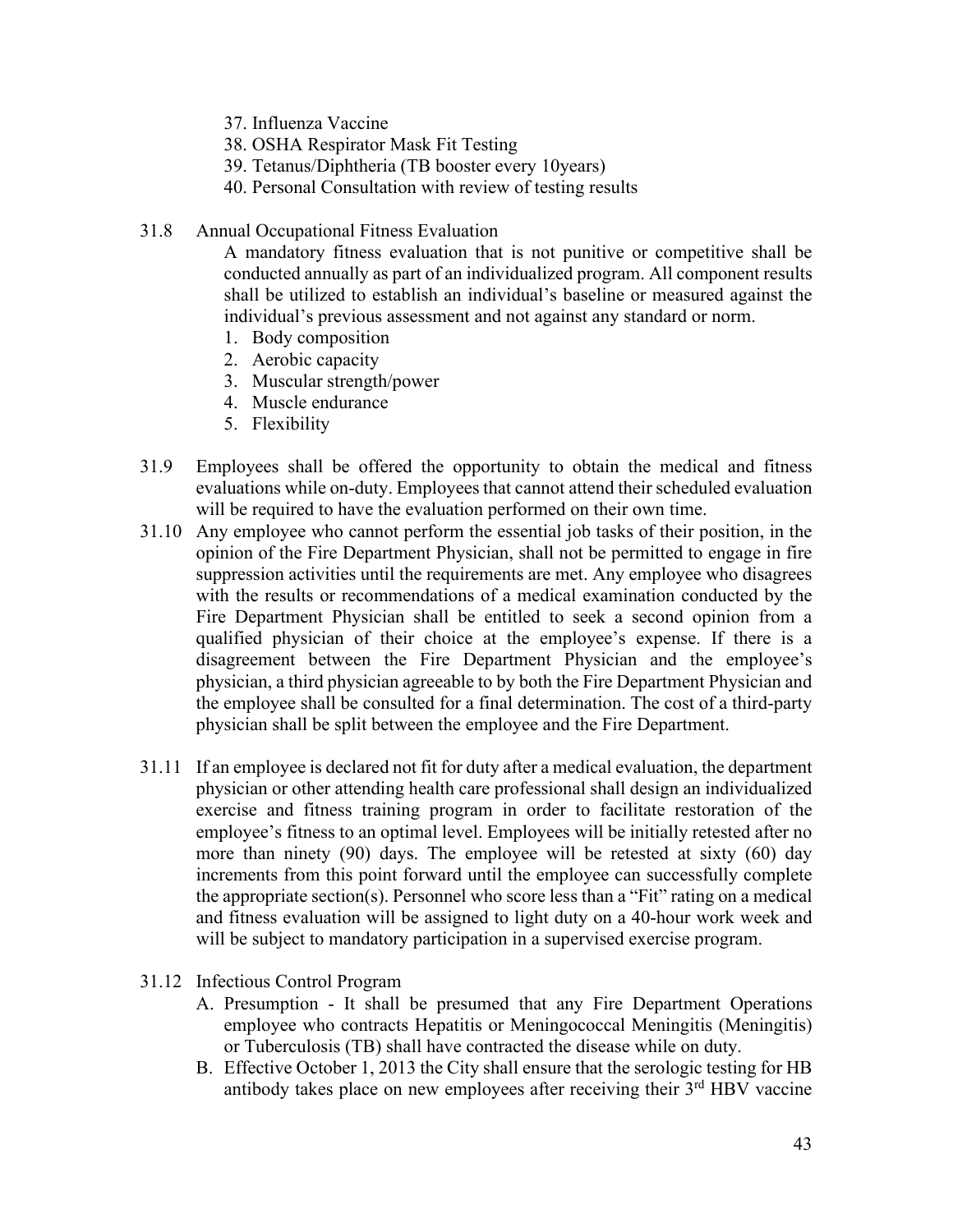37. Influenza Vaccine
38. OSHA Respirator Mask Fit Testing
39. Tetanus/Diphtheria (TB booster every 10years)
40. Personal Consultation with review of testing results

31.8 Annual Occupational Fitness Evaluation

A mandatory fitness evaluation that is not punitive or competitive shall be conducted annually as part of an individualized program. All component results shall be utilized to establish an individual's baseline or measured against the individual's previous assessment and not against any standard or norm.

1. Body composition
2. Aerobic capacity
3. Muscular strength/power
4. Muscle endurance
5. Flexibility

31.9 Employees shall be offered the opportunity to obtain the medical and fitness evaluations while on-duty. Employees that cannot attend their scheduled evaluation will be required to have the evaluation performed on their own time.

31.10 Any employee who cannot perform the essential job tasks of their position, in the opinion of the Fire Department Physician, shall not be permitted to engage in fire suppression activities until the requirements are met. Any employee who disagrees with the results or recommendations of a medical examination conducted by the Fire Department Physician shall be entitled to seek a second opinion from a qualified physician of their choice at the employee's expense. If there is a disagreement between the Fire Department Physician and the employee's physician, a third physician agreeable to by both the Fire Department Physician and the employee shall be consulted for a final determination. The cost of a third-party physician shall be split between the employee and the Fire Department.

31.11 If an employee is declared not fit for duty after a medical evaluation, the department physician or other attending health care professional shall design an individualized exercise and fitness training program in order to facilitate restoration of the employee's fitness to an optimal level. Employees will be initially retested after no more than ninety (90) days. The employee will be retested at sixty (60) day increments from this point forward until the employee can successfully complete the appropriate section(s). Personnel who score less than a "Fit" rating on a medical and fitness evaluation will be assigned to light duty on a 40-hour work week and will be subject to mandatory participation in a supervised exercise program.

31.12 Infectious Control Program

A. Presumption - It shall be presumed that any Fire Department Operations employee who contracts Hepatitis or Meningococcal Meningitis (Meningitis) or Tuberculosis (TB) shall have contracted the disease while on duty.
B. Effective October 1, 2013 the City shall ensure that the serologic testing for HB antibody takes place on new employees after receiving their 3rd HBV vaccine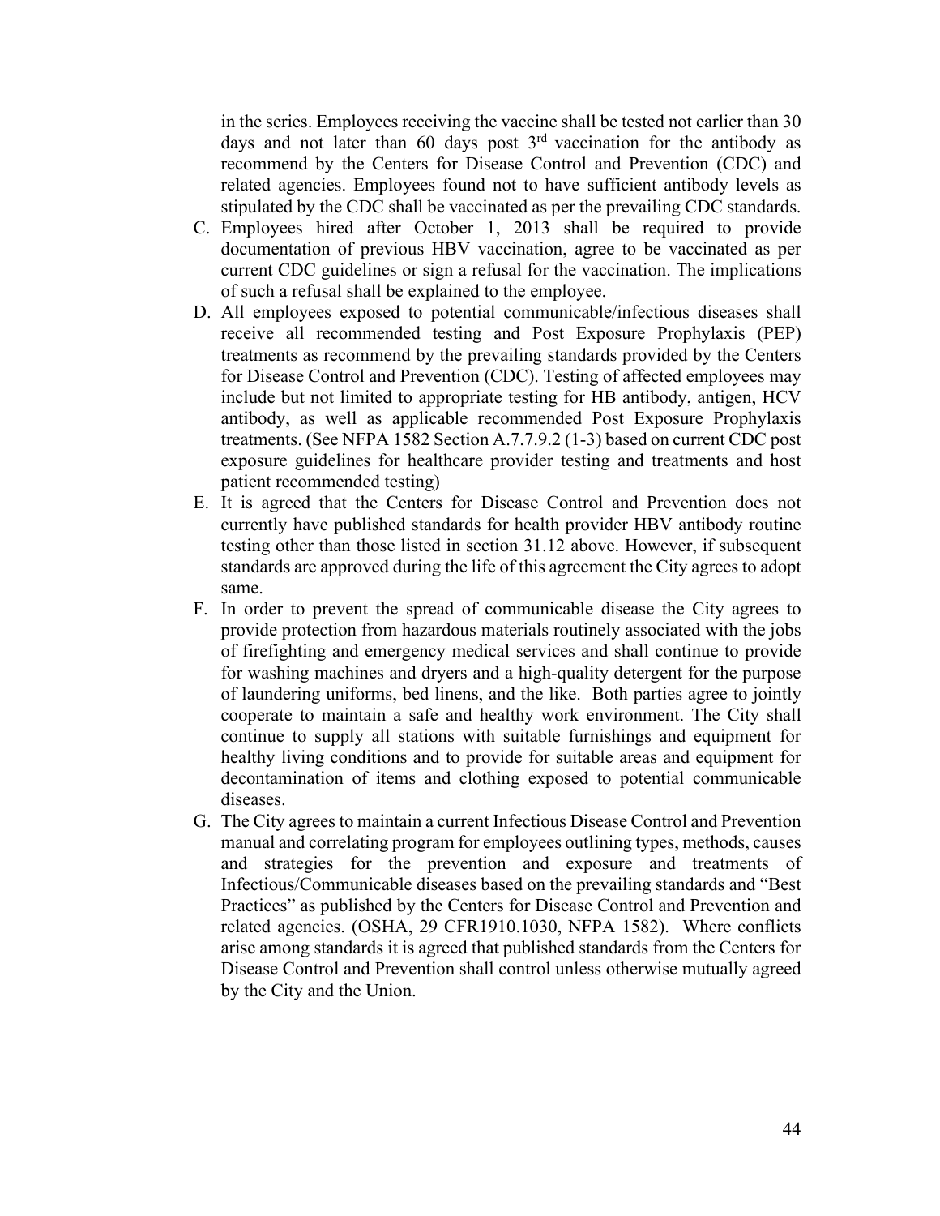in the series. Employees receiving the vaccine shall be tested not earlier than 30 days and not later than 60 days post 3rd vaccination for the antibody as recommend by the Centers for Disease Control and Prevention (CDC) and related agencies. Employees found not to have sufficient antibody levels as stipulated by the CDC shall be vaccinated as per the prevailing CDC standards.

C. Employees hired after October 1, 2013 shall be required to provide documentation of previous HBV vaccination, agree to be vaccinated as per current CDC guidelines or sign a refusal for the vaccination. The implications of such a refusal shall be explained to the employee.

D. All employees exposed to potential communicable/infectious diseases shall receive all recommended testing and Post Exposure Prophylaxis (PEP) treatments as recommend by the prevailing standards provided by the Centers for Disease Control and Prevention (CDC). Testing of affected employees may include but not limited to appropriate testing for HB antibody, antigen, HCV antibody, as well as applicable recommended Post Exposure Prophylaxis treatments. (See NFPA 1582 Section A.7.7.9.2 (1-3) based on current CDC post exposure guidelines for healthcare provider testing and treatments and host patient recommended testing)

E. It is agreed that the Centers for Disease Control and Prevention does not currently have published standards for health provider HBV antibody routine testing other than those listed in section 31.12 above. However, if subsequent standards are approved during the life of this agreement the City agrees to adopt same.

F. In order to prevent the spread of communicable disease the City agrees to provide protection from hazardous materials routinely associated with the jobs of firefighting and emergency medical services and shall continue to provide for washing machines and dryers and a high-quality detergent for the purpose of laundering uniforms, bed linens, and the like. Both parties agree to jointly cooperate to maintain a safe and healthy work environment. The City shall continue to supply all stations with suitable furnishings and equipment for healthy living conditions and to provide for suitable areas and equipment for decontamination of items and clothing exposed to potential communicable diseases.

G. The City agrees to maintain a current Infectious Disease Control and Prevention manual and correlating program for employees outlining types, methods, causes and strategies for the prevention and exposure and treatments of Infectious/Communicable diseases based on the prevailing standards and "Best Practices" as published by the Centers for Disease Control and Prevention and related agencies. (OSHA, 29 CFR1910.1030, NFPA 1582). Where conflicts arise among standards it is agreed that published standards from the Centers for Disease Control and Prevention shall control unless otherwise mutually agreed by the City and the Union.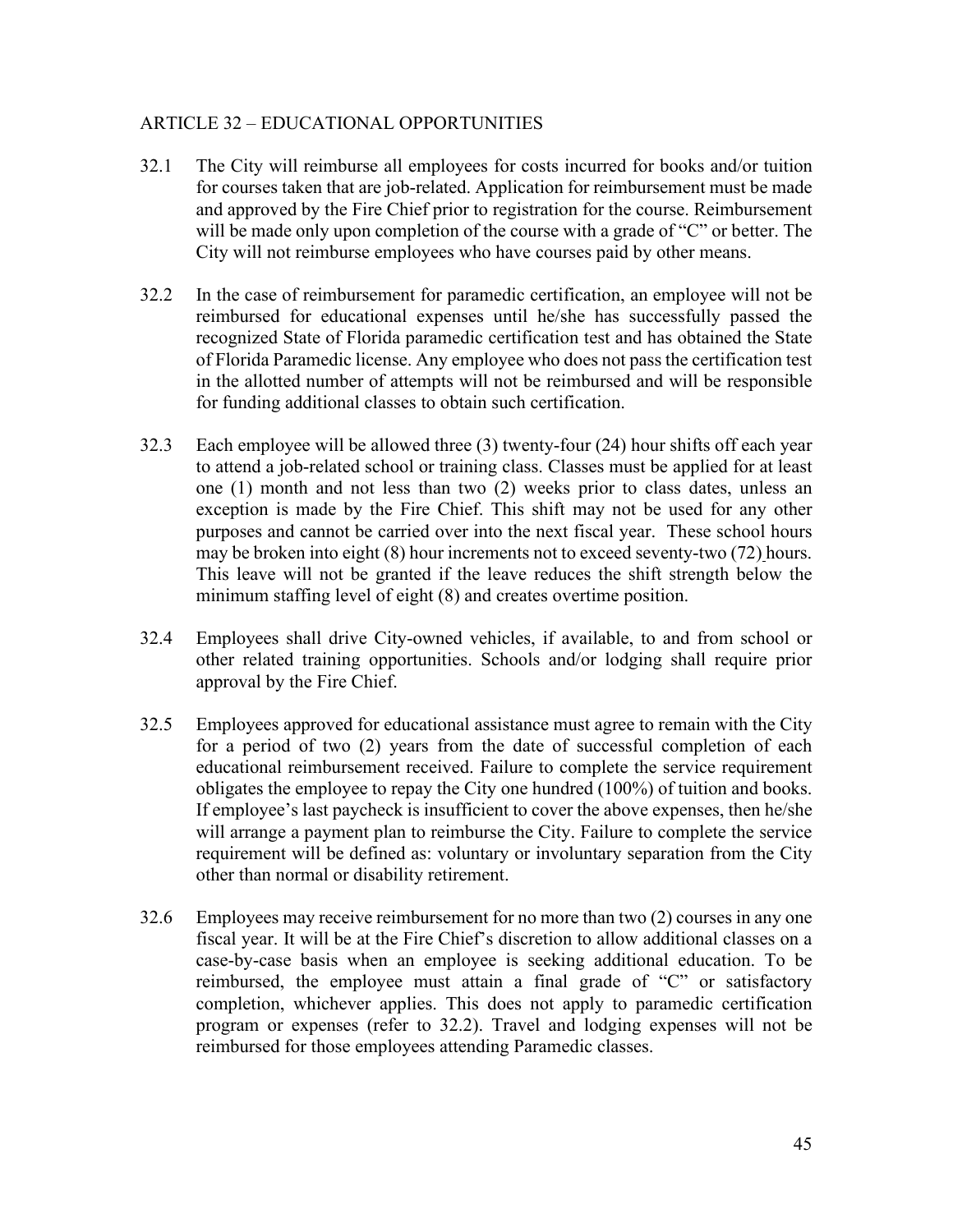## ARTICLE 32 – EDUCATIONAL OPPORTUNITIES

32.1 The City will reimburse all employees for costs incurred for books and/or tuition for courses taken that are job-related. Application for reimbursement must be made and approved by the Fire Chief prior to registration for the course. Reimbursement will be made only upon completion of the course with a grade of "C" or better. The City will not reimburse employees who have courses paid by other means.

32.2 In the case of reimbursement for paramedic certification, an employee will not be reimbursed for educational expenses until he/she has successfully passed the recognized State of Florida paramedic certification test and has obtained the State of Florida Paramedic license. Any employee who does not pass the certification test in the allotted number of attempts will not be reimbursed and will be responsible for funding additional classes to obtain such certification.

32.3 Each employee will be allowed three (3) twenty-four (24) hour shifts off each year to attend a job-related school or training class. Classes must be applied for at least one (1) month and not less than two (2) weeks prior to class dates, unless an exception is made by the Fire Chief. This shift may not be used for any other purposes and cannot be carried over into the next fiscal year. These school hours may be broken into eight (8) hour increments not to exceed seventy-two (72) hours. This leave will not be granted if the leave reduces the shift strength below the minimum staffing level of eight (8) and creates overtime position.

32.4 Employees shall drive City-owned vehicles, if available, to and from school or other related training opportunities. Schools and/or lodging shall require prior approval by the Fire Chief.

32.5 Employees approved for educational assistance must agree to remain with the City for a period of two (2) years from the date of successful completion of each educational reimbursement received. Failure to complete the service requirement obligates the employee to repay the City one hundred (100%) of tuition and books. If employee's last paycheck is insufficient to cover the above expenses, then he/she will arrange a payment plan to reimburse the City. Failure to complete the service requirement will be defined as: voluntary or involuntary separation from the City other than normal or disability retirement.

32.6 Employees may receive reimbursement for no more than two (2) courses in any one fiscal year. It will be at the Fire Chief's discretion to allow additional classes on a case-by-case basis when an employee is seeking additional education. To be reimbursed, the employee must attain a final grade of "C" or satisfactory completion, whichever applies. This does not apply to paramedic certification program or expenses (refer to 32.2). Travel and lodging expenses will not be reimbursed for those employees attending Paramedic classes.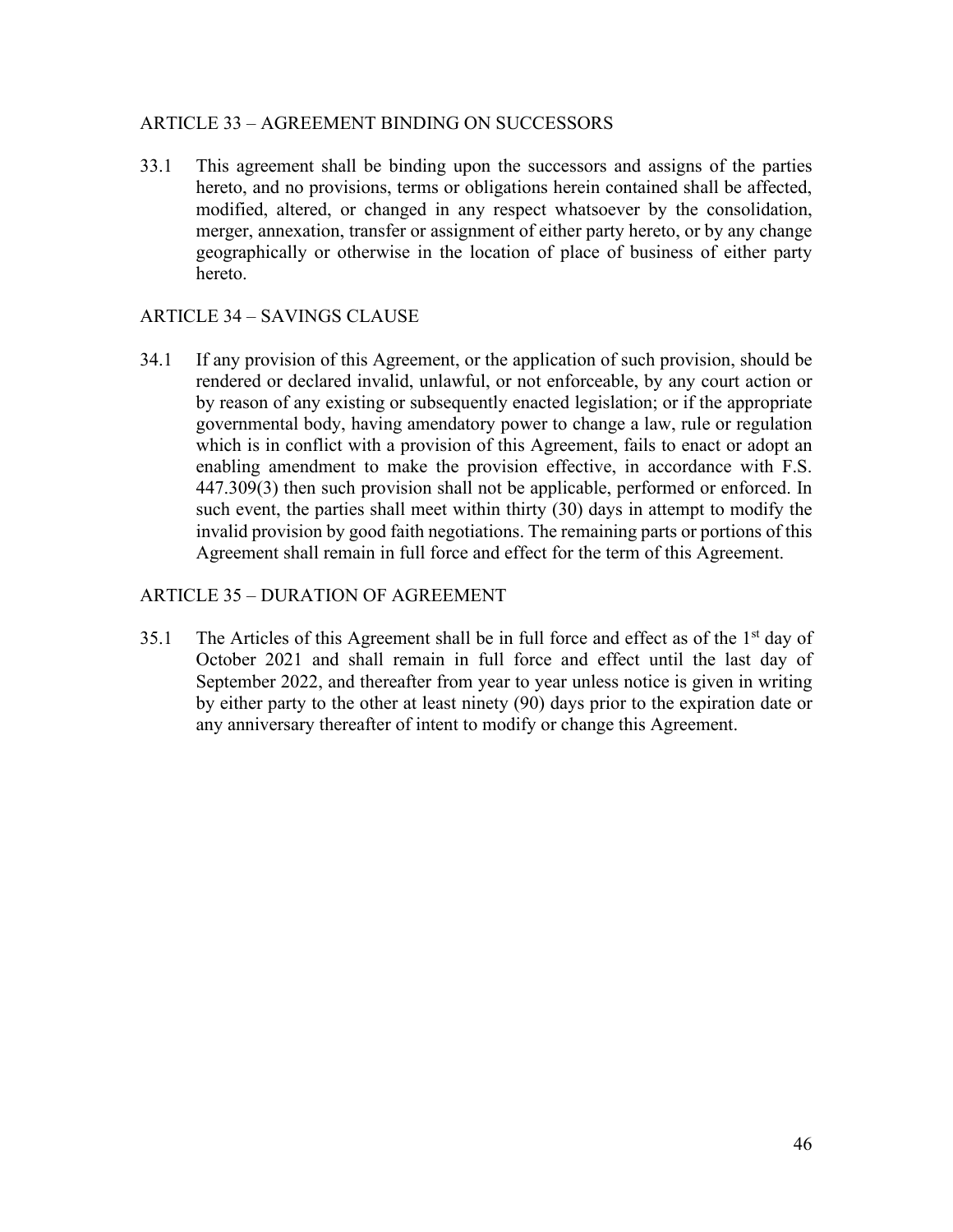## ARTICLE 33 – AGREEMENT BINDING ON SUCCESSORS

33.1 This agreement shall be binding upon the successors and assigns of the parties hereto, and no provisions, terms or obligations herein contained shall be affected, modified, altered, or changed in any respect whatsoever by the consolidation, merger, annexation, transfer or assignment of either party hereto, or by any change geographically or otherwise in the location of place of business of either party hereto.

## ARTICLE 34 – SAVINGS CLAUSE

34.1 If any provision of this Agreement, or the application of such provision, should be rendered or declared invalid, unlawful, or not enforceable, by any court action or by reason of any existing or subsequently enacted legislation; or if the appropriate governmental body, having amendatory power to change a law, rule or regulation which is in conflict with a provision of this Agreement, fails to enact or adopt an enabling amendment to make the provision effective, in accordance with F.S. 447.309(3) then such provision shall not be applicable, performed or enforced. In such event, the parties shall meet within thirty (30) days in attempt to modify the invalid provision by good faith negotiations. The remaining parts or portions of this Agreement shall remain in full force and effect for the term of this Agreement.

## ARTICLE 35 – DURATION OF AGREEMENT

35.1 The Articles of this Agreement shall be in full force and effect as of the 1st day of October 2021 and shall remain in full force and effect until the last day of September 2022, and thereafter from year to year unless notice is given in writing by either party to the other at least ninety (90) days prior to the expiration date or any anniversary thereafter of intent to modify or change this Agreement.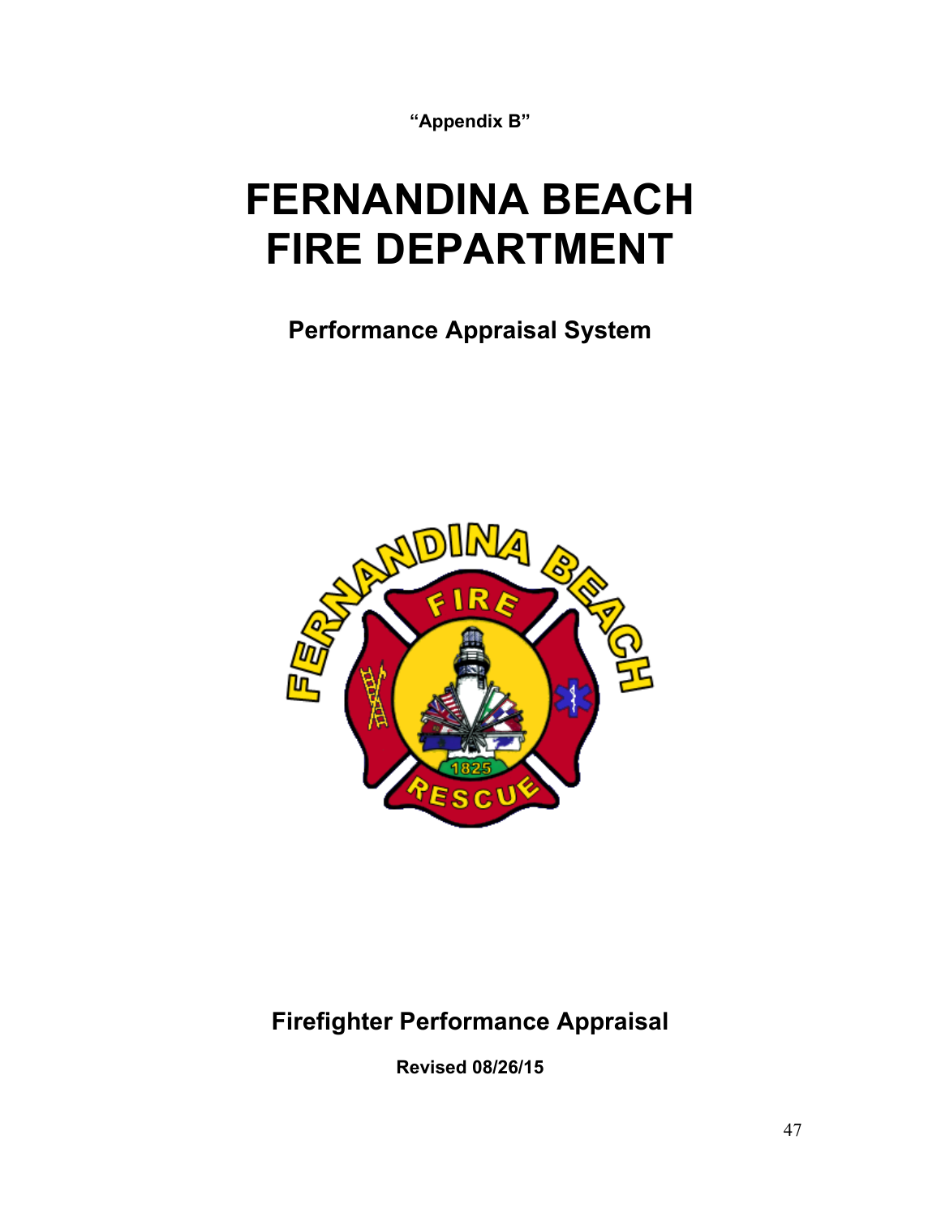**"Appendix B"**

# FERNANDINA BEACH FIRE DEPARTMENT

## Performance Appraisal System

## Firefighter Performance Appraisal

**Revised 08/26/15**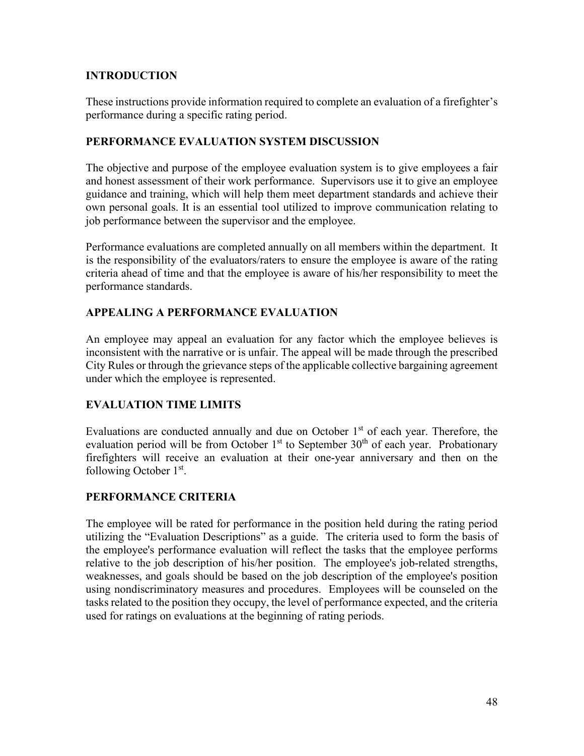## INTRODUCTION

These instructions provide information required to complete an evaluation of a firefighter's performance during a specific rating period.

## PERFORMANCE EVALUATION SYSTEM DISCUSSION

The objective and purpose of the employee evaluation system is to give employees a fair and honest assessment of their work performance. Supervisors use it to give an employee guidance and training, which will help them meet department standards and achieve their own personal goals. It is an essential tool utilized to improve communication relating to job performance between the supervisor and the employee.

Performance evaluations are completed annually on all members within the department. It is the responsibility of the evaluators/raters to ensure the employee is aware of the rating criteria ahead of time and that the employee is aware of his/her responsibility to meet the performance standards.

## APPEALING A PERFORMANCE EVALUATION

An employee may appeal an evaluation for any factor which the employee believes is inconsistent with the narrative or is unfair. The appeal will be made through the prescribed City Rules or through the grievance steps of the applicable collective bargaining agreement under which the employee is represented.

## EVALUATION TIME LIMITS

Evaluations are conducted annually and due on October 1st of each year. Therefore, the evaluation period will be from October 1st to September 30th of each year. Probationary firefighters will receive an evaluation at their one-year anniversary and then on the following October 1st.

## PERFORMANCE CRITERIA

The employee will be rated for performance in the position held during the rating period utilizing the "Evaluation Descriptions" as a guide. The criteria used to form the basis of the employee's performance evaluation will reflect the tasks that the employee performs relative to the job description of his/her position. The employee's job-related strengths, weaknesses, and goals should be based on the job description of the employee's position using nondiscriminatory measures and procedures. Employees will be counseled on the tasks related to the position they occupy, the level of performance expected, and the criteria used for ratings on evaluations at the beginning of rating periods.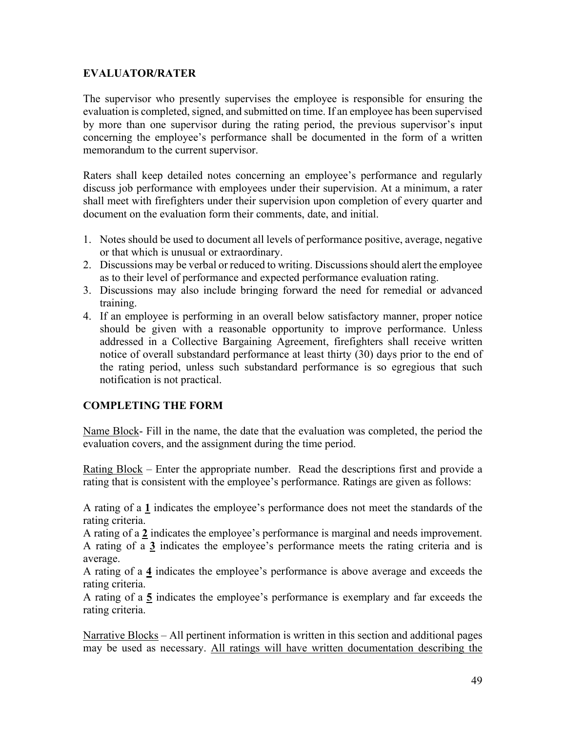## EVALUATOR/RATER

The supervisor who presently supervises the employee is responsible for ensuring the evaluation is completed, signed, and submitted on time. If an employee has been supervised by more than one supervisor during the rating period, the previous supervisor's input concerning the employee's performance shall be documented in the form of a written memorandum to the current supervisor.

Raters shall keep detailed notes concerning an employee's performance and regularly discuss job performance with employees under their supervision. At a minimum, a rater shall meet with firefighters under their supervision upon completion of every quarter and document on the evaluation form their comments, date, and initial.

1. Notes should be used to document all levels of performance positive, average, negative or that which is unusual or extraordinary.
2. Discussions may be verbal or reduced to writing. Discussions should alert the employee as to their level of performance and expected performance evaluation rating.
3. Discussions may also include bringing forward the need for remedial or advanced training.
4. If an employee is performing in an overall below satisfactory manner, proper notice should be given with a reasonable opportunity to improve performance. Unless addressed in a Collective Bargaining Agreement, firefighters shall receive written notice of overall substandard performance at least thirty (30) days prior to the end of the rating period, unless such substandard performance is so egregious that such notification is not practical.

## COMPLETING THE FORM

<u>Name Block</u>- Fill in the name, the date that the evaluation was completed, the period the evaluation covers, and the assignment during the time period.

<u>Rating Block</u> – Enter the appropriate number. Read the descriptions first and provide a rating that is consistent with the employee's performance. Ratings are given as follows:

A rating of a **<u>1</u>** indicates the employee's performance does not meet the standards of the rating criteria.
A rating of a **<u>2</u>** indicates the employee's performance is marginal and needs improvement.
A rating of a **<u>3</u>** indicates the employee's performance meets the rating criteria and is average.
A rating of a **<u>4</u>** indicates the employee's performance is above average and exceeds the rating criteria.
A rating of a **<u>5</u>** indicates the employee's performance is exemplary and far exceeds the rating criteria.

<u>Narrative Blocks</u> – All pertinent information is written in this section and additional pages may be used as necessary. <u>All ratings will have written documentation describing the</u>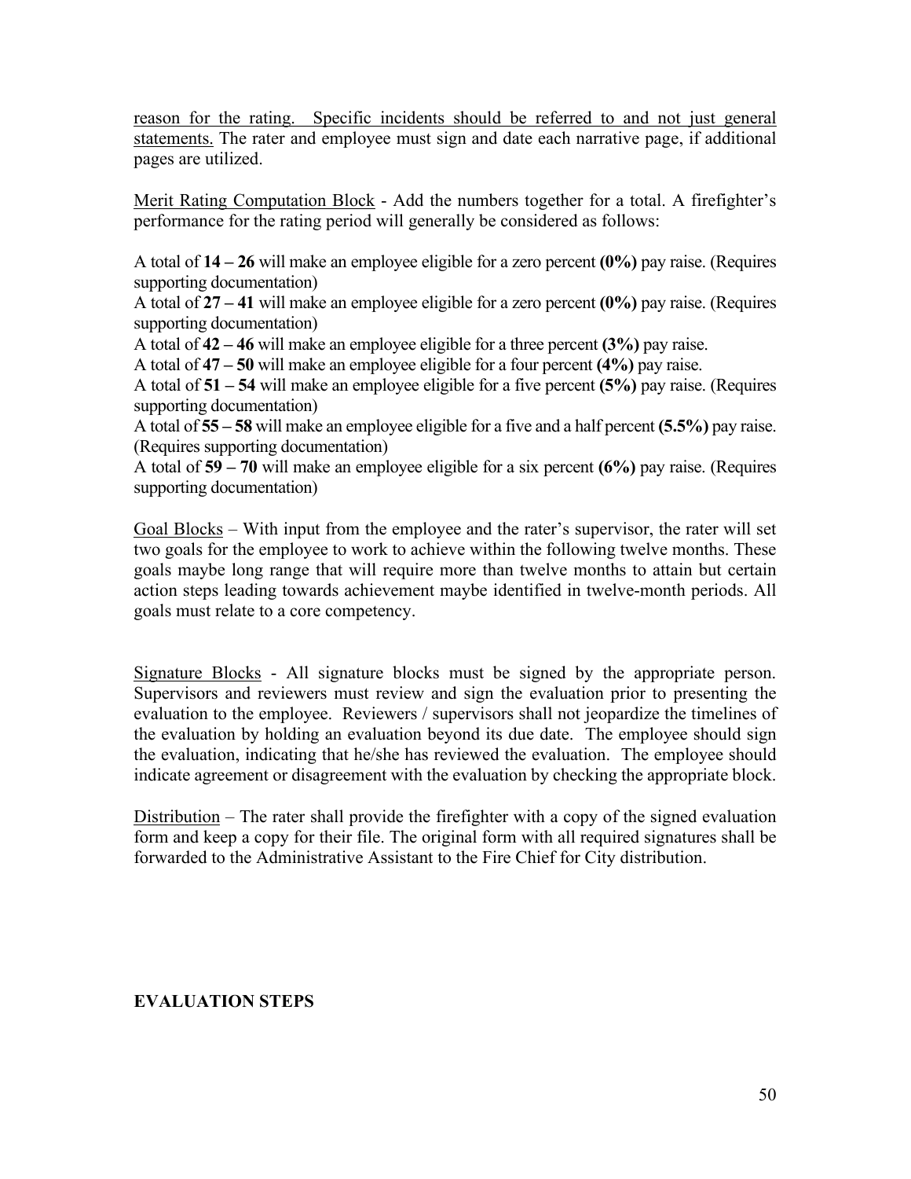<u>reason for the rating. Specific incidents should be referred to and not just general statements.</u> The rater and employee must sign and date each narrative page, if additional pages are utilized.

<u>Merit Rating Computation Block</u> - Add the numbers together for a total. A firefighter's performance for the rating period will generally be considered as follows:

A total of **14 – 26** will make an employee eligible for a zero percent **(0%)** pay raise. (Requires supporting documentation)
A total of **27 – 41** will make an employee eligible for a zero percent **(0%)** pay raise. (Requires supporting documentation)
A total of **42 – 46** will make an employee eligible for a three percent **(3%)** pay raise.
A total of **47 – 50** will make an employee eligible for a four percent **(4%)** pay raise.
A total of **51 – 54** will make an employee eligible for a five percent **(5%)** pay raise. (Requires supporting documentation)
A total of **55 – 58** will make an employee eligible for a five and a half percent **(5.5%)** pay raise. (Requires supporting documentation)
A total of **59 – 70** will make an employee eligible for a six percent **(6%)** pay raise. (Requires supporting documentation)

<u>Goal Blocks</u> – With input from the employee and the rater's supervisor, the rater will set two goals for the employee to work to achieve within the following twelve months. These goals maybe long range that will require more than twelve months to attain but certain action steps leading towards achievement maybe identified in twelve-month periods. All goals must relate to a core competency.

<u>Signature Blocks</u> - All signature blocks must be signed by the appropriate person. Supervisors and reviewers must review and sign the evaluation prior to presenting the evaluation to the employee. Reviewers / supervisors shall not jeopardize the timelines of the evaluation by holding an evaluation beyond its due date. The employee should sign the evaluation, indicating that he/she has reviewed the evaluation. The employee should indicate agreement or disagreement with the evaluation by checking the appropriate block.

<u>Distribution</u> – The rater shall provide the firefighter with a copy of the signed evaluation form and keep a copy for their file. The original form with all required signatures shall be forwarded to the Administrative Assistant to the Fire Chief for City distribution.

**EVALUATION STEPS**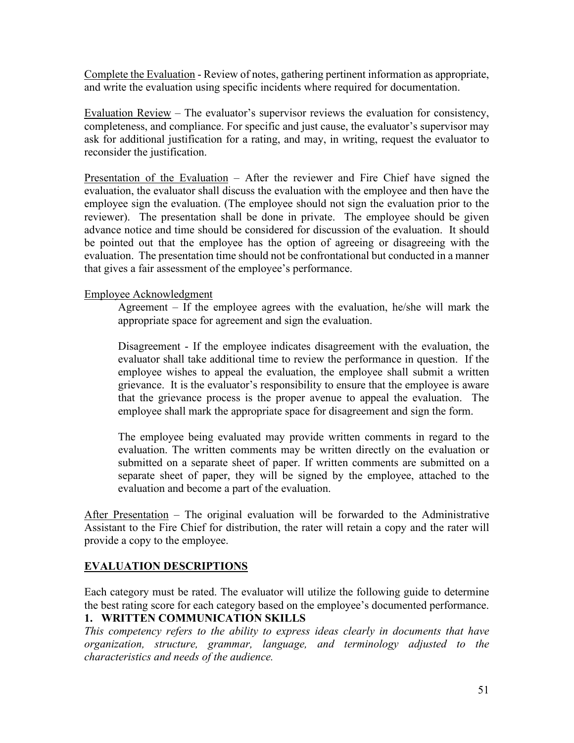<u>Complete the Evaluation</u> - Review of notes, gathering pertinent information as appropriate, and write the evaluation using specific incidents where required for documentation.

<u>Evaluation Review</u> – The evaluator's supervisor reviews the evaluation for consistency, completeness, and compliance. For specific and just cause, the evaluator's supervisor may ask for additional justification for a rating, and may, in writing, request the evaluator to reconsider the justification.

<u>Presentation of the Evaluation</u> – After the reviewer and Fire Chief have signed the evaluation, the evaluator shall discuss the evaluation with the employee and then have the employee sign the evaluation. (The employee should not sign the evaluation prior to the reviewer). The presentation shall be done in private. The employee should be given advance notice and time should be considered for discussion of the evaluation. It should be pointed out that the employee has the option of agreeing or disagreeing with the evaluation. The presentation time should not be confrontational but conducted in a manner that gives a fair assessment of the employee's performance.

<u>Employee Acknowledgment</u>

> Agreement – If the employee agrees with the evaluation, he/she will mark the appropriate space for agreement and sign the evaluation.
>
> Disagreement - If the employee indicates disagreement with the evaluation, the evaluator shall take additional time to review the performance in question. If the employee wishes to appeal the evaluation, the employee shall submit a written grievance. It is the evaluator's responsibility to ensure that the employee is aware that the grievance process is the proper avenue to appeal the evaluation. The employee shall mark the appropriate space for disagreement and sign the form.
>
> The employee being evaluated may provide written comments in regard to the evaluation. The written comments may be written directly on the evaluation or submitted on a separate sheet of paper. If written comments are submitted on a separate sheet of paper, they will be signed by the employee, attached to the evaluation and become a part of the evaluation.

<u>After Presentation</u> – The original evaluation will be forwarded to the Administrative Assistant to the Fire Chief for distribution, the rater will retain a copy and the rater will provide a copy to the employee.

## EVALUATION DESCRIPTIONS

Each category must be rated. The evaluator will utilize the following guide to determine the best rating score for each category based on the employee's documented performance.

### 1. WRITTEN COMMUNICATION SKILLS

*This competency refers to the ability to express ideas clearly in documents that have organization, structure, grammar, language, and terminology adjusted to the characteristics and needs of the audience.*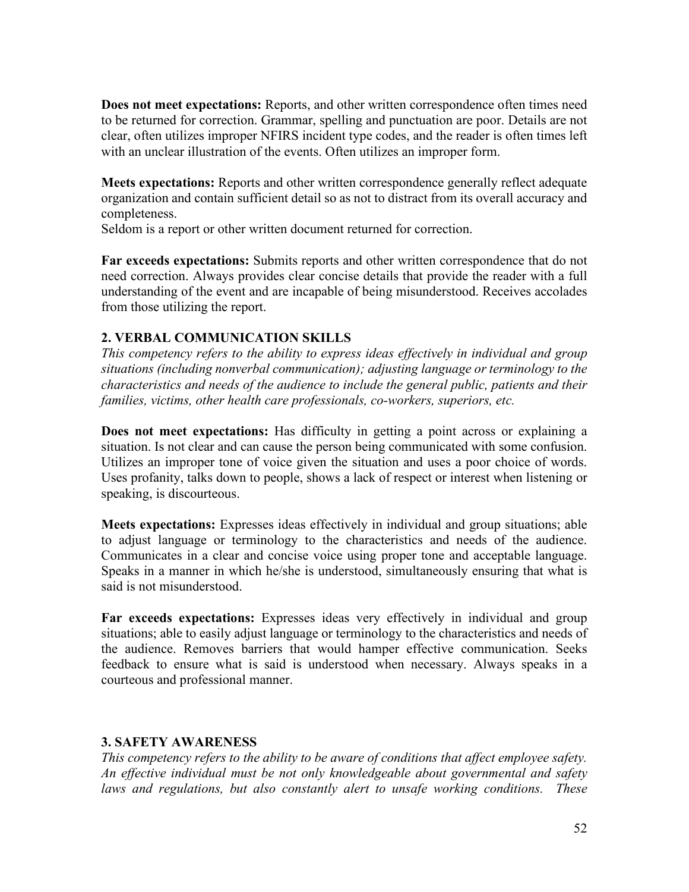**Does not meet expectations:** Reports, and other written correspondence often times need to be returned for correction. Grammar, spelling and punctuation are poor. Details are not clear, often utilizes improper NFIRS incident type codes, and the reader is often times left with an unclear illustration of the events. Often utilizes an improper form.

**Meets expectations:** Reports and other written correspondence generally reflect adequate organization and contain sufficient detail so as not to distract from its overall accuracy and completeness.
Seldom is a report or other written document returned for correction.

**Far exceeds expectations:** Submits reports and other written correspondence that do not need correction. Always provides clear concise details that provide the reader with a full understanding of the event and are incapable of being misunderstood. Receives accolades from those utilizing the report.

### 2. VERBAL COMMUNICATION SKILLS

*This competency refers to the ability to express ideas effectively in individual and group situations (including nonverbal communication); adjusting language or terminology to the characteristics and needs of the audience to include the general public, patients and their families, victims, other health care professionals, co-workers, superiors, etc.*

**Does not meet expectations:** Has difficulty in getting a point across or explaining a situation. Is not clear and can cause the person being communicated with some confusion. Utilizes an improper tone of voice given the situation and uses a poor choice of words. Uses profanity, talks down to people, shows a lack of respect or interest when listening or speaking, is discourteous.

**Meets expectations:** Expresses ideas effectively in individual and group situations; able to adjust language or terminology to the characteristics and needs of the audience. Communicates in a clear and concise voice using proper tone and acceptable language. Speaks in a manner in which he/she is understood, simultaneously ensuring that what is said is not misunderstood.

**Far exceeds expectations:** Expresses ideas very effectively in individual and group situations; able to easily adjust language or terminology to the characteristics and needs of the audience. Removes barriers that would hamper effective communication. Seeks feedback to ensure what is said is understood when necessary. Always speaks in a courteous and professional manner.

### 3. SAFETY AWARENESS

*This competency refers to the ability to be aware of conditions that affect employee safety. An effective individual must be not only knowledgeable about governmental and safety laws and regulations, but also constantly alert to unsafe working conditions. These*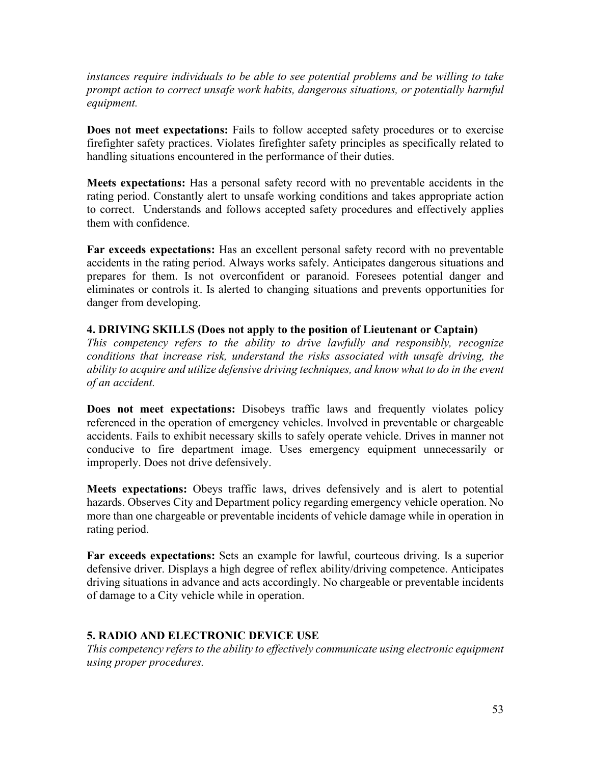*instances require individuals to be able to see potential problems and be willing to take prompt action to correct unsafe work habits, dangerous situations, or potentially harmful equipment.*

**Does not meet expectations:** Fails to follow accepted safety procedures or to exercise firefighter safety practices. Violates firefighter safety principles as specifically related to handling situations encountered in the performance of their duties.

**Meets expectations:** Has a personal safety record with no preventable accidents in the rating period. Constantly alert to unsafe working conditions and takes appropriate action to correct. Understands and follows accepted safety procedures and effectively applies them with confidence.

**Far exceeds expectations:** Has an excellent personal safety record with no preventable accidents in the rating period. Always works safely. Anticipates dangerous situations and prepares for them. Is not overconfident or paranoid. Foresees potential danger and eliminates or controls it. Is alerted to changing situations and prevents opportunities for danger from developing.

**4. DRIVING SKILLS (Does not apply to the position of Lieutenant or Captain)**

*This competency refers to the ability to drive lawfully and responsibly, recognize conditions that increase risk, understand the risks associated with unsafe driving, the ability to acquire and utilize defensive driving techniques, and know what to do in the event of an accident.*

**Does not meet expectations:** Disobeys traffic laws and frequently violates policy referenced in the operation of emergency vehicles. Involved in preventable or chargeable accidents. Fails to exhibit necessary skills to safely operate vehicle. Drives in manner not conducive to fire department image. Uses emergency equipment unnecessarily or improperly. Does not drive defensively.

**Meets expectations:** Obeys traffic laws, drives defensively and is alert to potential hazards. Observes City and Department policy regarding emergency vehicle operation. No more than one chargeable or preventable incidents of vehicle damage while in operation in rating period.

**Far exceeds expectations:** Sets an example for lawful, courteous driving. Is a superior defensive driver. Displays a high degree of reflex ability/driving competence. Anticipates driving situations in advance and acts accordingly. No chargeable or preventable incidents of damage to a City vehicle while in operation.

**5. RADIO AND ELECTRONIC DEVICE USE**

*This competency refers to the ability to effectively communicate using electronic equipment using proper procedures.*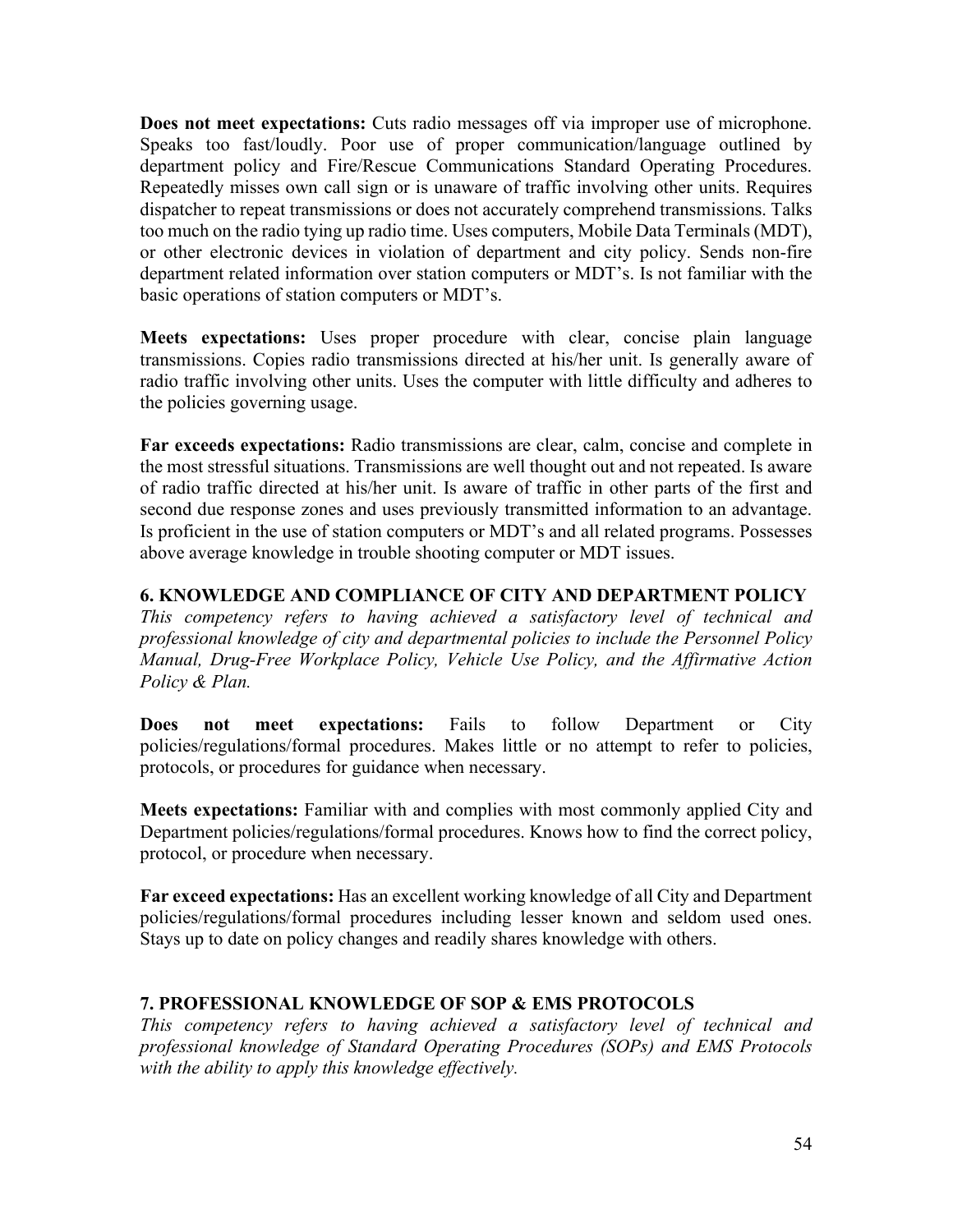**Does not meet expectations:** Cuts radio messages off via improper use of microphone. Speaks too fast/loudly. Poor use of proper communication/language outlined by department policy and Fire/Rescue Communications Standard Operating Procedures. Repeatedly misses own call sign or is unaware of traffic involving other units. Requires dispatcher to repeat transmissions or does not accurately comprehend transmissions. Talks too much on the radio tying up radio time. Uses computers, Mobile Data Terminals (MDT), or other electronic devices in violation of department and city policy. Sends non-fire department related information over station computers or MDT's. Is not familiar with the basic operations of station computers or MDT's.

**Meets expectations:** Uses proper procedure with clear, concise plain language transmissions. Copies radio transmissions directed at his/her unit. Is generally aware of radio traffic involving other units. Uses the computer with little difficulty and adheres to the policies governing usage.

**Far exceeds expectations:** Radio transmissions are clear, calm, concise and complete in the most stressful situations. Transmissions are well thought out and not repeated. Is aware of radio traffic directed at his/her unit. Is aware of traffic in other parts of the first and second due response zones and uses previously transmitted information to an advantage. Is proficient in the use of station computers or MDT's and all related programs. Possesses above average knowledge in trouble shooting computer or MDT issues.

### 6. KNOWLEDGE AND COMPLIANCE OF CITY AND DEPARTMENT POLICY

*This competency refers to having achieved a satisfactory level of technical and professional knowledge of city and departmental policies to include the Personnel Policy Manual, Drug-Free Workplace Policy, Vehicle Use Policy, and the Affirmative Action Policy & Plan.*

**Does not meet expectations:** Fails to follow Department or City policies/regulations/formal procedures. Makes little or no attempt to refer to policies, protocols, or procedures for guidance when necessary.

**Meets expectations:** Familiar with and complies with most commonly applied City and Department policies/regulations/formal procedures. Knows how to find the correct policy, protocol, or procedure when necessary.

**Far exceed expectations:** Has an excellent working knowledge of all City and Department policies/regulations/formal procedures including lesser known and seldom used ones. Stays up to date on policy changes and readily shares knowledge with others.

### 7. PROFESSIONAL KNOWLEDGE OF SOP & EMS PROTOCOLS

*This competency refers to having achieved a satisfactory level of technical and professional knowledge of Standard Operating Procedures (SOPs) and EMS Protocols with the ability to apply this knowledge effectively.*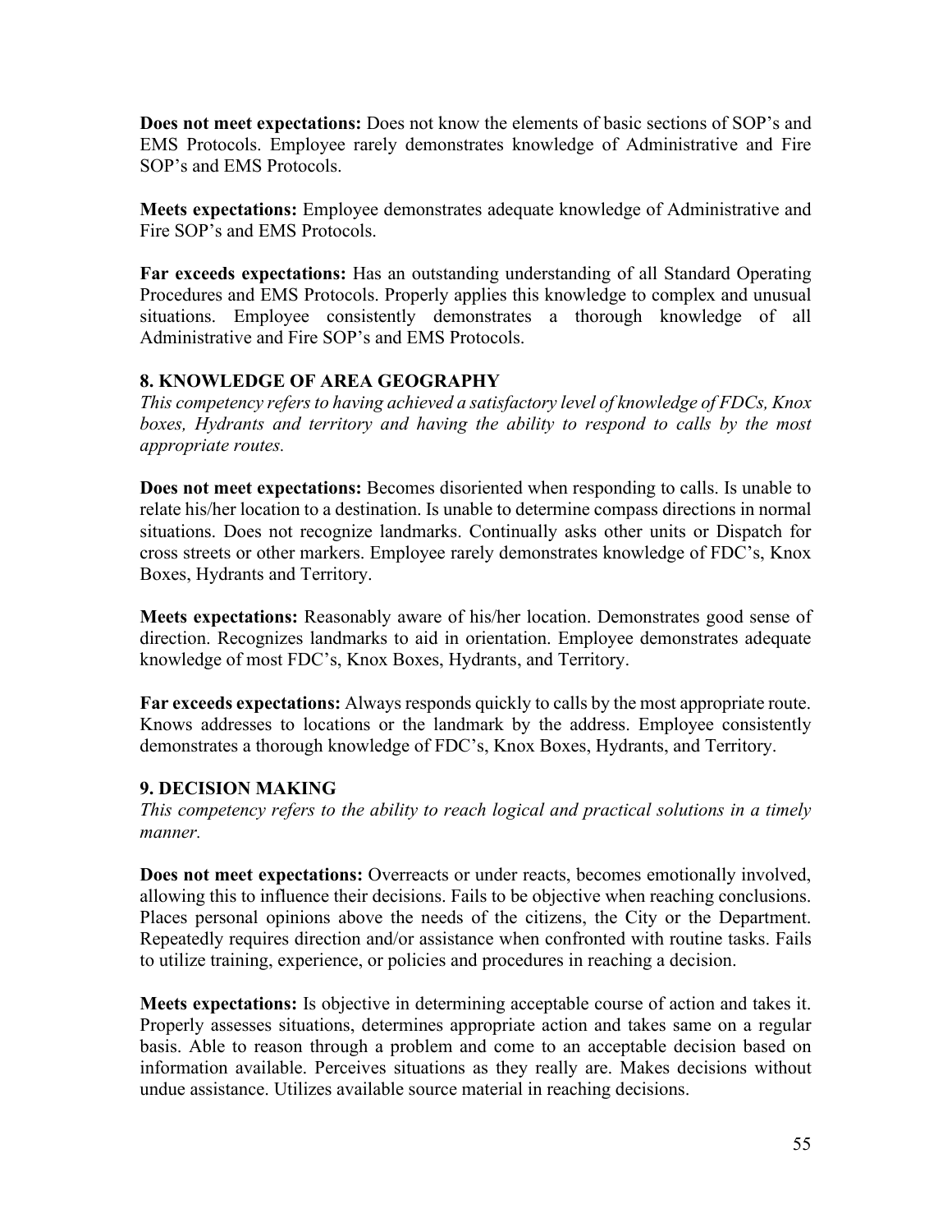**Does not meet expectations:** Does not know the elements of basic sections of SOP's and EMS Protocols. Employee rarely demonstrates knowledge of Administrative and Fire SOP's and EMS Protocols.

**Meets expectations:** Employee demonstrates adequate knowledge of Administrative and Fire SOP's and EMS Protocols.

**Far exceeds expectations:** Has an outstanding understanding of all Standard Operating Procedures and EMS Protocols. Properly applies this knowledge to complex and unusual situations. Employee consistently demonstrates a thorough knowledge of all Administrative and Fire SOP's and EMS Protocols.

### 8. KNOWLEDGE OF AREA GEOGRAPHY

*This competency refers to having achieved a satisfactory level of knowledge of FDCs, Knox boxes, Hydrants and territory and having the ability to respond to calls by the most appropriate routes.*

**Does not meet expectations:** Becomes disoriented when responding to calls. Is unable to relate his/her location to a destination. Is unable to determine compass directions in normal situations. Does not recognize landmarks. Continually asks other units or Dispatch for cross streets or other markers. Employee rarely demonstrates knowledge of FDC's, Knox Boxes, Hydrants and Territory.

**Meets expectations:** Reasonably aware of his/her location. Demonstrates good sense of direction. Recognizes landmarks to aid in orientation. Employee demonstrates adequate knowledge of most FDC's, Knox Boxes, Hydrants, and Territory.

**Far exceeds expectations:** Always responds quickly to calls by the most appropriate route. Knows addresses to locations or the landmark by the address. Employee consistently demonstrates a thorough knowledge of FDC's, Knox Boxes, Hydrants, and Territory.

### 9. DECISION MAKING

*This competency refers to the ability to reach logical and practical solutions in a timely manner.*

**Does not meet expectations:** Overreacts or under reacts, becomes emotionally involved, allowing this to influence their decisions. Fails to be objective when reaching conclusions. Places personal opinions above the needs of the citizens, the City or the Department. Repeatedly requires direction and/or assistance when confronted with routine tasks. Fails to utilize training, experience, or policies and procedures in reaching a decision.

**Meets expectations:** Is objective in determining acceptable course of action and takes it. Properly assesses situations, determines appropriate action and takes same on a regular basis. Able to reason through a problem and come to an acceptable decision based on information available. Perceives situations as they really are. Makes decisions without undue assistance. Utilizes available source material in reaching decisions.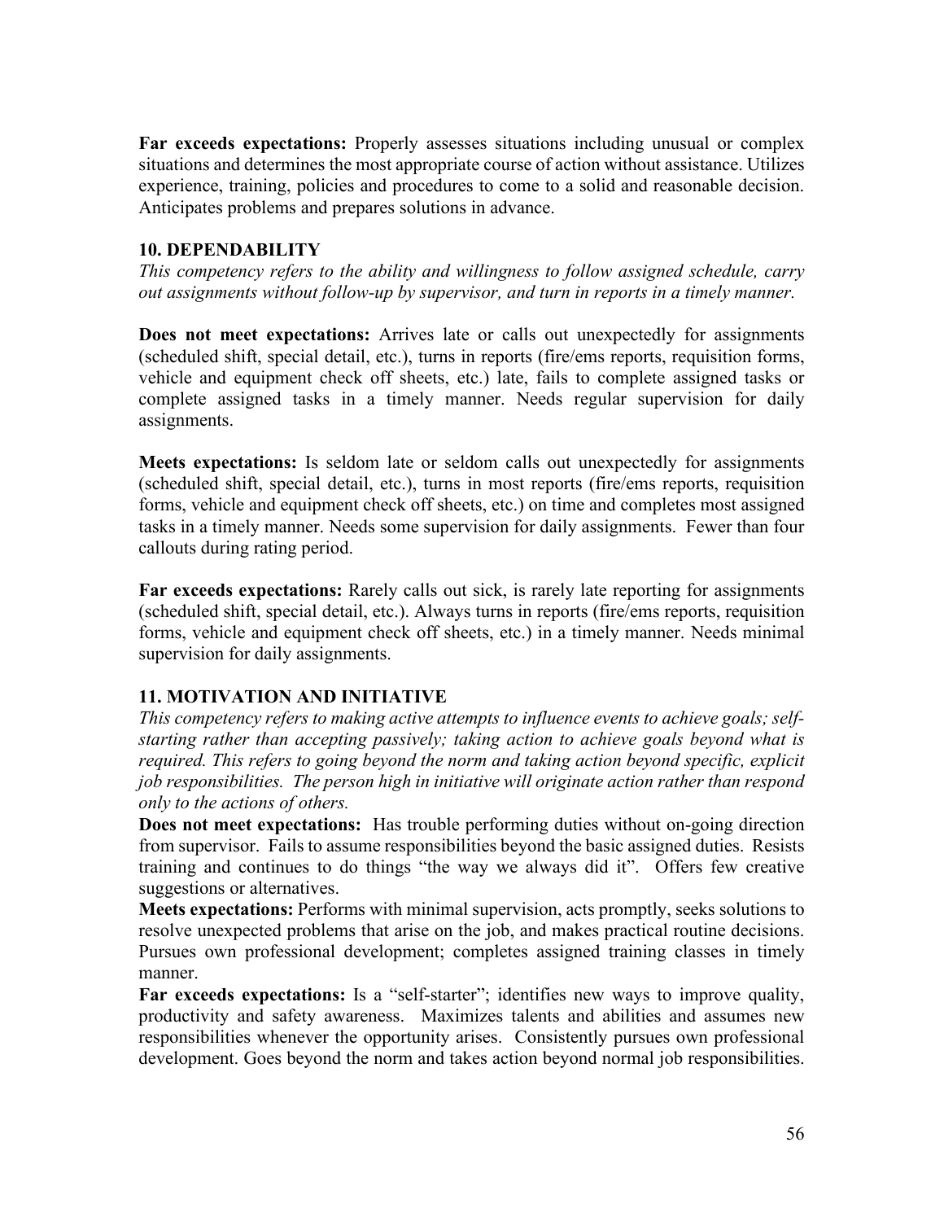**Far exceeds expectations:** Properly assesses situations including unusual or complex situations and determines the most appropriate course of action without assistance. Utilizes experience, training, policies and procedures to come to a solid and reasonable decision. Anticipates problems and prepares solutions in advance.

### 10. DEPENDABILITY

*This competency refers to the ability and willingness to follow assigned schedule, carry out assignments without follow-up by supervisor, and turn in reports in a timely manner.*

**Does not meet expectations:** Arrives late or calls out unexpectedly for assignments (scheduled shift, special detail, etc.), turns in reports (fire/ems reports, requisition forms, vehicle and equipment check off sheets, etc.) late, fails to complete assigned tasks or complete assigned tasks in a timely manner. Needs regular supervision for daily assignments.

**Meets expectations:** Is seldom late or seldom calls out unexpectedly for assignments (scheduled shift, special detail, etc.), turns in most reports (fire/ems reports, requisition forms, vehicle and equipment check off sheets, etc.) on time and completes most assigned tasks in a timely manner. Needs some supervision for daily assignments. Fewer than four callouts during rating period.

**Far exceeds expectations:** Rarely calls out sick, is rarely late reporting for assignments (scheduled shift, special detail, etc.). Always turns in reports (fire/ems reports, requisition forms, vehicle and equipment check off sheets, etc.) in a timely manner. Needs minimal supervision for daily assignments.

### 11. MOTIVATION AND INITIATIVE

*This competency refers to making active attempts to influence events to achieve goals; self-starting rather than accepting passively; taking action to achieve goals beyond what is required. This refers to going beyond the norm and taking action beyond specific, explicit job responsibilities. The person high in initiative will originate action rather than respond only to the actions of others.*

**Does not meet expectations:** Has trouble performing duties without on-going direction from supervisor. Fails to assume responsibilities beyond the basic assigned duties. Resists training and continues to do things "the way we always did it". Offers few creative suggestions or alternatives.

**Meets expectations:** Performs with minimal supervision, acts promptly, seeks solutions to resolve unexpected problems that arise on the job, and makes practical routine decisions. Pursues own professional development; completes assigned training classes in timely manner.

**Far exceeds expectations:** Is a "self-starter"; identifies new ways to improve quality, productivity and safety awareness. Maximizes talents and abilities and assumes new responsibilities whenever the opportunity arises. Consistently pursues own professional development. Goes beyond the norm and takes action beyond normal job responsibilities.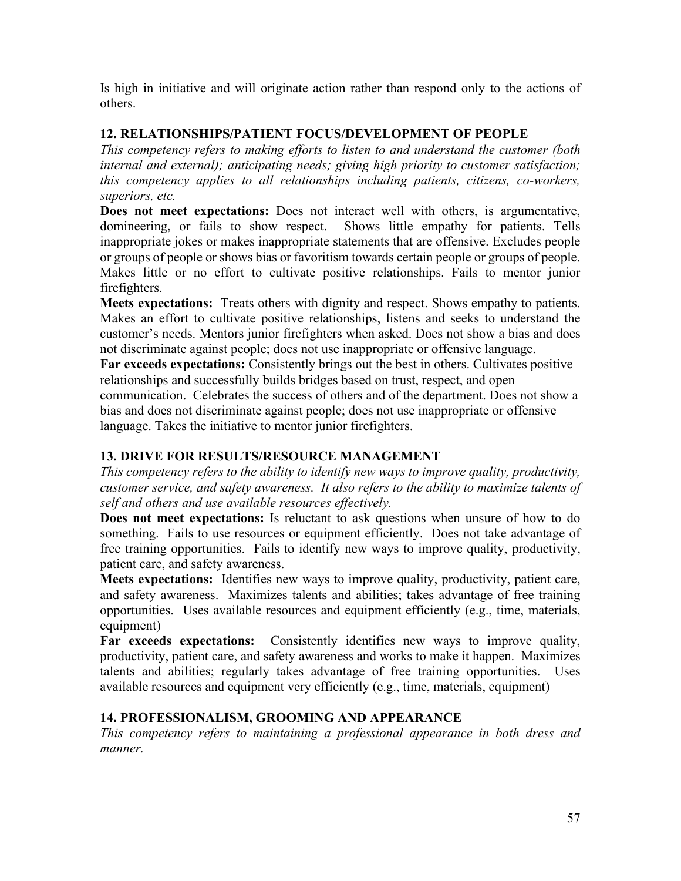Is high in initiative and will originate action rather than respond only to the actions of others.

### 12. RELATIONSHIPS/PATIENT FOCUS/DEVELOPMENT OF PEOPLE

*This competency refers to making efforts to listen to and understand the customer (both internal and external); anticipating needs; giving high priority to customer satisfaction; this competency applies to all relationships including patients, citizens, co-workers, superiors, etc.*

**Does not meet expectations:** Does not interact well with others, is argumentative, domineering, or fails to show respect. Shows little empathy for patients. Tells inappropriate jokes or makes inappropriate statements that are offensive. Excludes people or groups of people or shows bias or favoritism towards certain people or groups of people. Makes little or no effort to cultivate positive relationships. Fails to mentor junior firefighters.

**Meets expectations:** Treats others with dignity and respect. Shows empathy to patients. Makes an effort to cultivate positive relationships, listens and seeks to understand the customer's needs. Mentors junior firefighters when asked. Does not show a bias and does not discriminate against people; does not use inappropriate or offensive language.

**Far exceeds expectations:** Consistently brings out the best in others. Cultivates positive relationships and successfully builds bridges based on trust, respect, and open communication. Celebrates the success of others and of the department. Does not show a bias and does not discriminate against people; does not use inappropriate or offensive language. Takes the initiative to mentor junior firefighters.

### 13. DRIVE FOR RESULTS/RESOURCE MANAGEMENT

*This competency refers to the ability to identify new ways to improve quality, productivity, customer service, and safety awareness. It also refers to the ability to maximize talents of self and others and use available resources effectively.*

**Does not meet expectations:** Is reluctant to ask questions when unsure of how to do something. Fails to use resources or equipment efficiently. Does not take advantage of free training opportunities. Fails to identify new ways to improve quality, productivity, patient care, and safety awareness.

**Meets expectations:** Identifies new ways to improve quality, productivity, patient care, and safety awareness. Maximizes talents and abilities; takes advantage of free training opportunities. Uses available resources and equipment efficiently (e.g., time, materials, equipment)

**Far exceeds expectations:** Consistently identifies new ways to improve quality, productivity, patient care, and safety awareness and works to make it happen. Maximizes talents and abilities; regularly takes advantage of free training opportunities. Uses available resources and equipment very efficiently (e.g., time, materials, equipment)

### 14. PROFESSIONALISM, GROOMING AND APPEARANCE

*This competency refers to maintaining a professional appearance in both dress and manner.*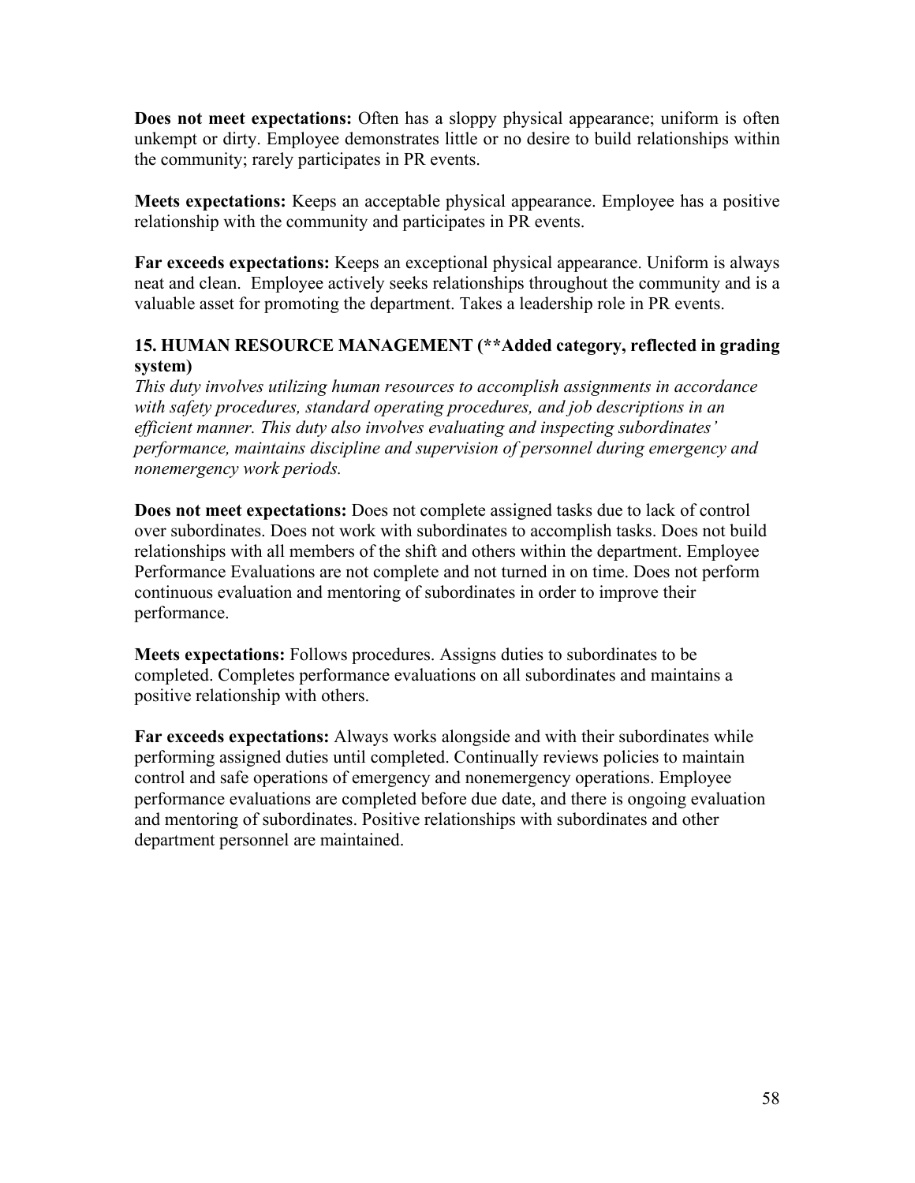**Does not meet expectations:** Often has a sloppy physical appearance; uniform is often unkempt or dirty. Employee demonstrates little or no desire to build relationships within the community; rarely participates in PR events.

**Meets expectations:** Keeps an acceptable physical appearance. Employee has a positive relationship with the community and participates in PR events.

**Far exceeds expectations:** Keeps an exceptional physical appearance. Uniform is always neat and clean. Employee actively seeks relationships throughout the community and is a valuable asset for promoting the department. Takes a leadership role in PR events.

### 15. HUMAN RESOURCE MANAGEMENT (**Added category, reflected in grading system)

*This duty involves utilizing human resources to accomplish assignments in accordance with safety procedures, standard operating procedures, and job descriptions in an efficient manner. This duty also involves evaluating and inspecting subordinates' performance, maintains discipline and supervision of personnel during emergency and nonemergency work periods.*

**Does not meet expectations:** Does not complete assigned tasks due to lack of control over subordinates. Does not work with subordinates to accomplish tasks. Does not build relationships with all members of the shift and others within the department. Employee Performance Evaluations are not complete and not turned in on time. Does not perform continuous evaluation and mentoring of subordinates in order to improve their performance.

**Meets expectations:** Follows procedures. Assigns duties to subordinates to be completed. Completes performance evaluations on all subordinates and maintains a positive relationship with others.

**Far exceeds expectations:** Always works alongside and with their subordinates while performing assigned duties until completed. Continually reviews policies to maintain control and safe operations of emergency and nonemergency operations. Employee performance evaluations are completed before due date, and there is ongoing evaluation and mentoring of subordinates. Positive relationships with subordinates and other department personnel are maintained.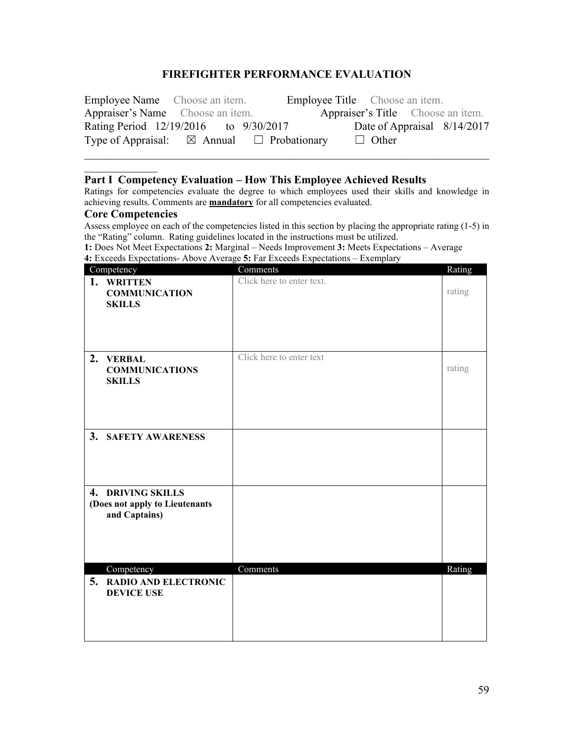# FIREFIGHTER PERFORMANCE EVALUATION

Employee Name Choose an item. Employee Title Choose an item.
Appraiser's Name Choose an item. Appraiser's Title Choose an item.
Rating Period 12/19/2016 to 9/30/2017 Date of Appraisal 8/14/2017
Type of Appraisal: ☒ Annual ☐ Probationary ☐ Other

## Part I Competency Evaluation – How This Employee Achieved Results

Ratings for competencies evaluate the degree to which employees used their skills and knowledge in achieving results. Comments are **mandatory** for all competencies evaluated.

### Core Competencies

Assess employee on each of the competencies listed in this section by placing the appropriate rating (1-5) in the "Rating" column. Rating guidelines located in the instructions must be utilized.

**1:** Does Not Meet Expectations **2:** Marginal – Needs Improvement **3:** Meets Expectations – Average
**4:** Exceeds Expectations- Above Average **5:** Far Exceeds Expectations – Exemplary

| Competency | Comments | Rating |
|---|---|---|
| **1. WRITTEN COMMUNICATION SKILLS** | Click here to enter text. | rating |
| **2. VERBAL COMMUNICATIONS SKILLS** | Click here to enter text | rating |
| **3. SAFETY AWARENESS** | | |
| **4. DRIVING SKILLS (Does not apply to Lieutenants and Captains)** | | |
| **5. RADIO AND ELECTRONIC DEVICE USE** | | |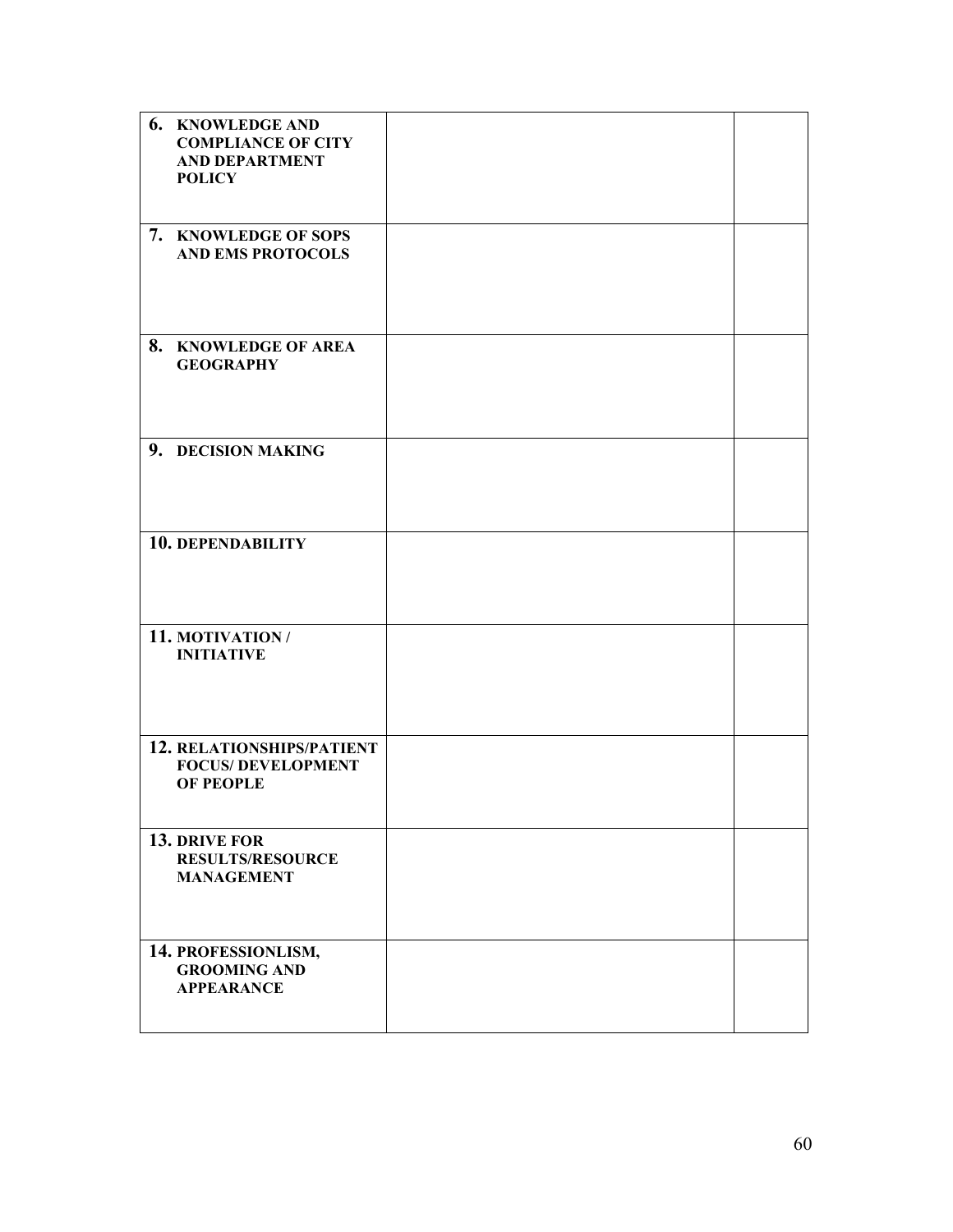| | | |
|---|---|---|
| **6. KNOWLEDGE AND COMPLIANCE OF CITY AND DEPARTMENT POLICY** | | |
| **7. KNOWLEDGE OF SOPS AND EMS PROTOCOLS** | | |
| **8. KNOWLEDGE OF AREA GEOGRAPHY** | | |
| **9. DECISION MAKING** | | |
| **10. DEPENDABILITY** | | |
| **11. MOTIVATION / INITIATIVE** | | |
| **12. RELATIONSHIPS/PATIENT FOCUS/ DEVELOPMENT OF PEOPLE** | | |
| **13. DRIVE FOR RESULTS/RESOURCE MANAGEMENT** | | |
| **14. PROFESSIONLISM, GROOMING AND APPEARANCE** | | |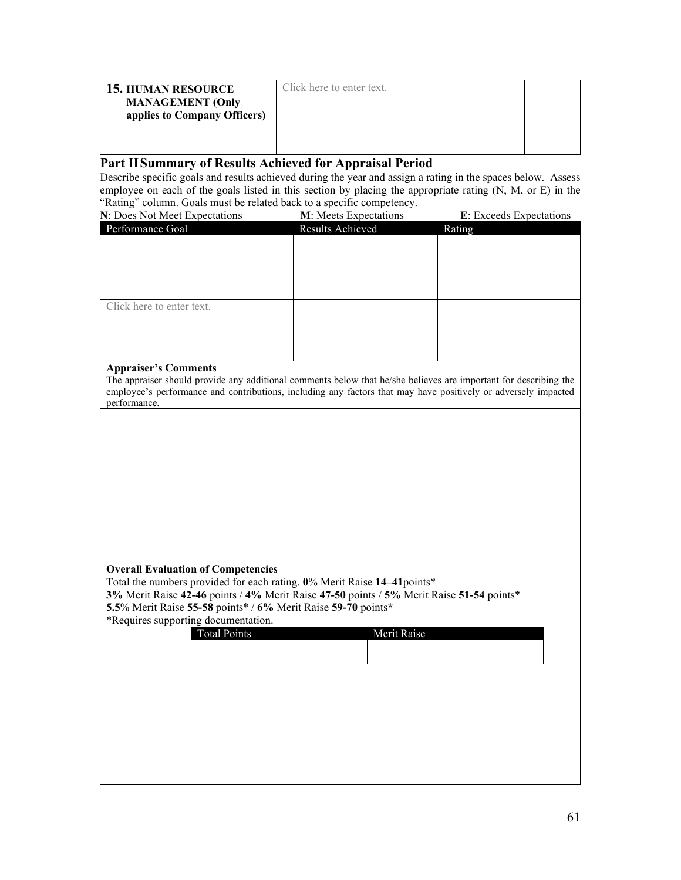| **15. HUMAN RESOURCE MANAGEMENT (Only applies to Company Officers)** | Click here to enter text. | |
|---|---|---|

## Part II Summary of Results Achieved for Appraisal Period

Describe specific goals and results achieved during the year and assign a rating in the spaces below. Assess employee on each of the goals listed in this section by placing the appropriate rating (N, M, or E) in the "Rating" column. Goals must be related back to a specific competency.

**N**: Does Not Meet Expectations **M**: Meets Expectations **E**: Exceeds Expectations

| Performance Goal | Results Achieved | Rating |
|---|---|---|
| | | |
| Click here to enter text. | | |

**Appraiser's Comments**

The appraiser should provide any additional comments below that he/she believes are important for describing the employee's performance and contributions, including any factors that may have positively or adversely impacted performance.

**Overall Evaluation of Competencies**

Total the numbers provided for each rating. **0**% Merit Raise **14–41** points*

**3%** Merit Raise **42-46** points / **4%** Merit Raise **47-50** points / **5%** Merit Raise **51-54** points*

**5.5**% Merit Raise **55-58** points* / **6%** Merit Raise **59-70** points*

*Requires supporting documentation.

| Total Points | Merit Raise |
|---|---|
| | |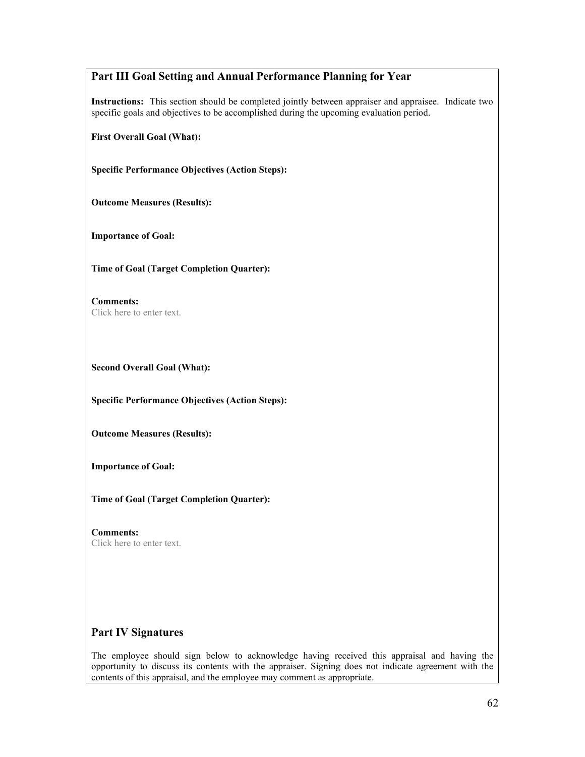## Part III Goal Setting and Annual Performance Planning for Year

**Instructions:** This section should be completed jointly between appraiser and appraisee. Indicate two specific goals and objectives to be accomplished during the upcoming evaluation period.

**First Overall Goal (What):**

**Specific Performance Objectives (Action Steps):**

**Outcome Measures (Results):**

**Importance of Goal:**

**Time of Goal (Target Completion Quarter):**

**Comments:**
Click here to enter text.

**Second Overall Goal (What):**

**Specific Performance Objectives (Action Steps):**

**Outcome Measures (Results):**

**Importance of Goal:**

**Time of Goal (Target Completion Quarter):**

**Comments:**
Click here to enter text.

## Part IV Signatures

The employee should sign below to acknowledge having received this appraisal and having the opportunity to discuss its contents with the appraiser. Signing does not indicate agreement with the contents of this appraisal, and the employee may comment as appropriate.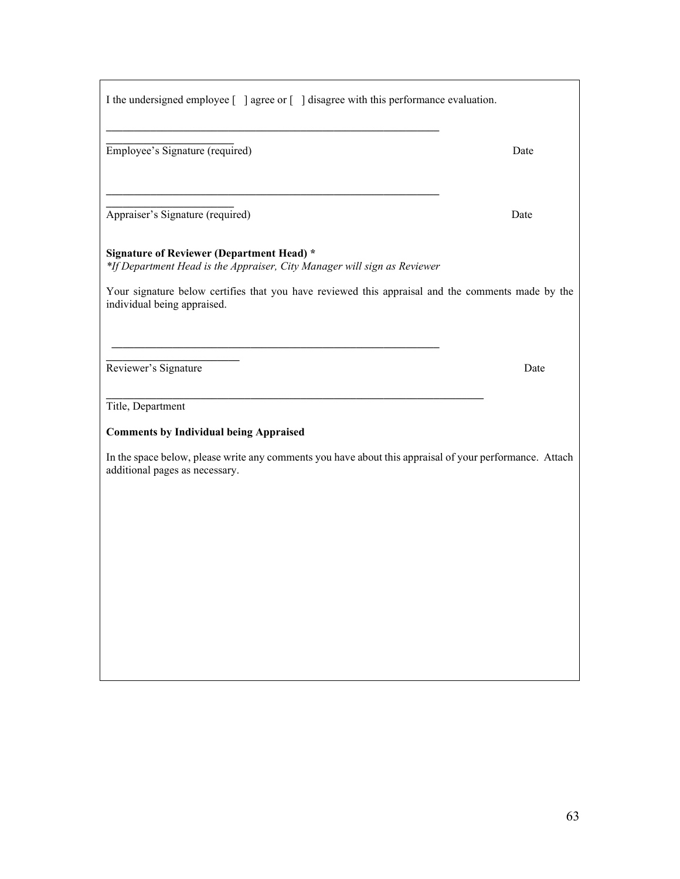I the undersigned employee [ ] agree or [ ] disagree with this performance evaluation.

_______________________________________________________________

Employee's Signature (required) Date

_______________________________________________________________

Appraiser's Signature (required) Date

**Signature of Reviewer (Department Head) ***

*\*If Department Head is the Appraiser, City Manager will sign as Reviewer*

Your signature below certifies that you have reviewed this appraisal and the comments made by the individual being appraised.

_______________________________________________________________

Reviewer's Signature Date

_______________________________________________________________

Title, Department

**Comments by Individual being Appraised**

In the space below, please write any comments you have about this appraisal of your performance. Attach additional pages as necessary.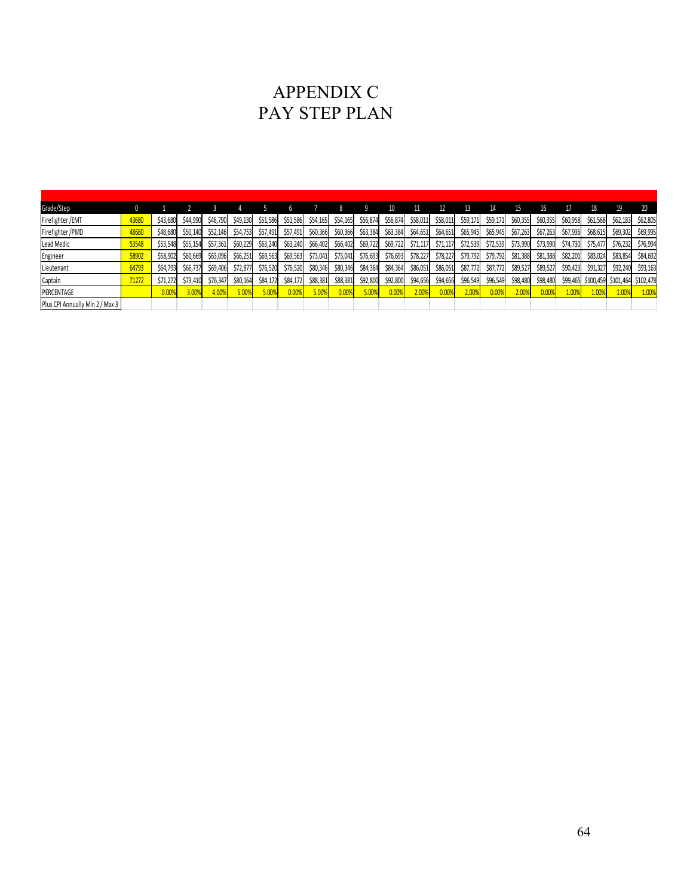# APPENDIX C
# PAY STEP PLAN

| Grade/Step | 0 | 1 | 2 | 3 | 4 | 5 | 6 | 7 | 8 | 9 | 10 | 11 | 12 | 13 | 14 | 15 | 16 | 17 | 18 | 19 | 20 |
|---|---|---|---|---|---|---|---|---|---|---|---|---|---|---|---|---|---|---|---|---|---|
| Firefighter /EMT | 43680 | $43,680 | $44,990 | $46,790 | $49,130 | $51,586 | $51,586 | $54,165 | $54,165 | $56,874 | $56,874 | $58,011 | $58,011 | $59,171 | $59,171 | $60,355 | $60,355 | $60,958 | $61,568 | $62,183 | $62,805 |
| Firefighter /PMD | 48680 | $48,680 | $50,140 | $52,146 | $54,753 | $57,491 | $57,491 | $60,366 | $60,366 | $63,384 | $63,384 | $64,651 | $64,651 | $65,945 | $65,945 | $67,263 | $67,263 | $67,936 | $68,615 | $69,302 | $69,995 |
| Lead Medic | 53548 | $53,548 | $55,154 | $57,361 | $60,229 | $63,240 | $63,240 | $66,402 | $66,402 | $69,722 | $69,722 | $71,117 | $71,117 | $72,539 | $72,539 | $73,990 | $73,990 | $74,730 | $75,477 | $76,232 | $76,994 |
| Engineer | 58902 | $58,902 | $60,669 | $63,096 | $66,251 | $69,563 | $69,563 | $73,041 | $73,041 | $76,693 | $76,693 | $78,227 | $78,227 | $79,792 | $79,792 | $81,388 | $81,388 | $82,201 | $83,024 | $83,854 | $84,692 |
| Lieutenant | 64793 | $64,793 | $66,737 | $69,406 | $72,877 | $76,520 | $76,520 | $80,346 | $80,346 | $84,364 | $84,364 | $86,051 | $86,051 | $87,772 | $87,772 | $89,527 | $89,527 | $90,423 | $91,327 | $92,240 | $93,163 |
| Captain | 71272 | $71,272 | $73,410 | $76,347 | $80,164 | $84,172 | $84,172 | $88,381 | $88,381 | $92,800 | $92,800 | $94,656 | $94,656 | $96,549 | $96,549 | $98,480 | $98,480 | $99,465 | $100,459 | $101,464 | $102,478 |
| PERCENTAGE | | 0.00% | 3.00% | 4.00% | 5.00% | 5.00% | 0.00% | 5.00% | 0.00% | 5.00% | 0.00% | 2.00% | 0.00% | 2.00% | 0.00% | 2.00% | 0.00% | 1.00% | 1.00% | 1.00% | 1.00% |
| Plus CPI Annually Min 2 / Max 3 | | | | | | | | | | | | | | | | | | | | | |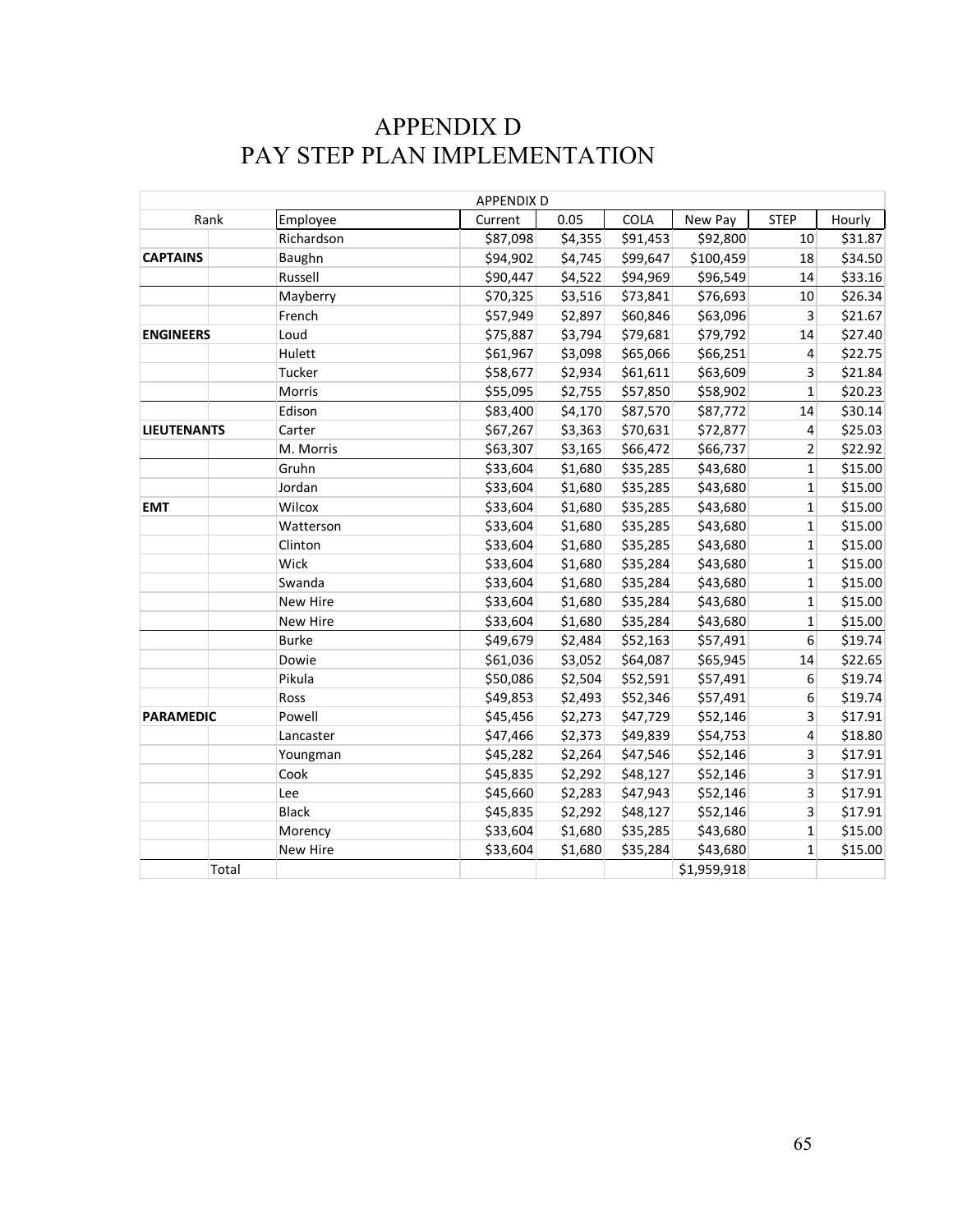# APPENDIX D
# PAY STEP PLAN IMPLEMENTATION

| APPENDIX D | | | | | | | | |
|---|---|---|---|---|---|---|---|---|
| Rank | | Employee | Current | 0.05 | COLA | New Pay | STEP | Hourly |
| | | Richardson | $87,098 | $4,355 | $91,453 | $92,800 | 10 | $31.87 |
| **CAPTAINS** | | Baughn | $94,902 | $4,745 | $99,647 | $100,459 | 18 | $34.50 |
| | | Russell | $90,447 | $4,522 | $94,969 | $96,549 | 14 | $33.16 |
| | | Mayberry | $70,325 | $3,516 | $73,841 | $76,693 | 10 | $26.34 |
| | | French | $57,949 | $2,897 | $60,846 | $63,096 | 3 | $21.67 |
| **ENGINEERS** | | Loud | $75,887 | $3,794 | $79,681 | $79,792 | 14 | $27.40 |
| | | Hulett | $61,967 | $3,098 | $65,066 | $66,251 | 4 | $22.75 |
| | | Tucker | $58,677 | $2,934 | $61,611 | $63,609 | 3 | $21.84 |
| | | Morris | $55,095 | $2,755 | $57,850 | $58,902 | 1 | $20.23 |
| | | Edison | $83,400 | $4,170 | $87,570 | $87,772 | 14 | $30.14 |
| **LIEUTENANTS** | | Carter | $67,267 | $3,363 | $70,631 | $72,877 | 4 | $25.03 |
| | | M. Morris | $63,307 | $3,165 | $66,472 | $66,737 | 2 | $22.92 |
| | | Gruhn | $33,604 | $1,680 | $35,285 | $43,680 | 1 | $15.00 |
| | | Jordan | $33,604 | $1,680 | $35,285 | $43,680 | 1 | $15.00 |
| **EMT** | | Wilcox | $33,604 | $1,680 | $35,285 | $43,680 | 1 | $15.00 |
| | | Watterson | $33,604 | $1,680 | $35,285 | $43,680 | 1 | $15.00 |
| | | Clinton | $33,604 | $1,680 | $35,285 | $43,680 | 1 | $15.00 |
| | | Wick | $33,604 | $1,680 | $35,284 | $43,680 | 1 | $15.00 |
| | | Swanda | $33,604 | $1,680 | $35,284 | $43,680 | 1 | $15.00 |
| | | New Hire | $33,604 | $1,680 | $35,284 | $43,680 | 1 | $15.00 |
| | | New Hire | $33,604 | $1,680 | $35,284 | $43,680 | 1 | $15.00 |
| | | Burke | $49,679 | $2,484 | $52,163 | $57,491 | 6 | $19.74 |
| | | Dowie | $61,036 | $3,052 | $64,087 | $65,945 | 14 | $22.65 |
| | | Pikula | $50,086 | $2,504 | $52,591 | $57,491 | 6 | $19.74 |
| | | Ross | $49,853 | $2,493 | $52,346 | $57,491 | 6 | $19.74 |
| **PARAMEDIC** | | Powell | $45,456 | $2,273 | $47,729 | $52,146 | 3 | $17.91 |
| | | Lancaster | $47,466 | $2,373 | $49,839 | $54,753 | 4 | $18.80 |
| | | Youngman | $45,282 | $2,264 | $47,546 | $52,146 | 3 | $17.91 |
| | | Cook | $45,835 | $2,292 | $48,127 | $52,146 | 3 | $17.91 |
| | | Lee | $45,660 | $2,283 | $47,943 | $52,146 | 3 | $17.91 |
| | | Black | $45,835 | $2,292 | $48,127 | $52,146 | 3 | $17.91 |
| | | Morency | $33,604 | $1,680 | $35,285 | $43,680 | 1 | $15.00 |
| | | New Hire | $33,604 | $1,680 | $35,284 | $43,680 | 1 | $15.00 |
| | Total | | | | | $1,959,918 | | |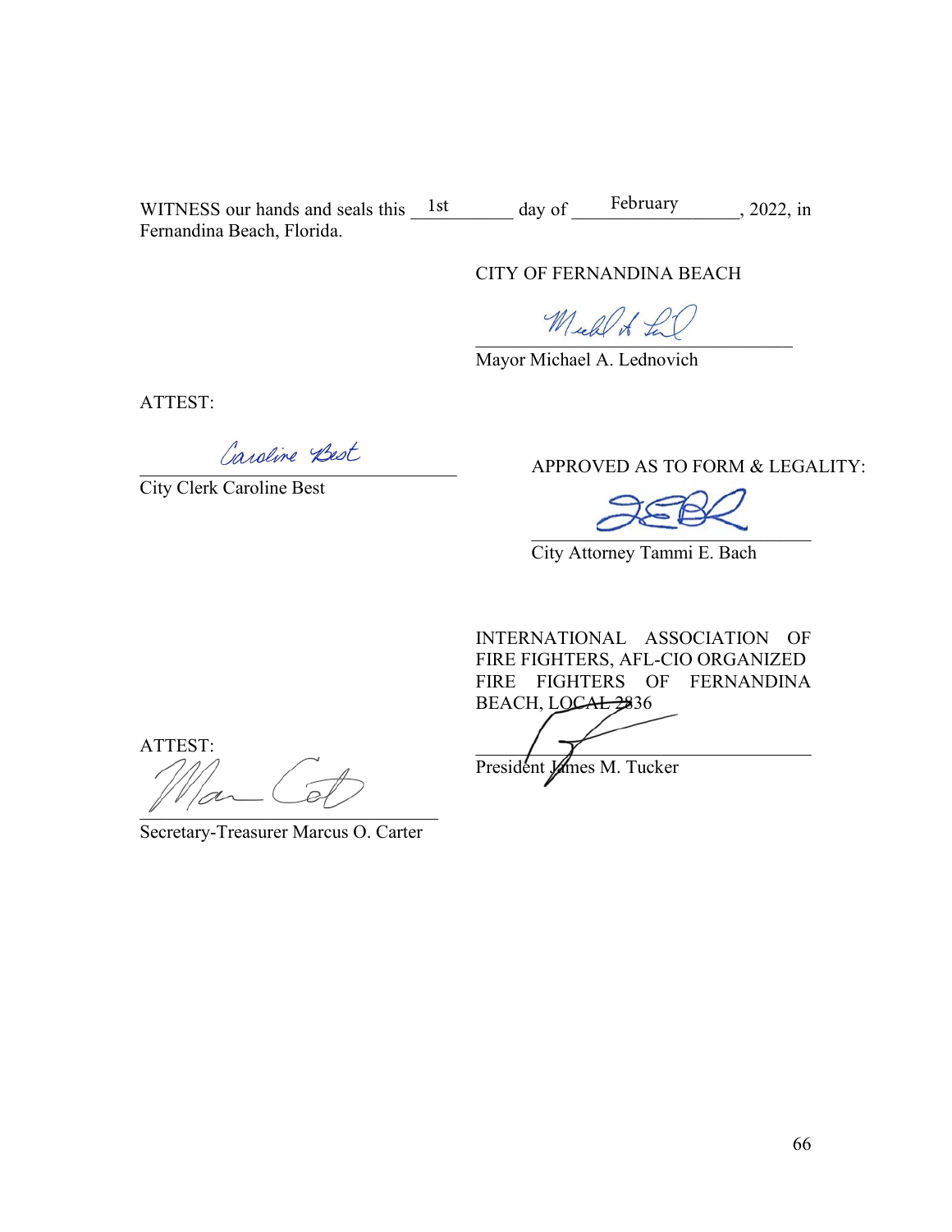WITNESS our hands and seals this 1st day of February, 2022, in Fernandina Beach, Florida.

CITY OF FERNANDINA BEACH

\_\_\_\_\_\_\_\_\_\_\_\_\_\_\_\_\_\_\_\_\_\_\_\_\_\_\_\_\_\_\_\_\_\_\_\_
Mayor Michael A. Lednovich

ATTEST:

\_\_\_\_\_\_\_\_\_\_\_\_\_\_\_\_\_\_\_\_\_\_\_\_\_\_\_\_\_\_\_\_\_\_\_\_
City Clerk Caroline Best

APPROVED AS TO FORM & LEGALITY:

\_\_\_\_\_\_\_\_\_\_\_\_\_\_\_\_\_\_\_\_\_\_\_\_\_\_\_\_\_\_\_\_\_\_\_\_
City Attorney Tammi E. Bach

INTERNATIONAL ASSOCIATION OF FIRE FIGHTERS, AFL-CIO ORGANIZED FIRE FIGHTERS OF FERNANDINA BEACH, LOCAL 2836

\_\_\_\_\_\_\_\_\_\_\_\_\_\_\_\_\_\_\_\_\_\_\_\_\_\_\_\_\_\_\_\_\_\_\_\_
President James M. Tucker

ATTEST:

\_\_\_\_\_\_\_\_\_\_\_\_\_\_\_\_\_\_\_\_\_\_\_\_\_\_\_\_\_\_\_\_\_\_\_\_
Secretary-Treasurer Marcus O. Carter